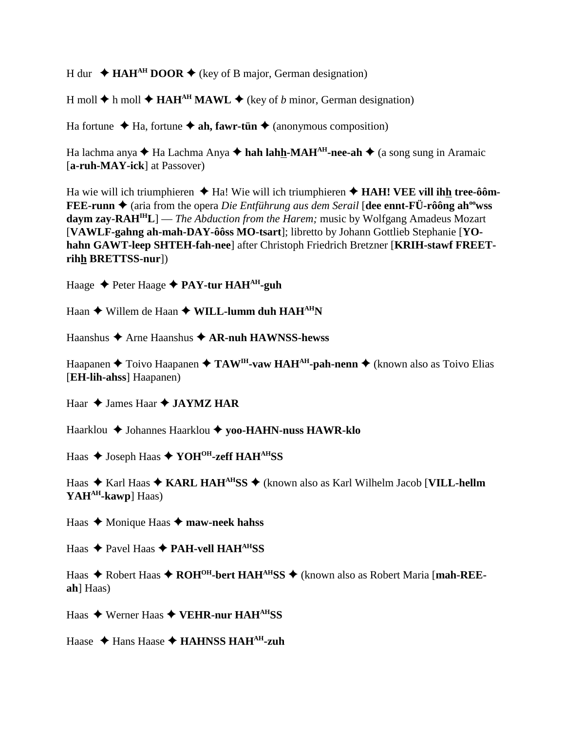H dur ✦ **HAH^AH DOOR** ✦ (key of B major, German designation)

H moll ✦ h moll ✦ **HAH^AH MAWL** ✦ (key of *b* minor, German designation)

Ha fortune ✦ Ha, fortune ✦ **ah, fawr-tün** ✦ (anonymous composition)

Ha lachma anya ✦ Ha Lachma Anya ✦ **hah lahh-MAH^AH-nee-ah** ✦ (a song sung in Aramaic [**a-ruh-MAY-ick**] at Passover)

Ha wie will ich triumphieren ✦ Ha! Wie will ich triumphieren ✦ **HAH! VEE vill ihh tree-ôôm-FEE-runn** ✦ (aria from the opera *Die Entführung aus dem Serail* [**dee ennt-FÜ-rôông ah^oo wss daym zay-RAH^IH L**] — *The Abduction from the Harem;* music by Wolfgang Amadeus Mozart [**VAWLF-gahng ah-mah-DAY-ôôss MO-tsart**]; libretto by Johann Gottlieb Stephanie [**YO-hahn GAWT-leep SHTEH-fah-nee**] after Christoph Friedrich Bretzner [**KRIH-stawf FREET-rihh BRETTSS-nur**])

Haage ✦ Peter Haage ✦ **PAY-tur HAH^AH-guh**

Haan ✦ Willem de Haan ✦ **WILL-lumm duh HAH^AH N**

Haanshus ✦ Arne Haanshus ✦ **AR-nuh HAWNSS-hewss**

Haapanen ✦ Toivo Haapanen ✦ **TAW^IH-vaw HAH^AH-pah-nenn** ✦ (known also as Toivo Elias [**EH-lih-ahss**] Haapanen)

Haar ✦ James Haar ✦ **JAYMZ HAR**

Haarklou ✦ Johannes Haarklou ✦ **yoo-HAHN-nuss HAWR-klo**

Haas ✦ Joseph Haas ✦ **YOH^OH-zeff HAH^AH SS**

Haas ✦ Karl Haas ✦ **KARL HAH^AH SS** ✦ (known also as Karl Wilhelm Jacob [**VILL-hellm YAH^AH-kawp**] Haas)

Haas ✦ Monique Haas ✦ **maw-neek hahss**

Haas ✦ Pavel Haas ✦ **PAH-vell HAH^AH SS**

Haas ✦ Robert Haas ✦ **ROH^OH-bert HAH^AH SS** ✦ (known also as Robert Maria [**mah-REE-ah**] Haas)

Haas ✦ Werner Haas ✦ **VEHR-nur HAH^AH SS**

Haase ✦ Hans Haase ✦ **HAHNSS HAH^AH-zuh**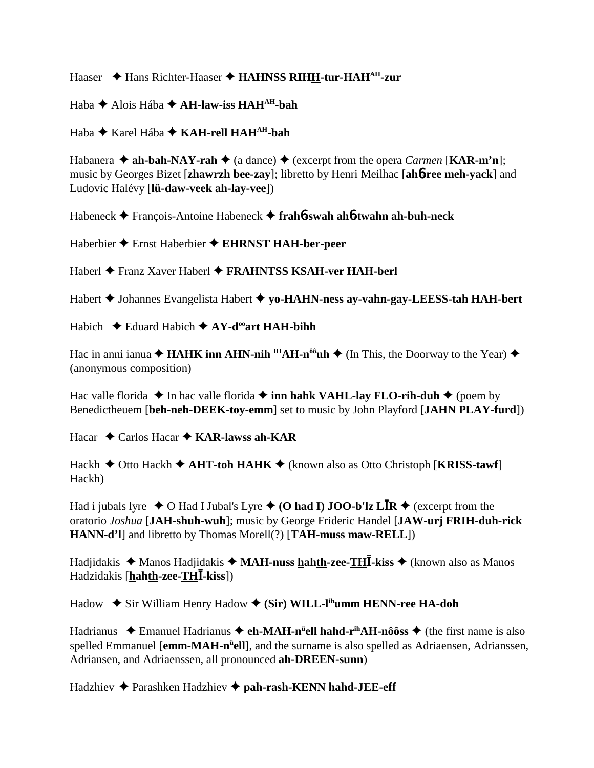Haaser ✦ Hans Richter-Haaser ✦ **HAHNSS RIHH-tur-HAH^AH-zur**

Haba ✦ Alois Hába ✦ **AH-law-iss HAH^AH-bah**

Haba ✦ Karel Hába ✦ **KAH-rell HAH^AH-bah**

Habanera ✦ **ah-bah-NAY-rah** ✦ (a dance) ✦ (excerpt from the opera *Carmen* [**KAR-m'n**]; music by Georges Bizet [**zhawrzh bee-zay**]; libretto by Henri Meilhac [**ahɓ-ree meh-yack**] and Ludovic Halévy [**lü-daw-veek ah-lay-vee**])

Habeneck ✦ François-Antoine Habeneck ✦ **frahɓ-swah ahɓ-twahn ah-buh-neck**

Haberbier ✦ Ernst Haberbier ✦ **EHRNST HAH-ber-peer**

Haberl ✦ Franz Xaver Haberl ✦ **FRAHNTSS KSAH-ver HAH-berl**

Habert ✦ Johannes Evangelista Habert ✦ **yo-HAHN-ness ay-vahn-gay-LEESS-tah HAH-bert**

Habich ✦ Eduard Habich ✦ **AY-d^oo art HAH-bihh**

Hac in anni ianua ✦ **HAHK inn AHN-nih ^IH AH-n^ôô uh** ✦ (In This, the Doorway to the Year) ✦ (anonymous composition)

Hac valle florida ✦ In hac valle florida ✦ **inn hahk VAHL-lay FLO-rih-duh** ✦ (poem by Benedictheuem [**beh-neh-DEEK-toy-emm**] set to music by John Playford [**JAHN PLAY-furd**])

Hacar ✦ Carlos Hacar ✦ **KAR-lawss ah-KAR**

Hackh ✦ Otto Hackh ✦ **AHT-toh HAHK** ✦ (known also as Otto Christoph [**KRISS-tawf**] Hackh)

Had i jubals lyre ✦ O Had I Jubal's Lyre ✦ **(O had I) JOO-b'lz LĪR** ✦ (excerpt from the oratorio *Joshua* [**JAH-shuh-wuh**]; music by George Frideric Handel [**JAW-urj FRIH-duh-rick HANN-d'l**] and libretto by Thomas Morell(?) [**TAH-muss maw-RELL**])

Hadjidakis ✦ Manos Hadjidakis ✦ **MAH-nuss hahth-zee-THĪ-kiss** ✦ (known also as Manos Hadzidakis [**hahth-zee-THĪ-kiss**])

Hadow ✦ Sir William Henry Hadow ✦ **(Sir) WILL-l^ih umm HENN-ree HA-doh**

Hadrianus ✦ Emanuel Hadrianus ✦ **eh-MAH-n^ü ell hahd-r^ih AH-nôôss** ✦ (the first name is also spelled Emmanuel [**emm-MAH-n^ü ell**], and the surname is also spelled as Adriaensen, Adrianssen, Adriansen, and Adriaenssen, all pronounced **ah-DREEN-sunn**)

Hadzhiev ✦ Parashken Hadzhiev ✦ **pah-rash-KENN hahd-JEE-eff**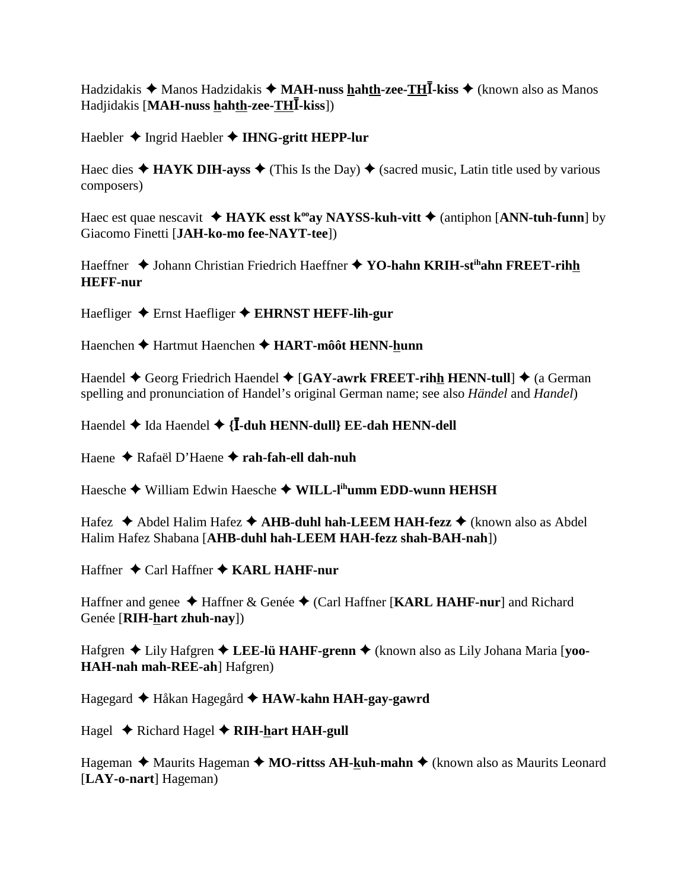Hadzidakis ✦ Manos Hadzidakis ✦ **MAH-nuss hahth-zee-THĪ-kiss** ✦ (known also as Manos Hadjidakis [**MAH-nuss hahth-zee-THĪ-kiss**])

Haebler ✦ Ingrid Haebler ✦ **IHNG-gritt HEPP-lur**

Haec dies ✦ **HAYK DIH-ayss** ✦ (This Is the Day) ✦ (sacred music, Latin title used by various composers)

Haec est quae nescavit ✦ **HAYK esst kººay NAYSS-kuh-vitt** ✦ (antiphon [**ANN-tuh-funn**] by Giacomo Finetti [**JAH-ko-mo fee-NAYT-tee**])

Haeffner ✦ Johann Christian Friedrich Haeffner ✦ **YO-hahn KRIH-stihahn FREET-rihh HEFF-nur**

Haefliger ✦ Ernst Haefliger ✦ **EHRNST HEFF-lih-gur**

Haenchen ✦ Hartmut Haenchen ✦ **HART-môôt HENN-hunn**

Haendel ✦ Georg Friedrich Haendel ✦ [**GAY-awrk FREET-rihh HENN-tull**] ✦ (a German spelling and pronunciation of Handel's original German name; see also *Händel* and *Handel*)

Haendel ✦ Ida Haendel ✦ **{Ī-duh HENN-dull} EE-dah HENN-dell**

Haene ✦ Rafaël D'Haene ✦ **rah-fah-ell dah-nuh**

Haesche ✦ William Edwin Haesche ✦ **WILL-lihumm EDD-wunn HEHSH**

Hafez ✦ Abdel Halim Hafez ✦ **AHB-duhl hah-LEEM HAH-fezz** ✦ (known also as Abdel Halim Hafez Shabana [**AHB-duhl hah-LEEM HAH-fezz shah-BAH-nah**])

Haffner ✦ Carl Haffner ✦ **KARL HAHF-nur**

Haffner and genee ✦ Haffner & Genée ✦ (Carl Haffner [**KARL HAHF-nur**] and Richard Genée [**RIH-hart zhuh-nay**])

Hafgren ✦ Lily Hafgren ✦ **LEE-lü HAHF-grenn** ✦ (known also as Lily Johana Maria [**yoo-HAH-nah mah-REE-ah**] Hafgren)

Hagegard ✦ Håkan Hagegård ✦ **HAW-kahn HAH-gay-gawrd**

Hagel ✦ Richard Hagel ✦ **RIH-hart HAH-gull**

Hageman ✦ Maurits Hageman ✦ **MO-rittss AH-kuh-mahn** ✦ (known also as Maurits Leonard [**LAY-o-nart**] Hageman)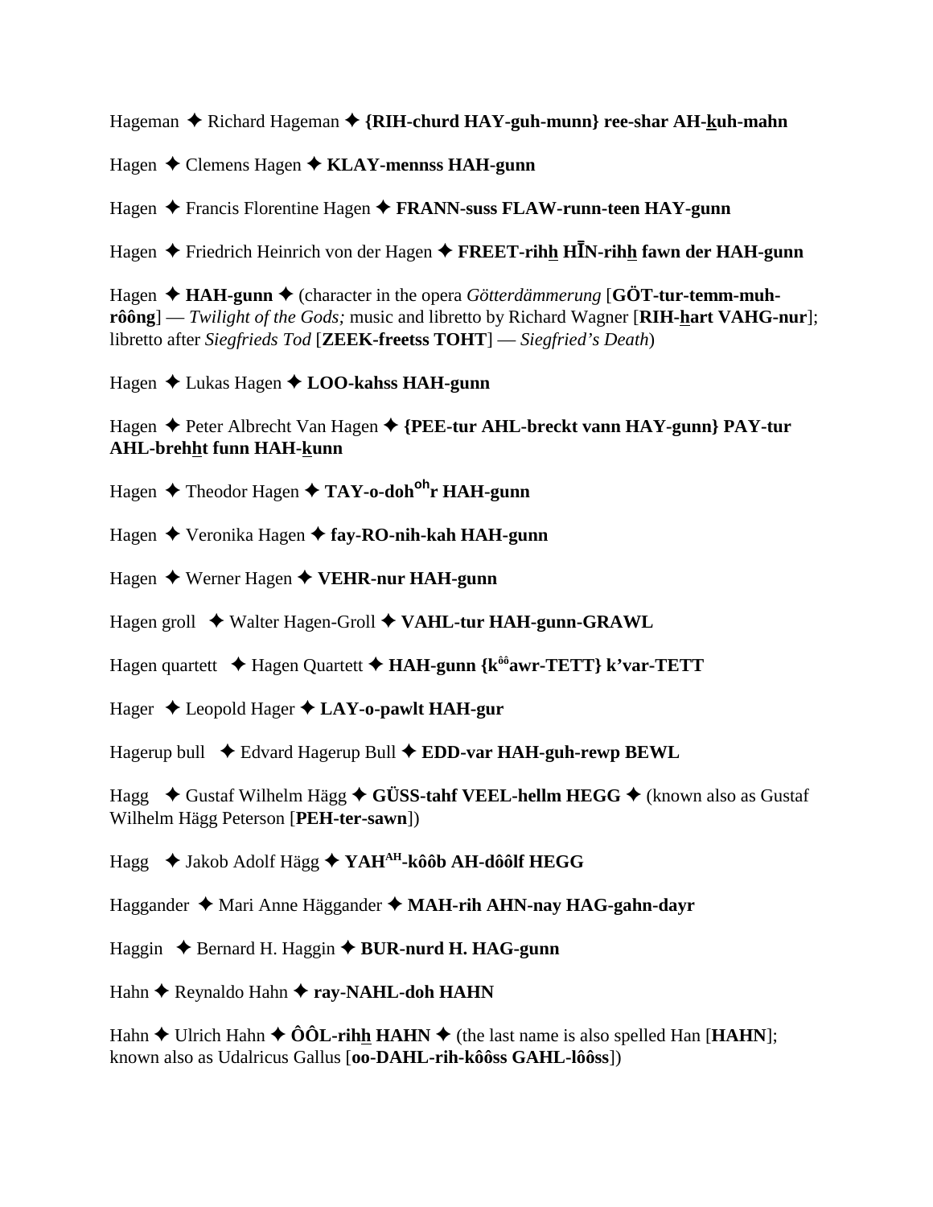Hageman ✦ Richard Hageman ✦ **{RIH-churd HAY-guh-munn} ree-shar AH-<u>k</u>uh-mahn**

Hagen ✦ Clemens Hagen ✦ **KLAY-mennss HAH-gunn**

Hagen ✦ Francis Florentine Hagen ✦ **FRANN-suss FLAW-runn-teen HAY-gunn**

Hagen ✦ Friedrich Heinrich von der Hagen ✦ **FREET-rih<u>h</u> HĪN-rih<u>h</u> fawn der HAH-gunn**

Hagen ✦ **HAH-gunn** ✦ (character in the opera *Götterdämmerung* [**GÖT-tur-temm-muh-rôông**] — *Twilight of the Gods;* music and libretto by Richard Wagner [**RIH-<u>h</u>art VAHG-nur**]; libretto after *Siegfrieds Tod* [**ZEEK-freetss TOHT**] — *Siegfried's Death*)

Hagen ✦ Lukas Hagen ✦ **LOO-kahss HAH-gunn**

Hagen ✦ Peter Albrecht Van Hagen ✦ **{PEE-tur AHL-breckt vann HAY-gunn} PAY-tur AHL-breh<u>h</u>t funn HAH-<u>k</u>unn**

Hagen ✦ Theodor Hagen ✦ **TAY-o-doh^oh^r HAH-gunn**

Hagen ✦ Veronika Hagen ✦ **fay-RO-nih-kah HAH-gunn**

Hagen ✦ Werner Hagen ✦ **VEHR-nur HAH-gunn**

Hagen groll ✦ Walter Hagen-Groll ✦ **VAHL-tur HAH-gunn-GRAWL**

Hagen quartett ✦ Hagen Quartett ✦ **HAH-gunn {k^ôô^awr-TETT} k'var-TETT**

Hager ✦ Leopold Hager ✦ **LAY-o-pawlt HAH-gur**

Hagerup bull ✦ Edvard Hagerup Bull ✦ **EDD-var HAH-guh-rewp BEWL**

Hagg ✦ Gustaf Wilhelm Hägg ✦ **GÜSS-tahf VEEL-hellm HEGG** ✦ (known also as Gustaf Wilhelm Hägg Peterson [**PEH-ter-sawn**])

Hagg ✦ Jakob Adolf Hägg ✦ **YAH^AH^-kôôb AH-dôôlf HEGG**

Haggander ✦ Mari Anne Häggander ✦ **MAH-rih AHN-nay HAG-gahn-dayr**

Haggin ✦ Bernard H. Haggin ✦ **BUR-nurd H. HAG-gunn**

Hahn ✦ Reynaldo Hahn ✦ **ray-NAHL-doh HAHN**

Hahn ✦ Ulrich Hahn ✦ **ÔÔL-rih<u>h</u> HAHN** ✦ (the last name is also spelled Han [**HAHN**]; known also as Udalricus Gallus [**oo-DAHL-rih-kôôss GAHL-lôôss**])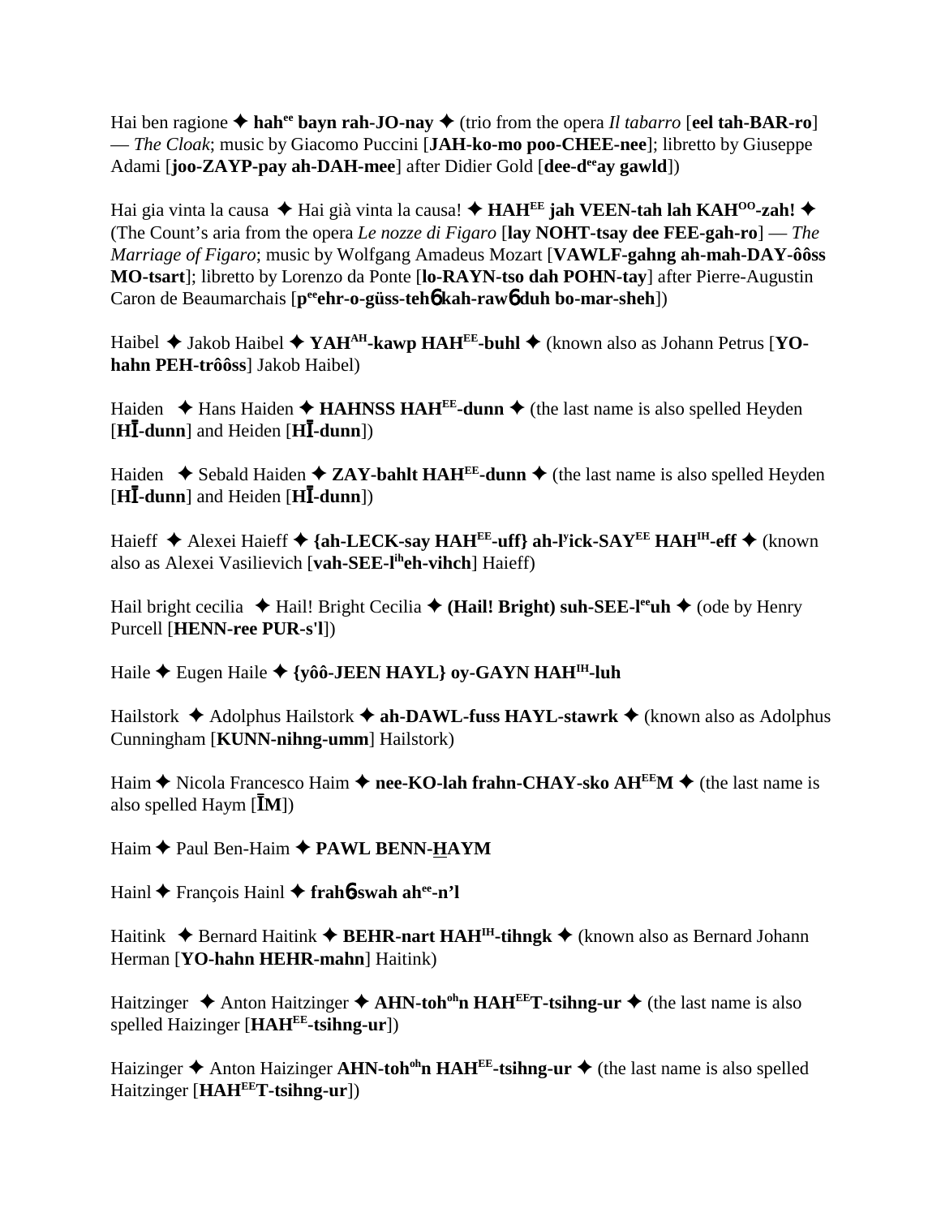Hai ben ragione ✦ **hah^ee bayn rah-JO-nay** ✦ (trio from the opera *Il tabarro* [**eel tah-BAR-ro**] — *The Cloak*; music by Giacomo Puccini [**JAH-ko-mo poo-CHEE-nee**]; libretto by Giuseppe Adami [**joo-ZAYP-pay ah-DAH-mee**] after Didier Gold [**dee-d^ee ay gawld**])

Hai gia vinta la causa ✦ Hai già vinta la causa! ✦ **HAH^EE jah VEEN-tah lah KAH^OO-zah!** ✦ (The Count's aria from the opera *Le nozze di Figaro* [**lay NOHT-tsay dee FEE-gah-ro**] — *The Marriage of Figaro*; music by Wolfgang Amadeus Mozart [**VAWLF-gahng ah-mah-DAY-ôôss MO-tsart**]; libretto by Lorenzo da Ponte [**lo-RAYN-tso dah POHN-tay**] after Pierre-Augustin Caron de Beaumarchais [**p^ee ehr-o-güss-tehɓ kah-rawɓ duh bo-mar-sheh**])

Haibel ✦ Jakob Haibel ✦ **YAH^AH-kawp HAH^EE-buhl** ✦ (known also as Johann Petrus [**YO-hahn PEH-trôôss**] Jakob Haibel)

Haiden ✦ Hans Haiden ✦ **HAHNSS HAH^EE-dunn** ✦ (the last name is also spelled Heyden [**HĪ-dunn**] and Heiden [**HĪ-dunn**])

Haiden ✦ Sebald Haiden ✦ **ZAY-bahlt HAH^EE-dunn** ✦ (the last name is also spelled Heyden [**HĪ-dunn**] and Heiden [**HĪ-dunn**])

Haieff ✦ Alexei Haieff ✦ **{ah-LECK-say HAH^EE-uff} ah-l^y ick-SAY^EE HAH^IH-eff** ✦ (known also as Alexei Vasilievich [**vah-SEE-l^ih eh-vihch**] Haieff)

Hail bright cecilia ✦ Hail! Bright Cecilia ✦ **(Hail! Bright) suh-SEE-l^ee uh** ✦ (ode by Henry Purcell [**HENN-ree PUR-s'l**])

Haile ✦ Eugen Haile ✦ **{yôô-JEEN HAYL} oy-GAYN HAH^IH-luh**

Hailstork ✦ Adolphus Hailstork ✦ **ah-DAWL-fuss HAYL-stawrk** ✦ (known also as Adolphus Cunningham [**KUNN-nihng-umm**] Hailstork)

Haim ✦ Nicola Francesco Haim ✦ **nee-KO-lah frahn-CHAY-sko AH^EE M** ✦ (the last name is also spelled Haym [**ĪM**])

Haim ✦ Paul Ben-Haim ✦ **PAWL BENN-H̲AYM**

Hainl ✦ François Hainl ✦ **frahɓ-swah ah^ee-n'l**

Haitink ✦ Bernard Haitink ✦ **BEHR-nart HAH^IH-tihngk** ✦ (known also as Bernard Johann Herman [**YO-hahn HEHR-mahn**] Haitink)

Haitzinger ✦ Anton Haitzinger ✦ **AHN-toh^oh n HAH^EE T-tsihng-ur** ✦ (the last name is also spelled Haizinger [**HAH^EE-tsihng-ur**])

Haizinger ✦ Anton Haizinger **AHN-toh^oh n HAH^EE-tsihng-ur** ✦ (the last name is also spelled Haitzinger [**HAH^EE T-tsihng-ur**])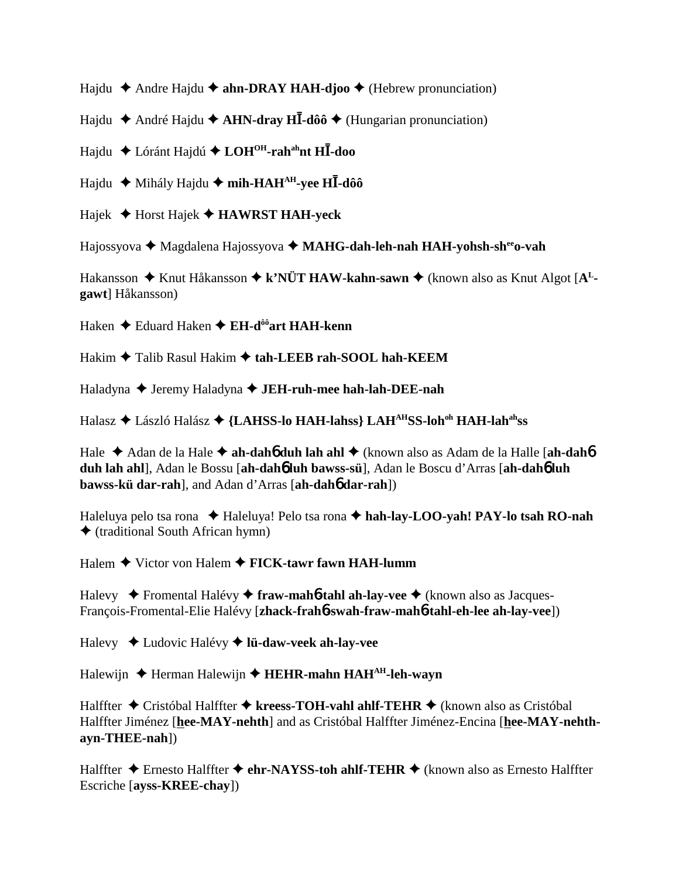Hajdu ✦ Andre Hajdu ✦ **ahn-DRAY HAH-djoo** ✦ (Hebrew pronunciation)

Hajdu ✦ André Hajdu ✦ **AHN-dray HĪ-dôô** ✦ (Hungarian pronunciation)

Hajdu ✦ Lóránt Hajdú ✦ **LOH^OH-rah^ah nt HĪ-doo**

Hajdu ✦ Mihály Hajdu ✦ **mih-HAH^AH-yee HĪ-dôô**

Hajek ✦ Horst Hajek ✦ **HAWRST HAH-yeck**

Hajossyova ✦ Magdalena Hajossyova ✦ **MAHG-dah-leh-nah HAH-yohsh-sh^ee o-vah**

Hakansson ✦ Knut Håkansson ✦ **k'NÜT HAW-kahn-sawn** ✦ (known also as Knut Algot [**A^L-gawt**] Håkansson)

Haken ✦ Eduard Haken ✦ **EH-d^ôô art HAH-kenn**

Hakim ✦ Talib Rasul Hakim ✦ **tah-LEEB rah-SOOL hah-KEEM**

Haladyna ✦ Jeremy Haladyna ✦ **JEH-ruh-mee hah-lah-DEE-nah**

Halasz ✦ László Halász ✦ **{LAHSS-lo HAH-lahss} LAH^AH SS-loh^oh HAH-lah^ah ss**

Hale ✦ Adan de la Hale ✦ **ah-dahɓ duh lah ahl** ✦ (known also as Adam de la Halle [**ah-dahɓ duh lah ahl**], Adan le Bossu [**ah-dahɓ luh bawss-sü**], Adan le Boscu d'Arras [**ah-dahɓ luh bawss-kü dar-rah**], and Adan d'Arras [**ah-dahɓ dar-rah**])

Haleluya pelo tsa rona ✦ Haleluya! Pelo tsa rona ✦ **hah-lay-LOO-yah! PAY-lo tsah RO-nah** ✦ (traditional South African hymn)

Halem ✦ Victor von Halem ✦ **FICK-tawr fawn HAH-lumm**

Halevy ✦ Fromental Halévy ✦ **fraw-mahɓ-tahl ah-lay-vee** ✦ (known also as Jacques-François-Fromental-Elie Halévy [**zhack-frahɓ-swah-fraw-mahɓ-tahl-eh-lee ah-lay-vee**])

Halevy ✦ Ludovic Halévy ✦ **lü-daw-veek ah-lay-vee**

Halewijn ✦ Herman Halewijn ✦ **HEHR-mahn HAH^AH-leh-wayn**

Halffter ✦ Cristóbal Halffter ✦ **kreess-TOH-vahl ahlf-TEHR** ✦ (known also as Cristóbal Halffter Jiménez [**<u>h</u>ee-MAY-nehth**] and as Cristóbal Halffter Jiménez-Encina [**<u>h</u>ee-MAY-nehth-ayn-THEE-nah**])

Halffter ✦ Ernesto Halffter ✦ **ehr-NAYSS-toh ahlf-TEHR** ✦ (known also as Ernesto Halffter Escriche [**ayss-KREE-chay**])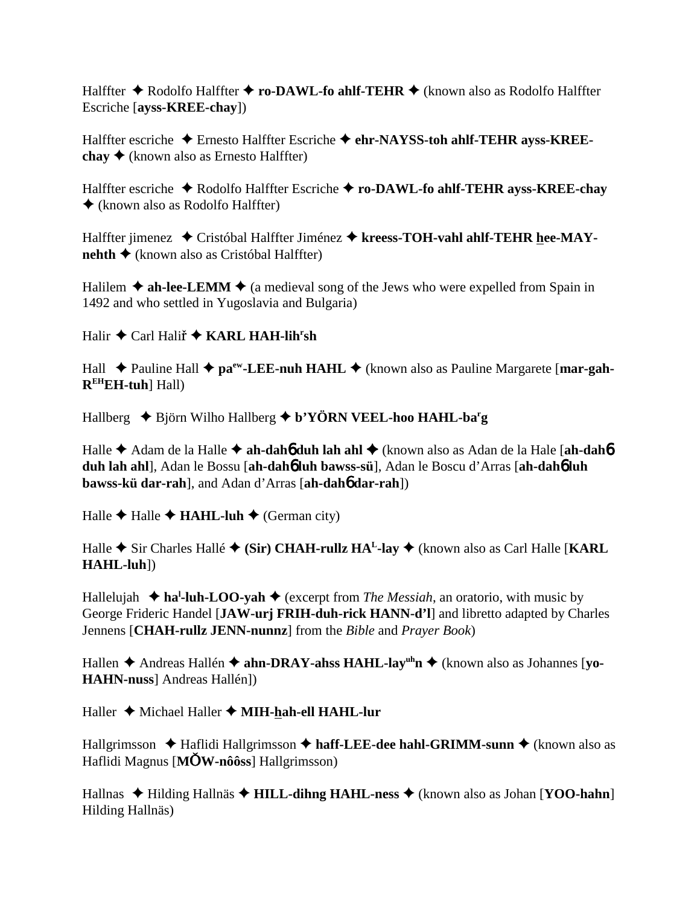Halffter ✦ Rodolfo Halffter ✦ **ro-DAWL-fo ahlf-TEHR** ✦ (known also as Rodolfo Halffter Escriche [**ayss-KREE-chay**])

Halffter escriche ✦ Ernesto Halffter Escriche ✦ **ehr-NAYSS-toh ahlf-TEHR ayss-KREE-chay** ✦ (known also as Ernesto Halffter)

Halffter escriche ✦ Rodolfo Halffter Escriche ✦ **ro-DAWL-fo ahlf-TEHR ayss-KREE-chay** ✦ (known also as Rodolfo Halffter)

Halffter jimenez ✦ Cristóbal Halffter Jiménez ✦ **kreess-TOH-vahl ahlf-TEHR hee-MAY-nehth** ✦ (known also as Cristóbal Halffter)

Halilem ✦ **ah-lee-LEMM** ✦ (a medieval song of the Jews who were expelled from Spain in 1492 and who settled in Yugoslavia and Bulgaria)

Halir ✦ Carl Haliř ✦ **KARL HAH-lih$^{r}$sh**

Hall ✦ Pauline Hall ✦ **pa$^{ew}$-LEE-nuh HAHL** ✦ (known also as Pauline Margarete [**mar-gah-R$^{EH}$EH-tuh**] Hall)

Hallberg ✦ Björn Wilho Hallberg ✦ **b'YÖRN VEEL-hoo HAHL-ba$^{r}$g**

Halle ✦ Adam de la Halle ✦ **ah-dahɓ duh lah ahl** ✦ (known also as Adan de la Hale [**ah-dahɓ duh lah ahl**], Adan le Bossu [**ah-dahɓ luh bawss-sü**], Adan le Boscu d'Arras [**ah-dahɓ luh bawss-kü dar-rah**], and Adan d'Arras [**ah-dahɓ dar-rah**])

Halle ✦ Halle ✦ **HAHL-luh** ✦ (German city)

Halle ✦ Sir Charles Hallé ✦ **(Sir) CHAH-rullz HA$^{L}$-lay** ✦ (known also as Carl Halle [**KARL HAHL-luh**])

Hallelujah ✦ **ha$^{l}$-luh-LOO-yah** ✦ (excerpt from *The Messiah*, an oratorio, with music by George Frideric Handel [**JAW-urj FRIH-duh-rick HANN-d'l**] and libretto adapted by Charles Jennens [**CHAH-rullz JENN-nunnz**] from the *Bible* and *Prayer Book*)

Hallen ✦ Andreas Hallén ✦ **ahn-DRAY-ahss HAHL-lay$^{uh}$n** ✦ (known also as Johannes [**yo-HAHN-nuss**] Andreas Hallén])

Haller ✦ Michael Haller ✦ **MIH-hah-ell HAHL-lur**

Hallgrimsson ✦ Haflidi Hallgrimsson ✦ **haff-LEE-dee hahl-GRIMM-sunn** ✦ (known also as Haflidi Magnus [**MŎW-nôôss**] Hallgrimsson)

Hallnas ✦ Hilding Hallnäs ✦ **HILL-dihng HAHL-ness** ✦ (known also as Johan [**YOO-hahn**] Hilding Hallnäs)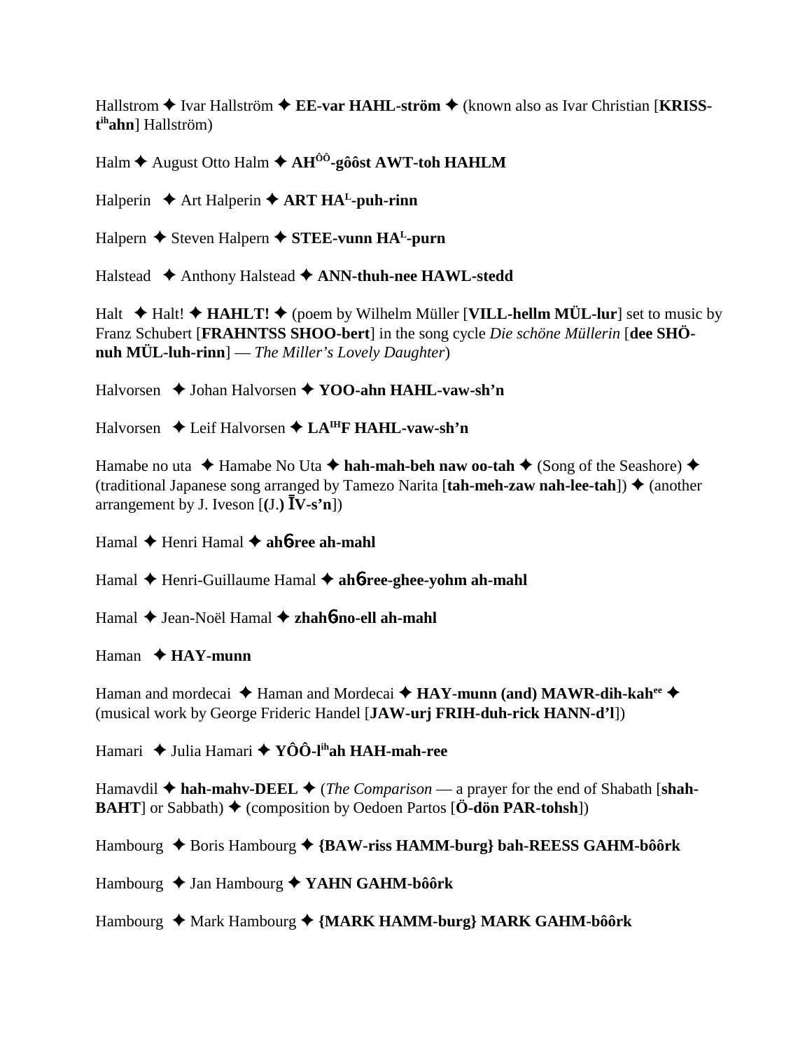Hallstrom ✦ Ivar Hallström ✦ **EE-var HAHL-ström** ✦ (known also as Ivar Christian [**KRISS-t**ih**ahn**] Hallström)

Halm ✦ August Otto Halm ✦ **AH**ÔÔ**-gôôst AWT-toh HAHLM**

Halperin ✦ Art Halperin ✦ **ART HA**L**-puh-rinn**

Halpern ✦ Steven Halpern ✦ **STEE-vunn HA**L**-purn**

Halstead ✦ Anthony Halstead ✦ **ANN-thuh-nee HAWL-stedd**

Halt ✦ Halt! ✦ **HAHLT!** ✦ (poem by Wilhelm Müller [**VILL-hellm MÜL-lur**] set to music by Franz Schubert [**FRAHNTSS SHOO-bert**] in the song cycle *Die schöne Müllerin* [**dee SHÖ-nuh MÜL-luh-rinn**] — *The Miller's Lovely Daughter*)

Halvorsen ✦ Johan Halvorsen ✦ **YOO-ahn HAHL-vaw-sh'n**

Halvorsen ✦ Leif Halvorsen ✦ **LA**IH**F HAHL-vaw-sh'n**

Hamabe no uta ✦ Hamabe No Uta ✦ **hah-mah-beh naw oo-tah** ✦ (Song of the Seashore) ✦ (traditional Japanese song arranged by Tamezo Narita [**tah-meh-zaw nah-lee-tah**]) ✦ (another arrangement by J. Iveson [(J.) **ĪV-s'n**])

Hamal ✦ Henri Hamal ✦ **ah**б**ree ah-mahl**

Hamal ✦ Henri-Guillaume Hamal ✦ **ah**б**ree-ghee-yohm ah-mahl**

Hamal ✦ Jean-Noël Hamal ✦ **zhah**б**no-ell ah-mahl**

Haman ✦ **HAY-munn**

Haman and mordecai ✦ Haman and Mordecai ✦ **HAY-munn (and) MAWR-dih-kah**ee ✦ (musical work by George Frideric Handel [**JAW-urj FRIH-duh-rick HANN-d'l**])

Hamari ✦ Julia Hamari ✦ **YÔÔ-l**ih**ah HAH-mah-ree**

Hamavdil ✦ **hah-mahv-DEEL** ✦ (*The Comparison* — a prayer for the end of Shabath [**shah-BAHT**] or Sabbath) ✦ (composition by Oedoen Partos [**Ö-dön PAR-tohsh**])

Hambourg ✦ Boris Hambourg ✦ **{BAW-riss HAMM-burg} bah-REESS GAHM-bôôrk**

Hambourg ✦ Jan Hambourg ✦ **YAHN GAHM-bôôrk**

Hambourg ✦ Mark Hambourg ✦ **{MARK HAMM-burg} MARK GAHM-bôôrk**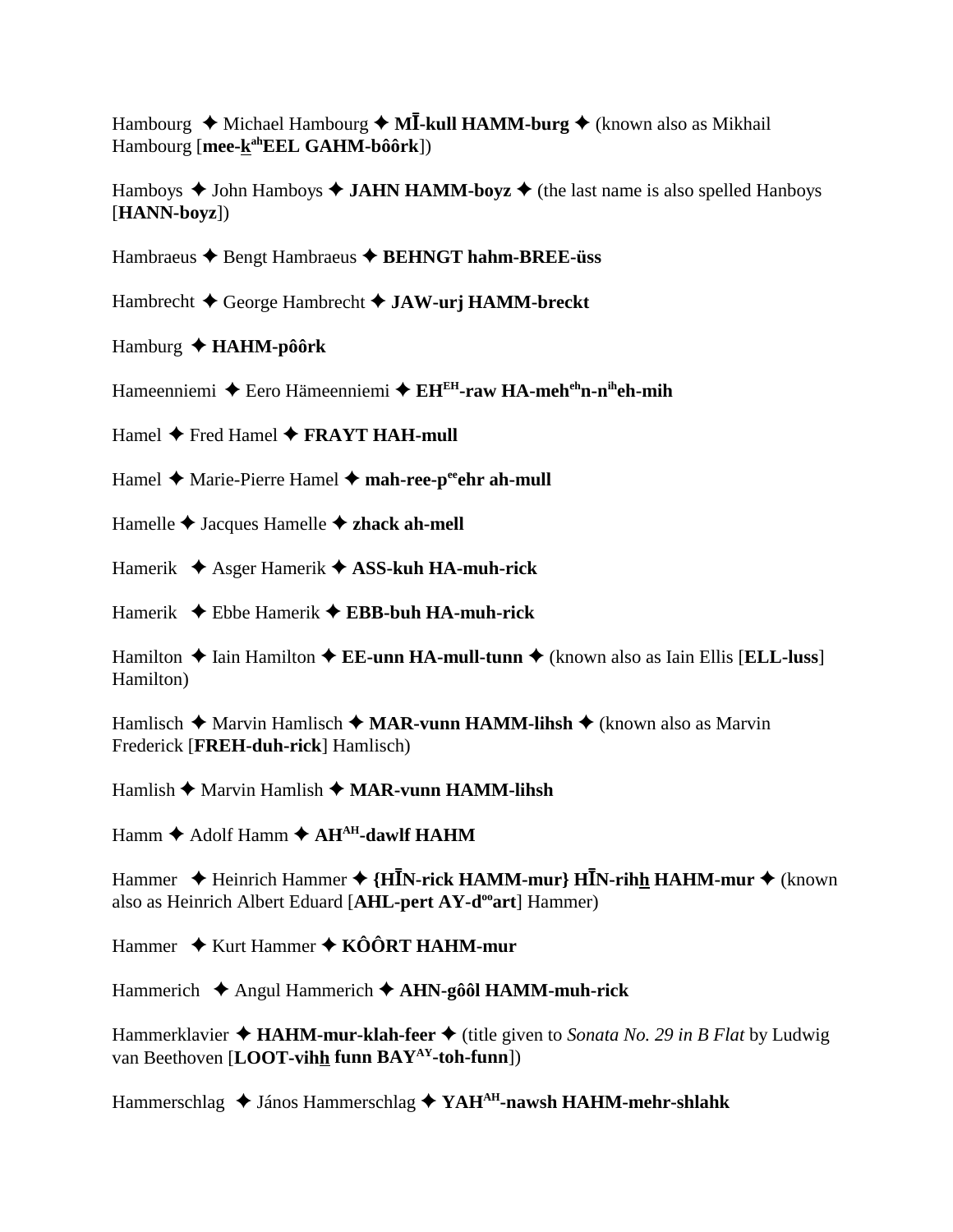Hambourg ✦ Michael Hambourg ✦ **MĪ-kull HAMM-burg** ✦ (known also as Mikhail Hambourg [**mee-k̲ahEEL GAHM-bôôrk**])

Hamboys ✦ John Hamboys ✦ **JAHN HAMM-boyz** ✦ (the last name is also spelled Hanboys [**HANN-boyz**])

Hambraeus ✦ Bengt Hambraeus ✦ **BEHNGT hahm-BREE-üss**

Hambrecht ✦ George Hambrecht ✦ **JAW-urj HAMM-breckt**

Hamburg ✦ **HAHM-pôôrk**

Hameenniemi ✦ Eero Hämeenniemi ✦ **EHEH-raw HA-mehehn-niheh-mih**

Hamel ✦ Fred Hamel ✦ **FRAYT HAH-mull**

Hamel ✦ Marie-Pierre Hamel ✦ **mah-ree-peeehr ah-mull**

Hamelle ✦ Jacques Hamelle ✦ **zhack ah-mell**

Hamerik ✦ Asger Hamerik ✦ **ASS-kuh HA-muh-rick**

Hamerik ✦ Ebbe Hamerik ✦ **EBB-buh HA-muh-rick**

Hamilton ✦ Iain Hamilton ✦ **EE-unn HA-mull-tunn** ✦ (known also as Iain Ellis [**ELL-luss**] Hamilton)

Hamlisch ✦ Marvin Hamlisch ✦ **MAR-vunn HAMM-lihsh** ✦ (known also as Marvin Frederick [**FREH-duh-rick**] Hamlisch)

Hamlish ✦ Marvin Hamlish ✦ **MAR-vunn HAMM-lihsh**

Hamm ✦ Adolf Hamm ✦ **AHAH-dawlf HAHM**

Hammer ✦ Heinrich Hammer ✦ **{HĪN-rick HAMM-mur} HĪN-rihh̲ HAHM-mur** ✦ (known also as Heinrich Albert Eduard [**AHL-pert AY-dooart**] Hammer)

Hammer ✦ Kurt Hammer ✦ **KÔÔRT HAHM-mur**

Hammerich ✦ Angul Hammerich ✦ **AHN-gôôl HAMM-muh-rick**

Hammerklavier ✦ **HAHM-mur-klah-feer** ✦ (title given to *Sonata No. 29 in B Flat* by Ludwig van Beethoven [**LOOT-vihh̲ funn BAYAY-toh-funn**])

Hammerschlag ✦ János Hammerschlag ✦ **YAHAH-nawsh HAHM-mehr-shlahk**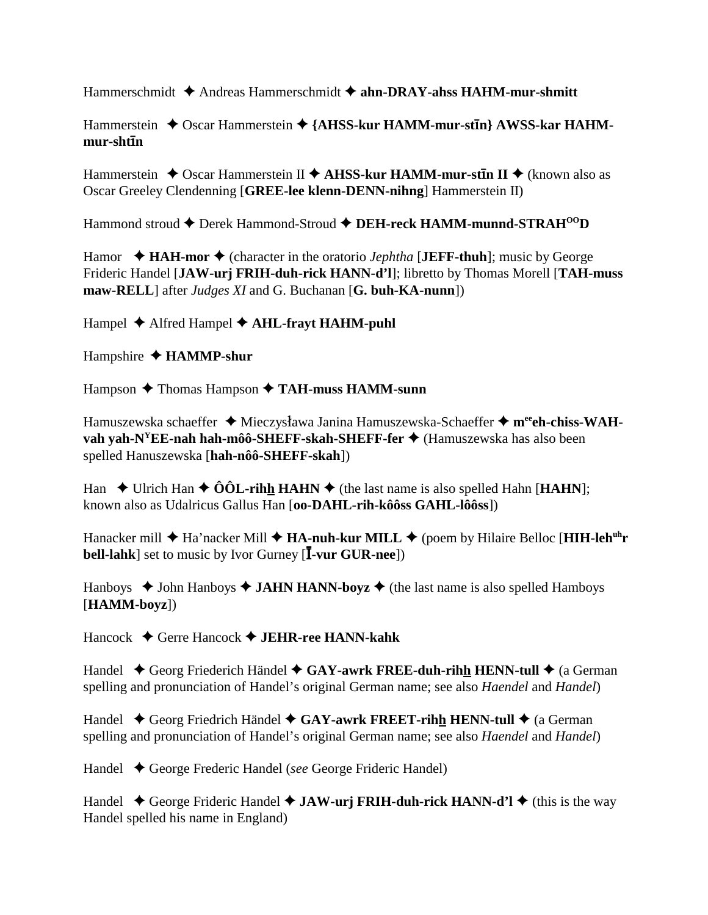Hammerschmidt ✦ Andreas Hammerschmidt ✦ **ahn-DRAY-ahss HAHM-mur-shmitt**

Hammerstein ✦ Oscar Hammerstein ✦ **{AHSS-kur HAMM-mur-stīn} AWSS-kar HAHM-mur-shtīn**

Hammerstein ✦ Oscar Hammerstein II ✦ **AHSS-kur HAMM-mur-stīn II** ✦ (known also as Oscar Greeley Clendenning [**GREE-lee klenn-DENN-nihng**] Hammerstein II)

Hammond stroud ✦ Derek Hammond-Stroud ✦ **DEH-reck HAMM-munnd-STRAH^OO^D**

Hamor ✦ **HAH-mor** ✦ (character in the oratorio *Jephtha* [**JEFF-thuh**]; music by George Frideric Handel [**JAW-urj FRIH-duh-rick HANN-d'l**]; libretto by Thomas Morell [**TAH-muss maw-RELL**] after *Judges XI* and G. Buchanan [**G. buh-KA-nunn**])

Hampel ✦ Alfred Hampel ✦ **AHL-frayt HAHM-puhl**

Hampshire ✦ **HAMMP-shur**

Hampson ✦ Thomas Hampson ✦ **TAH-muss HAMM-sunn**

Hamuszewska schaeffer ✦ Mieczysława Janina Hamuszewska-Schaeffer ✦ **m^ee^eh-chiss-WAH-vah yah-N^Y^EE-nah hah-môô-SHEFF-skah-SHEFF-fer** ✦ (Hamuszewska has also been spelled Hanuszewska [**hah-nôô-SHEFF-skah**])

Han ✦ Ulrich Han ✦ **ÔÔL-rih<u>h</u> HAHN** ✦ (the last name is also spelled Hahn [**HAHN**]; known also as Udalricus Gallus Han [**oo-DAHL-rih-kôôss GAHL-lôôss**])

Hanacker mill ✦ Ha'nacker Mill ✦ **HA-nuh-kur MILL** ✦ (poem by Hilaire Belloc [**HIH-leh^uh^r bell-lahk**] set to music by Ivor Gurney [**Ī-vur GUR-nee**])

Hanboys ✦ John Hanboys ✦ **JAHN HANN-boyz** ✦ (the last name is also spelled Hamboys [**HAMM-boyz**])

Hancock ✦ Gerre Hancock ✦ **JEHR-ree HANN-kahk**

Handel ✦ Georg Friederich Händel ✦ **GAY-awrk FREE-duh-rih<u>h</u> HENN-tull** ✦ (a German spelling and pronunciation of Handel's original German name; see also *Haendel* and *Handel*)

Handel ✦ Georg Friedrich Händel ✦ **GAY-awrk FREET-rih<u>h</u> HENN-tull** ✦ (a German spelling and pronunciation of Handel's original German name; see also *Haendel* and *Handel*)

Handel ✦ George Frederic Handel (*see* George Frideric Handel)

Handel ✦ George Frideric Handel ✦ **JAW-urj FRIH-duh-rick HANN-d'l** ✦ (this is the way Handel spelled his name in England)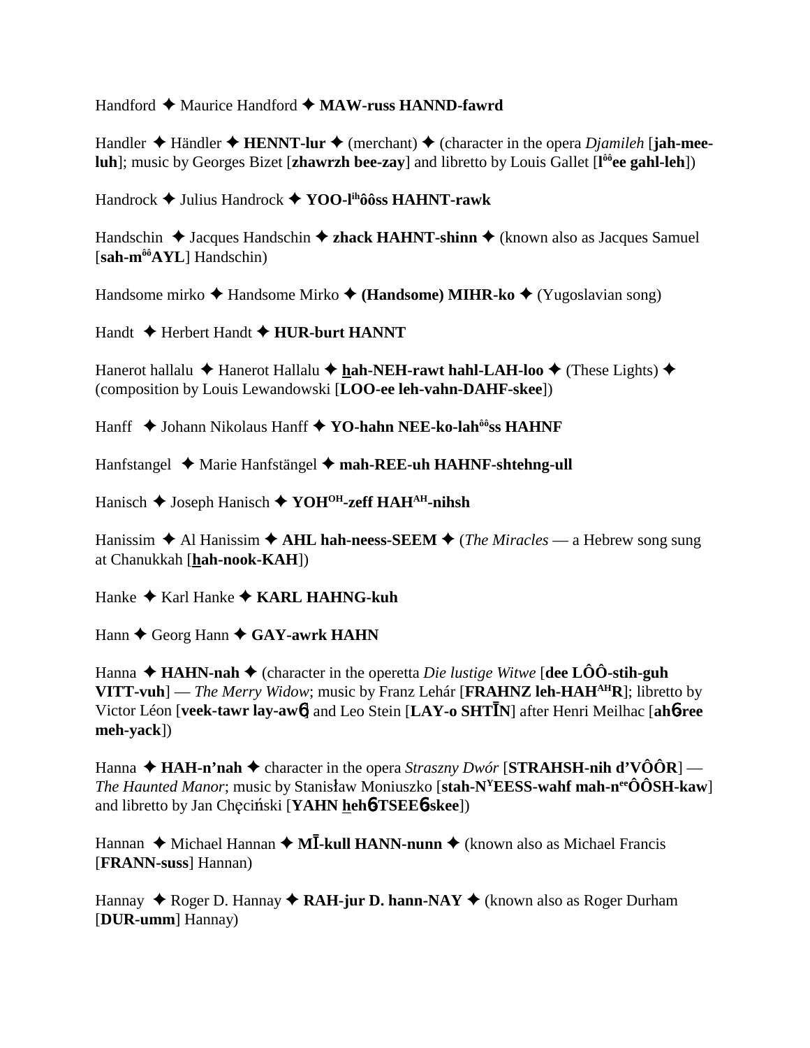Handford ✦ Maurice Handford ✦ **MAW-russ HANND-fawrd**

Handler ✦ Händler ✦ **HENNT-lur** ✦ (merchant) ✦ (character in the opera *Djamileh* [**jah-mee-luh**]; music by Georges Bizet [**zhawrzh bee-zay**] and libretto by Louis Gallet [**l<sup>ôô</sup>ee gahl-leh**])

Handrock ✦ Julius Handrock ✦ **YOO-l<sup>ih</sup>ôôss HAHNT-rawk**

Handschin ✦ Jacques Handschin ✦ **zhack HAHNT-shinn** ✦ (known also as Jacques Samuel [**sah-m<sup>ôô</sup>AYL**] Handschin)

Handsome mirko ✦ Handsome Mirko ✦ **(Handsome) MIHR-ko** ✦ (Yugoslavian song)

Handt ✦ Herbert Handt ✦ **HUR-burt HANNT**

Hanerot hallalu ✦ Hanerot Hallalu ✦ **h̲ah-NEH-rawt hahl-LAH-loo** ✦ (These Lights) ✦ (composition by Louis Lewandowski [**LOO-ee leh-vahn-DAHF-skee**])

Hanff ✦ Johann Nikolaus Hanff ✦ **YO-hahn NEE-ko-lah<sup>ôô</sup>ss HAHNF**

Hanfstangel ✦ Marie Hanfstängel ✦ **mah-REE-uh HAHNF-shtehng-ull**

Hanisch ✦ Joseph Hanisch ✦ **YOH<sup>OH</sup>-zeff HAH<sup>AH</sup>-nihsh**

Hanissim ✦ Al Hanissim ✦ **AHL hah-neess-SEEM** ✦ (*The Miracles* — a Hebrew song sung at Chanukkah [**h̲ah-nook-KAH**])

Hanke ✦ Karl Hanke ✦ **KARL HAHNG-kuh**

Hann ✦ Georg Hann ✦ **GAY-awrk HAHN**

Hanna ✦ **HAHN-nah** ✦ (character in the operetta *Die lustige Witwe* [**dee LÔÔ-stih-guh VITT-vuh**] — *The Merry Widow*; music by Franz Lehár [**FRAHNZ leh-HAH<sup>AH</sup>R**]; libretto by Victor Léon [**veek-tawr lay-aw6**] and Leo Stein [**LAY-o SHTĪN**] after Henri Meilhac [**ah6-ree meh-yack**])

Hanna ✦ **HAH-n'nah** ✦ character in the opera *Straszny Dwór* [**STRAHSH-nih d'VÔÔR**] — *The Haunted Manor*; music by Stanisław Moniuszko [**stah-N<sup>Y</sup>EESS-wahf mah-n<sup>ee</sup>ÔÔSH-kaw**] and libretto by Jan Chęciński [**YAHN h̲eh6-TSEE6-skee**])

Hannan ✦ Michael Hannan ✦ **MĪ-kull HANN-nunn** ✦ (known also as Michael Francis [**FRANN-suss**] Hannan)

Hannay ✦ Roger D. Hannay ✦ **RAH-jur D. hann-NAY** ✦ (known also as Roger Durham [**DUR-umm**] Hannay)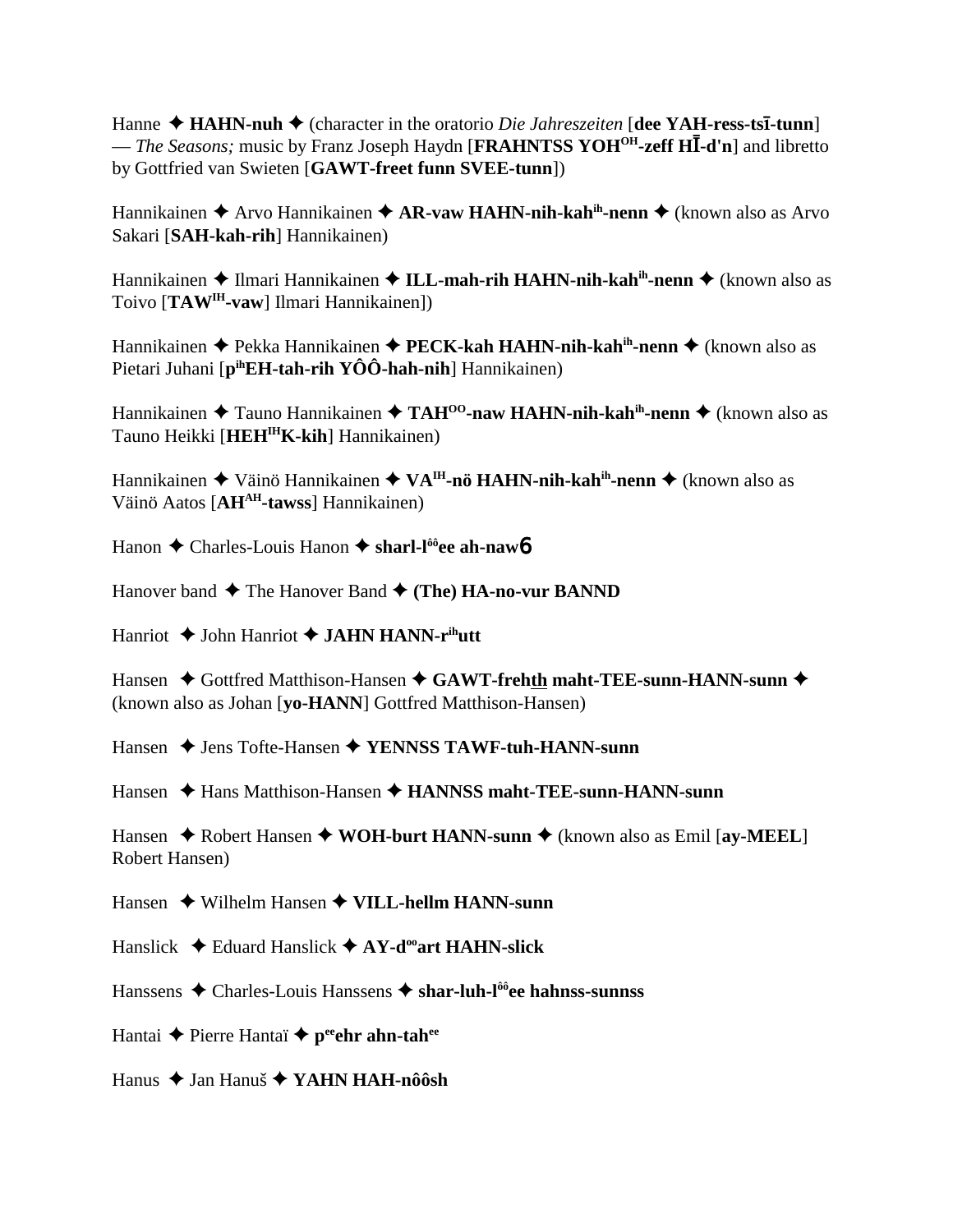Hanne ✦ **HAHN-nuh** ✦ (character in the oratorio *Die Jahreszeiten* [**dee YAH-ress-tsī-tunn**] — *The Seasons;* music by Franz Joseph Haydn [**FRAHNTSS YOH^OH-zeff HĪ-d'n**] and libretto by Gottfried van Swieten [**GAWT-freet funn SVEE-tunn**])

Hannikainen ✦ Arvo Hannikainen ✦ **AR-vaw HAHN-nih-kah^ih-nenn** ✦ (known also as Arvo Sakari [**SAH-kah-rih**] Hannikainen)

Hannikainen ✦ Ilmari Hannikainen ✦ **ILL-mah-rih HAHN-nih-kah^ih-nenn** ✦ (known also as Toivo [**TAW^IH-vaw**] Ilmari Hannikainen])

Hannikainen ✦ Pekka Hannikainen ✦ **PECK-kah HAHN-nih-kah^ih-nenn** ✦ (known also as Pietari Juhani [**p^ihEH-tah-rih YÔÔ-hah-nih**] Hannikainen)

Hannikainen ✦ Tauno Hannikainen ✦ **TAH^OO-naw HAHN-nih-kah^ih-nenn** ✦ (known also as Tauno Heikki [**HEH^IHK-kih**] Hannikainen)

Hannikainen ✦ Väinö Hannikainen ✦ **VA^IH-nö HAHN-nih-kah^ih-nenn** ✦ (known also as Väinö Aatos [**AH^AH-tawss**] Hannikainen)

Hanon ✦ Charles-Louis Hanon ✦ **sharl-l^ôôee ah-naw**6

Hanover band ✦ The Hanover Band ✦ **(The) HA-no-vur BANND**

Hanriot ✦ John Hanriot ✦ **JAHN HANN-r^ihutt**

Hansen ✦ Gottfred Matthison-Hansen ✦ **GAWT-freh<u>th</u> maht-TEE-sunn-HANN-sunn** ✦ (known also as Johan [**yo-HANN**] Gottfred Matthison-Hansen)

Hansen ✦ Jens Tofte-Hansen ✦ **YENNSS TAWF-tuh-HANN-sunn**

Hansen ✦ Hans Matthison-Hansen ✦ **HANNSS maht-TEE-sunn-HANN-sunn**

Hansen ✦ Robert Hansen ✦ **WOH-burt HANN-sunn** ✦ (known also as Emil [**ay-MEEL**] Robert Hansen)

Hansen ✦ Wilhelm Hansen ✦ **VILL-hellm HANN-sunn**

Hanslick ✦ Eduard Hanslick ✦ **AY-d^ooart HAHN-slick**

Hanssens ✦ Charles-Louis Hanssens ✦ **shar-luh-l^ôôee hahnss-sunnss**

Hantai ✦ Pierre Hantaï ✦ **p^eeehr ahn-tah^ee**

Hanus ✦ Jan Hanuš ✦ **YAHN HAH-nôôsh**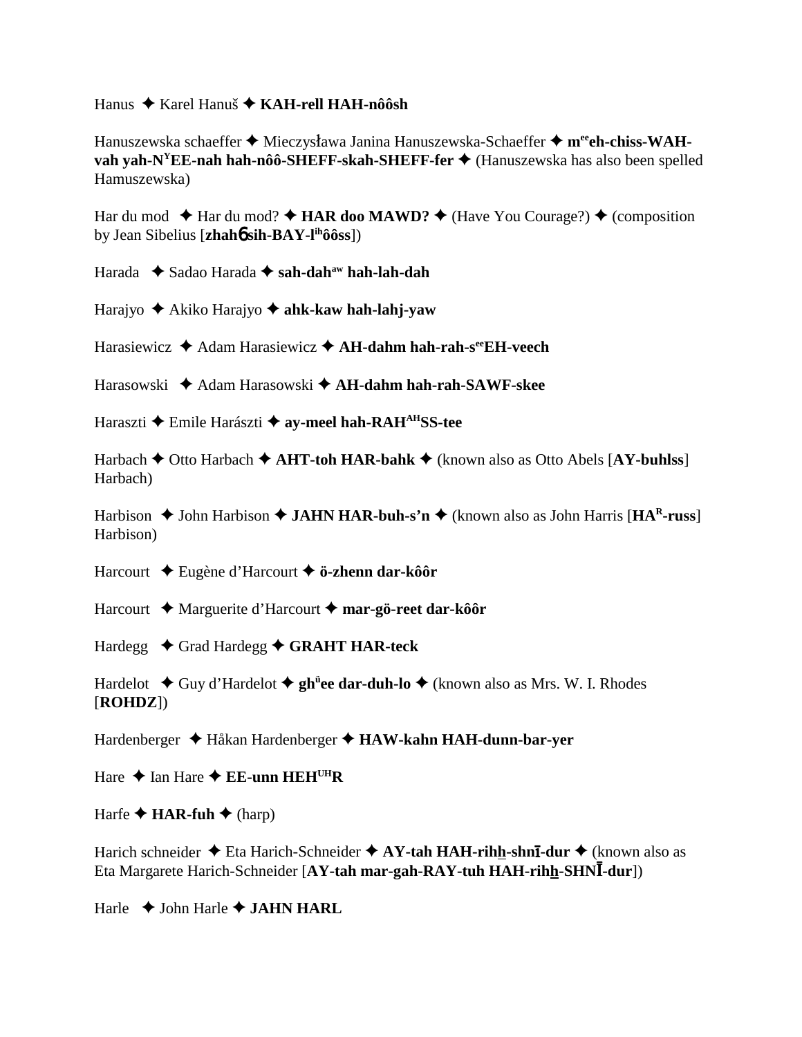Hanus ✦ Karel Hanuš ✦ **KAH-rell HAH-nôôsh**

Hanuszewska schaeffer ✦ Mieczysława Janina Hanuszewska-Schaeffer ✦ **m**[ee]**eh-chiss-WAH-vah yah-N**[Y]**EE-nah hah-nôô-SHEFF-skah-SHEFF-fer** ✦ (Hanuszewska has also been spelled Hamuszewska)

Har du mod ✦ Har du mod? ✦ **HAR doo MAWD?** ✦ (Have You Courage?) ✦ (composition by Jean Sibelius [**zhahɓ sih-BAY-l**[ih]**ôôss**])

Harada ✦ Sadao Harada ✦ **sah-dah**[aw] **hah-lah-dah**

Harajyo ✦ Akiko Harajyo ✦ **ahk-kaw hah-lahj-yaw**

Harasiewicz ✦ Adam Harasiewicz ✦ **AH-dahm hah-rah-s**[ee]**EH-veech**

Harasowski ✦ Adam Harasowski ✦ **AH-dahm hah-rah-SAWF-skee**

Haraszti ✦ Emile Harászti ✦ **ay-meel hah-RAH**[AH]**SS-tee**

Harbach ✦ Otto Harbach ✦ **AHT-toh HAR-bahk** ✦ (known also as Otto Abels [**AY-buhlss**] Harbach)

Harbison ✦ John Harbison ✦ **JAHN HAR-buh-s'n** ✦ (known also as John Harris [**HA**[R]**-russ**] Harbison)

Harcourt ✦ Eugène d'Harcourt ✦ **ö-zhenn dar-kôôr**

Harcourt ✦ Marguerite d'Harcourt ✦ **mar-gö-reet dar-kôôr**

Hardegg ✦ Grad Hardegg ✦ **GRAHT HAR-teck**

Hardelot ✦ Guy d'Hardelot ✦ **gh**[ü]**ee dar-duh-lo** ✦ (known also as Mrs. W. I. Rhodes [**ROHDZ**])

Hardenberger ✦ Håkan Hardenberger ✦ **HAW-kahn HAH-dunn-bar-yer**

Hare ✦ Ian Hare ✦ **EE-unn HEH**[UH]**R**

Harfe ✦ **HAR-fuh** ✦ (harp)

Harich schneider ✦ Eta Harich-Schneider ✦ **AY-tah HAH-rihh-shnī-dur** ✦ (known also as Eta Margarete Harich-Schneider [**AY-tah mar-gah-RAY-tuh HAH-rihh-SHNĪ-dur**])

Harle ✦ John Harle ✦ **JAHN HARL**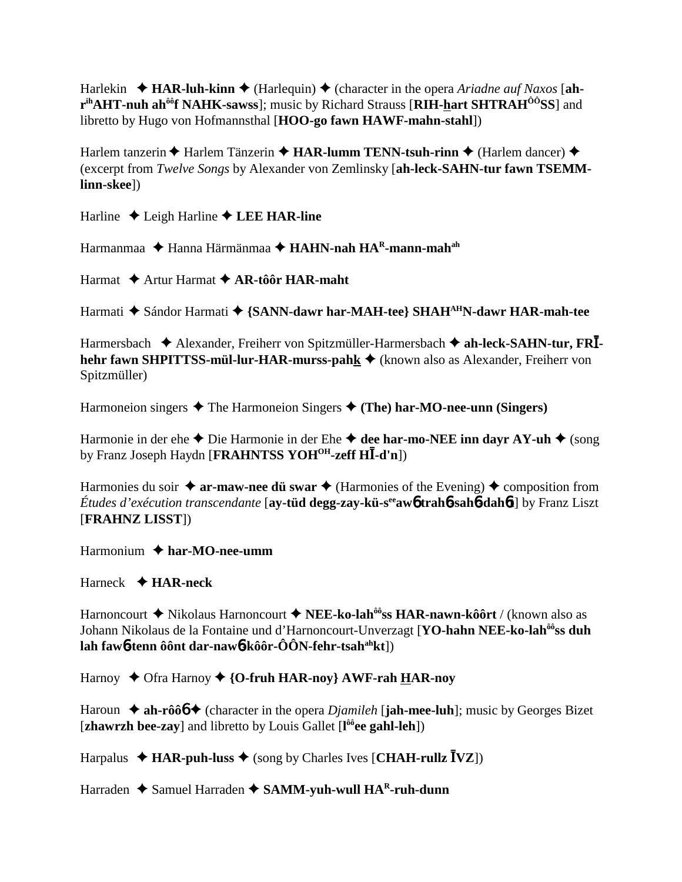Harlekin ✦ **HAR-luh-kinn** ✦ (Harlequin) ✦ (character in the opera *Ariadne auf Naxos* [**ah-r**ih**AHT-nuh ah**ôô**f NAHK-sawss**]; music by Richard Strauss [**RIH-hart SHTRAH**ÔÔ**SS**] and libretto by Hugo von Hofmannsthal [**HOO-go fawn HAWF-mahn-stahl**])

Harlem tanzerin ✦ Harlem Tänzerin ✦ **HAR-lumm TENN-tsuh-rinn** ✦ (Harlem dancer) ✦ (excerpt from *Twelve Songs* by Alexander von Zemlinsky [**ah-leck-SAHN-tur fawn TSEMM-linn-skee**])

Harline ✦ Leigh Harline ✦ **LEE HAR-line**

Harmanmaa ✦ Hanna Härmänmaa ✦ **HAHN-nah HA**R**-mann-mah**ah

Harmat ✦ Artur Harmat ✦ **AR-tôôr HAR-maht**

Harmati ✦ Sándor Harmati ✦ **{SANN-dawr har-MAH-tee} SHAH**AH**N-dawr HAR-mah-tee**

Harmersbach ✦ Alexander, Freiherr von Spitzmüller-Harmersbach ✦ **ah-leck-SAHN-tur, FRĪ-hehr fawn SHPITTSS-mül-lur-HAR-murss-pahk** ✦ (known also as Alexander, Freiherr von Spitzmüller)

Harmoneion singers ✦ The Harmoneion Singers ✦ **(The) har-MO-nee-unn (Singers)**

Harmonie in der ehe ✦ Die Harmonie in der Ehe ✦ **dee har-mo-NEE inn dayr AY-uh** ✦ (song by Franz Joseph Haydn [**FRAHNTSS YOH**OH**-zeff HĪ-d'n**])

Harmonies du soir ✦ **ar-maw-nee dü swar** ✦ (Harmonies of the Evening) ✦ composition from *Études d'exécution transcendante* [**ay-tüd degg-zay-kü-s**ee**awɓ trahɓ-sahɓ-dahɓt**] by Franz Liszt [**FRAHNZ LISST**])

Harmonium ✦ **har-MO-nee-umm**

Harneck ✦ **HAR-neck**

Harnoncourt ✦ Nikolaus Harnoncourt ✦ **NEE-ko-lah**ôô**ss HAR-nawn-kôôrt** / (known also as Johann Nikolaus de la Fontaine und d'Harnoncourt-Unverzagt [**YO-hahn NEE-ko-lah**ôô**ss duh lah fawɓ-tenn ôônt dar-nawɓ-kôôr-ÔÔN-fehr-tsah**ah**kt**])

Harnoy ✦ Ofra Harnoy ✦ **{O-fruh HAR-noy} AWF-rah HAR-noy**

Haroun ✦ **ah-rôôɓ** ✦ (character in the opera *Djamileh* [**jah-mee-luh**]; music by Georges Bizet [**zhawrzh bee-zay**] and libretto by Louis Gallet [**l**ôô**ee gahl-leh**])

Harpalus ✦ **HAR-puh-luss** ✦ (song by Charles Ives [**CHAH-rullz ĪVZ**])

Harraden ✦ Samuel Harraden ✦ **SAMM-yuh-wull HA**R**-ruh-dunn**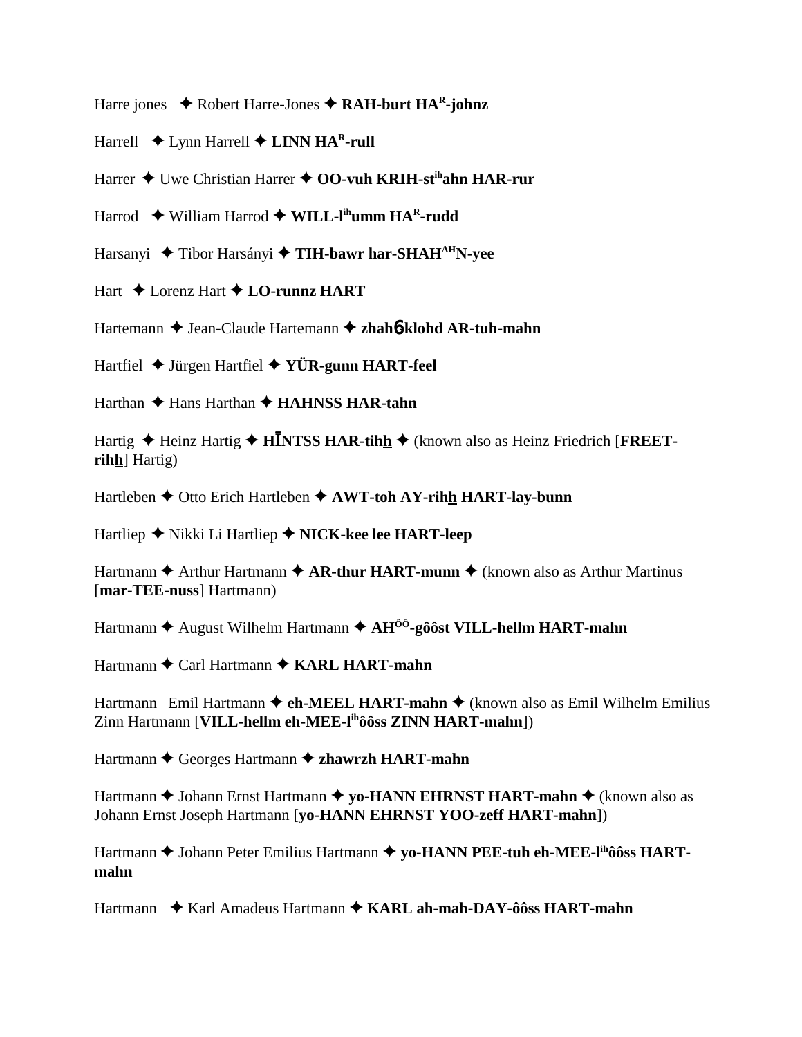Harre jones ✦ Robert Harre-Jones ✦ **RAH-burt HA[R]-johnz**

Harrell ✦ Lynn Harrell ✦ **LINN HA[R]-rull**

Harrer ✦ Uwe Christian Harrer ✦ **OO-vuh KRIH-st[ih]ahn HAR-rur**

Harrod ✦ William Harrod ✦ **WILL-l[ih]umm HA[R]-rudd**

Harsanyi ✦ Tibor Harsányi ✦ **TIH-bawr har-SHAH[AH]N-yee**

Hart ✦ Lorenz Hart ✦ **LO-runnz HART**

Hartemann ✦ Jean-Claude Hartemann ✦ **zhahɓ-klohd AR-tuh-mahn**

Hartfiel ✦ Jürgen Hartfiel ✦ **YÜR-gunn HART-feel**

Harthan ✦ Hans Harthan ✦ **HAHNSS HAR-tahn**

Hartig ✦ Heinz Hartig ✦ **HĪNTSS HAR-tihh** ✦ (known also as Heinz Friedrich [**FREET-rihh**] Hartig)

Hartleben ✦ Otto Erich Hartleben ✦ **AWT-toh AY-rihh HART-lay-bunn**

Hartliep ✦ Nikki Li Hartliep ✦ **NICK-kee lee HART-leep**

Hartmann ✦ Arthur Hartmann ✦ **AR-thur HART-munn** ✦ (known also as Arthur Martinus [**mar-TEE-nuss**] Hartmann)

Hartmann ✦ August Wilhelm Hartmann ✦ **AH[ÔÔ]-gôôst VILL-hellm HART-mahn**

Hartmann ✦ Carl Hartmann ✦ **KARL HART-mahn**

Hartmann Emil Hartmann ✦ **eh-MEEL HART-mahn** ✦ (known also as Emil Wilhelm Emilius Zinn Hartmann [**VILL-hellm eh-MEE-l[ih]ôôss ZINN HART-mahn**])

Hartmann ✦ Georges Hartmann ✦ **zhawrzh HART-mahn**

Hartmann ✦ Johann Ernst Hartmann ✦ **yo-HANN EHRNST HART-mahn** ✦ (known also as Johann Ernst Joseph Hartmann [**yo-HANN EHRNST YOO-zeff HART-mahn**])

Hartmann ✦ Johann Peter Emilius Hartmann ✦ **yo-HANN PEE-tuh eh-MEE-l[ih]ôôss HART-mahn**

Hartmann ✦ Karl Amadeus Hartmann ✦ **KARL ah-mah-DAY-ôôss HART-mahn**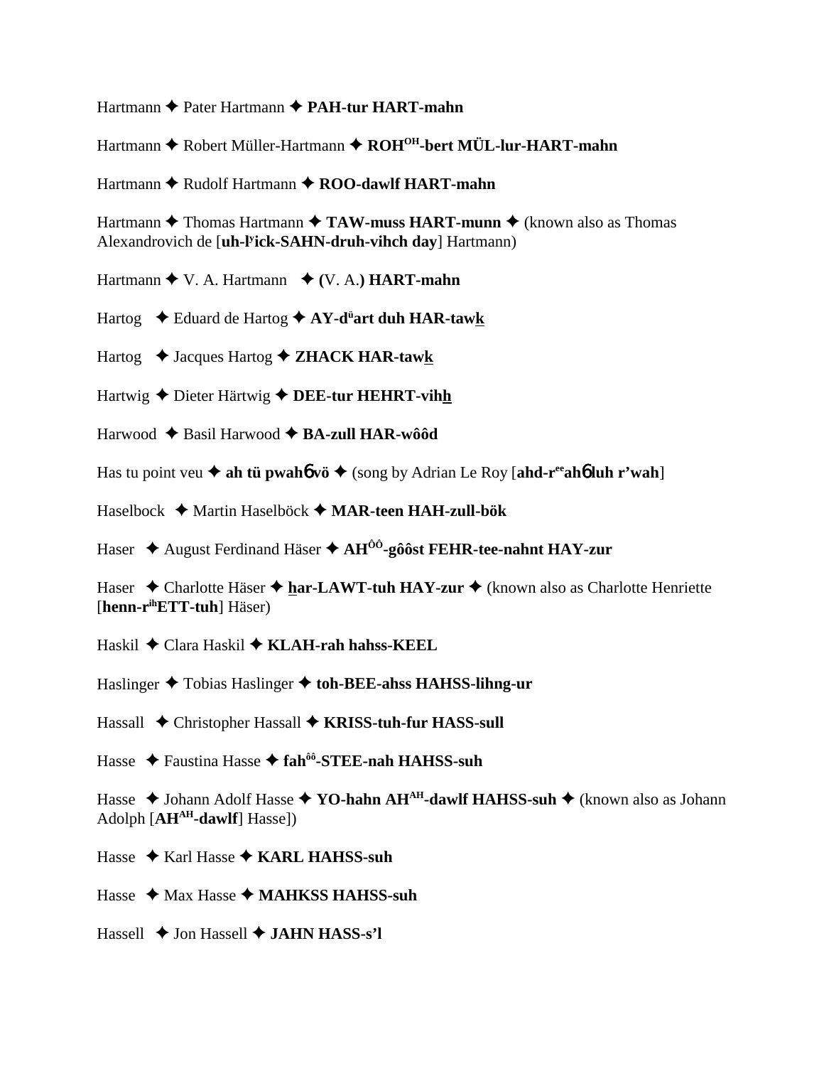Hartmann ✦ Pater Hartmann ✦ **PAH-tur HART-mahn**

Hartmann ✦ Robert Müller-Hartmann ✦ **ROH$^{OH}$-bert MÜL-lur-HART-mahn**

Hartmann ✦ Rudolf Hartmann ✦ **ROO-dawlf HART-mahn**

Hartmann ✦ Thomas Hartmann ✦ **TAW-muss HART-munn** ✦ (known also as Thomas Alexandrovich de [**uh-l$^{y}$ick-SAHN-druh-vihch day**] Hartmann)

Hartmann ✦ V. A. Hartmann ✦ **(**V. A.**) HART-mahn**

Hartog ✦ Eduard de Hartog ✦ **AY-d$^{ü}$art duh HAR-tawk**

Hartog ✦ Jacques Hartog ✦ **ZHACK HAR-tawk**

Hartwig ✦ Dieter Härtwig ✦ **DEE-tur HEHRT-vihh**

Harwood ✦ Basil Harwood ✦ **BA-zull HAR-wôôd**

Has tu point veu ✦ **ah tü pwah6 vö** ✦ (song by Adrian Le Roy [**ahd-r$^{ee}$ah6 luh r'wah**]

Haselbock ✦ Martin Haselböck ✦ **MAR-teen HAH-zull-bök**

Haser ✦ August Ferdinand Häser ✦ **AH$^{ÔÔ}$-gôôst FEHR-tee-nahnt HAY-zur**

Haser ✦ Charlotte Häser ✦ **har-LAWT-tuh HAY-zur** ✦ (known also as Charlotte Henriette [**henn-r$^{ih}$ETT-tuh**] Häser)

Haskil ✦ Clara Haskil ✦ **KLAH-rah hahss-KEEL**

Haslinger ✦ Tobias Haslinger ✦ **toh-BEE-ahss HAHSS-lihng-ur**

Hassall ✦ Christopher Hassall ✦ **KRISS-tuh-fur HASS-sull**

Hasse ✦ Faustina Hasse ✦ **fah$^{ôô}$-STEE-nah HAHSS-suh**

Hasse ✦ Johann Adolf Hasse ✦ **YO-hahn AH$^{AH}$-dawlf HAHSS-suh** ✦ (known also as Johann Adolph [**AH$^{AH}$-dawlf**] Hasse])

Hasse ✦ Karl Hasse ✦ **KARL HAHSS-suh**

Hasse ✦ Max Hasse ✦ **MAHKSS HAHSS-suh**

Hassell ✦ Jon Hassell ✦ **JAHN HASS-s'l**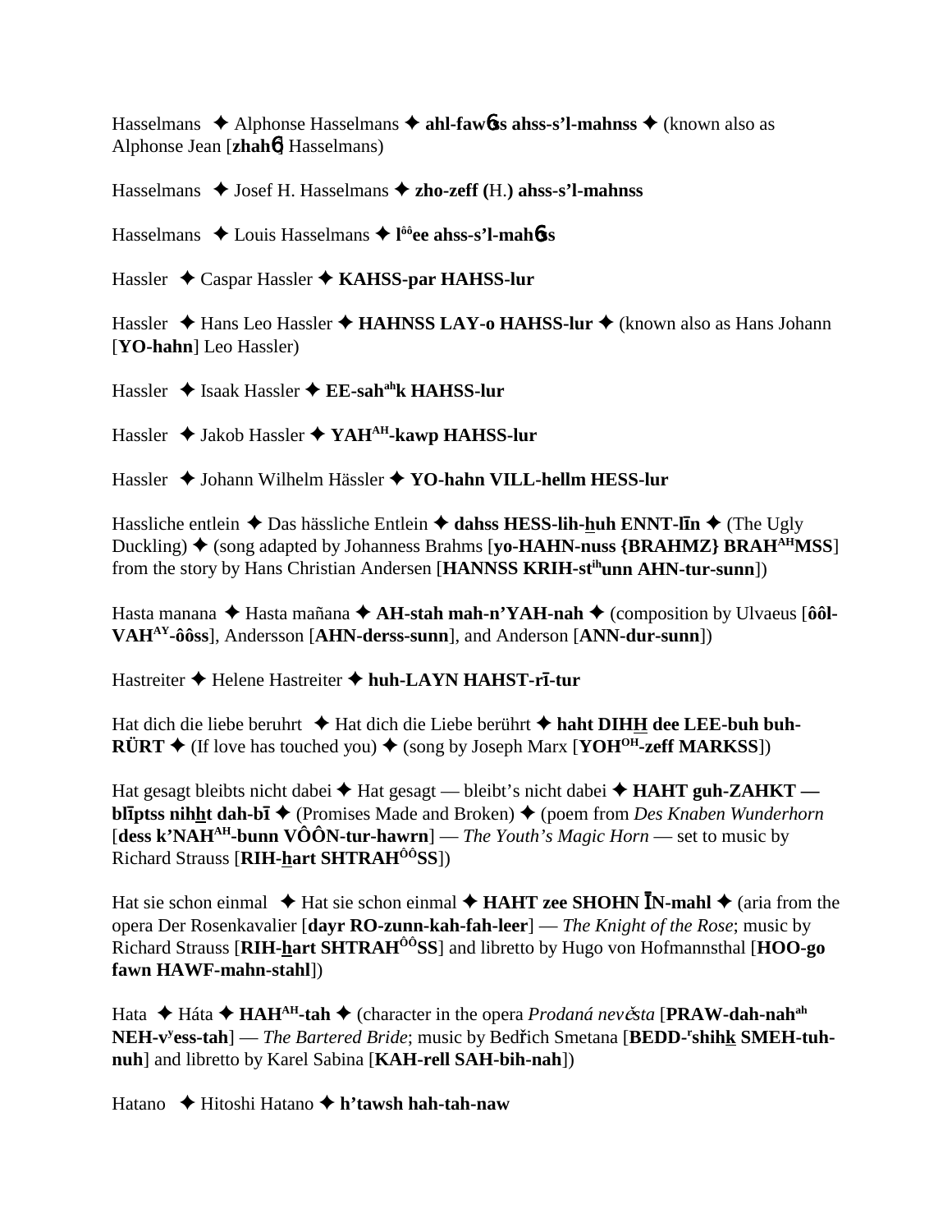Hasselmans ✦ Alphonse Hasselmans ✦ **ahl-faw6ss ahss-s'l-mahnss** ✦ (known also as Alphonse Jean [**zhah6**] Hasselmans)

Hasselmans ✦ Josef H. Hasselmans ✦ **zho-zeff (**H.**) ahss-s'l-mahnss**

Hasselmans ✦ Louis Hasselmans ✦ **lôôee ahss-s'l-mah6ss**

Hassler ✦ Caspar Hassler ✦ **KAHSS-par HAHSS-lur**

Hassler ✦ Hans Leo Hassler ✦ **HAHNSS LAY-o HAHSS-lur** ✦ (known also as Hans Johann [**YO-hahn**] Leo Hassler)

Hassler ✦ Isaak Hassler ✦ **EE-sahahk HAHSS-lur**

Hassler ✦ Jakob Hassler ✦ **YAHAH-kawp HAHSS-lur**

Hassler ✦ Johann Wilhelm Hässler ✦ **YO-hahn VILL-hellm HESS-lur**

Hassliche entlein ✦ Das hässliche Entlein ✦ **dahss HESS-lih-huh ENNT-līn** ✦ (The Ugly Duckling) ✦ (song adapted by Johanness Brahms [**yo-HAHN-nuss {BRAHMZ} BRAHAHMSS**] from the story by Hans Christian Andersen [**HANNSS KRIH-stihunn AHN-tur-sunn**])

Hasta manana ✦ Hasta mañana ✦ **AH-stah mah-n'YAH-nah** ✦ (composition by Ulvaeus [**ôôl-VAHAY-ôôss**], Andersson [**AHN-derss-sunn**], and Anderson [**ANN-dur-sunn**])

Hastreiter ✦ Helene Hastreiter ✦ **huh-LAYN HAHST-rī-tur**

Hat dich die liebe beruhrt ✦ Hat dich die Liebe berührt ✦ **haht DIHH dee LEE-buh buh-RÜRT** ✦ (If love has touched you) ✦ (song by Joseph Marx [**YOHOH-zeff MARKSS**])

Hat gesagt bleibts nicht dabei ✦ Hat gesagt — bleibt's nicht dabei ✦ **HAHT guh-ZAHKT — blīptss nihht dah-bī** ✦ (Promises Made and Broken) ✦ (poem from *Des Knaben Wunderhorn* [**dess k'NAHAH-bunn VÔÔN-tur-hawrn**] — *The Youth's Magic Horn* — set to music by Richard Strauss [**RIH-hart SHTRAHÔÔSS**])

Hat sie schon einmal ✦ Hat sie schon einmal ✦ **HAHT zee SHOHN ĪN-mahl** ✦ (aria from the opera Der Rosenkavalier [**dayr RO-zunn-kah-fah-leer**] — *The Knight of the Rose*; music by Richard Strauss [**RIH-hart SHTRAHÔÔSS**] and libretto by Hugo von Hofmannsthal [**HOO-go fawn HAWF-mahn-stahl**])

Hata ✦ Háta ✦ **HAHAH-tah** ✦ (character in the opera *Prodaná nevěsta* [**PRAW-dah-nahah NEH-vyess-tah**] — *The Bartered Bride*; music by Bedřich Smetana [**BEDD-rshihk SMEH-tuh-nuh**] and libretto by Karel Sabina [**KAH-rell SAH-bih-nah**])

Hatano ✦ Hitoshi Hatano ✦ **h'tawsh hah-tah-naw**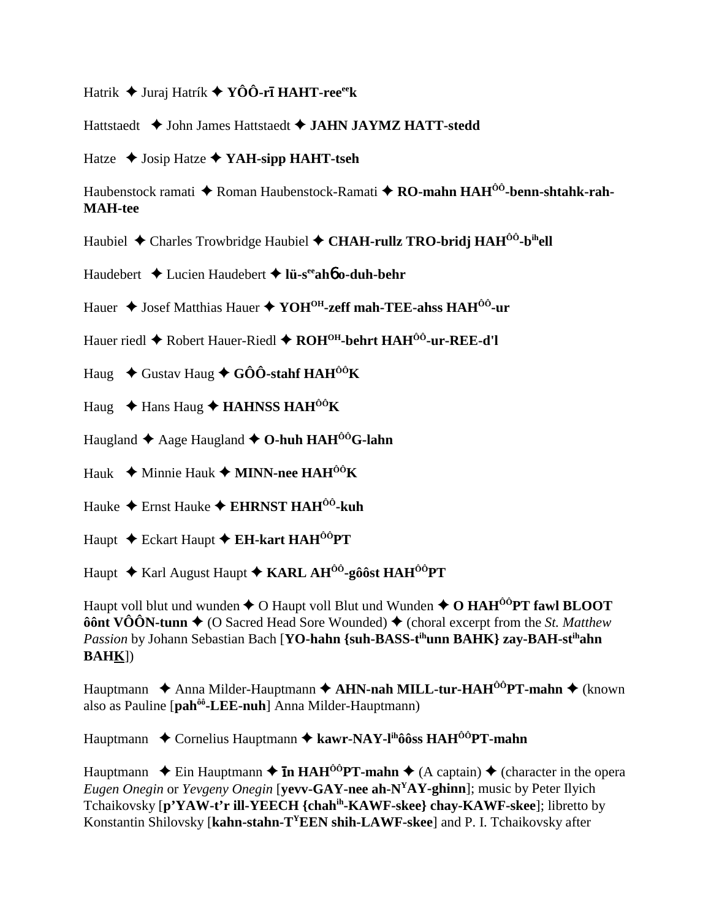Hatrik ✦ Juraj Hatrík ✦ **YÔÔ-rī HAHT-ree^ee^k**

Hattstaedt ✦ John James Hattstaedt ✦ **JAHN JAYMZ HATT-stedd**

Hatze ✦ Josip Hatze ✦ **YAH-sipp HAHT-tseh**

Haubenstock ramati ✦ Roman Haubenstock-Ramati ✦ **RO-mahn HAH^ÔÔ^-benn-shtahk-rah-MAH-tee**

Haubiel ✦ Charles Trowbridge Haubiel ✦ **CHAH-rullz TRO-bridj HAH^ÔÔ^-b^ih^ell**

Haudebert ✦ Lucien Haudebert ✦ **lü-s^ee^ahɓo-duh-behr**

Hauer ✦ Josef Matthias Hauer ✦ **YOH^OH^-zeff mah-TEE-ahss HAH^ÔÔ^-ur**

Hauer riedl ✦ Robert Hauer-Riedl ✦ **ROH^OH^-behrt HAH^ÔÔ^-ur-REE-d'l**

Haug ✦ Gustav Haug ✦ **GÔÔ-stahf HAH^ÔÔ^K**

Haug ✦ Hans Haug ✦ **HAHNSS HAH^ÔÔ^K**

Haugland ✦ Aage Haugland ✦ **O-huh HAH^ÔÔ^G-lahn**

Hauk ✦ Minnie Hauk ✦ **MINN-nee HAH^ÔÔ^K**

Hauke ✦ Ernst Hauke ✦ **EHRNST HAH^ÔÔ^-kuh**

Haupt ✦ Eckart Haupt ✦ **EH-kart HAH^ÔÔ^PT**

Haupt ✦ Karl August Haupt ✦ **KARL AH^ÔÔ^-gôôst HAH^ÔÔ^PT**

Haupt voll blut und wunden ✦ O Haupt voll Blut und Wunden ✦ **O HAH^ÔÔ^PT fawl BLOOT ôônt VÔÔN-tunn** ✦ (O Sacred Head Sore Wounded) ✦ (choral excerpt from the *St. Matthew Passion* by Johann Sebastian Bach [**YO-hahn {suh-BASS-t^ih^unn BAHK} zay-BAH-st^ih^ahn BAHK**])

Hauptmann ✦ Anna Milder-Hauptmann ✦ **AHN-nah MILL-tur-HAH^ÔÔ^PT-mahn** ✦ (known also as Pauline [**pah^ôô^-LEE-nuh**] Anna Milder-Hauptmann)

Hauptmann ✦ Cornelius Hauptmann ✦ **kawr-NAY-l^ih^ôôss HAH^ÔÔ^PT-mahn**

Hauptmann ✦ Ein Hauptmann ✦ **īn HAH^ÔÔ^PT-mahn** ✦ (A captain) ✦ (character in the opera *Eugen Onegin* or *Yevgeny Onegin* [**yevv-GAY-nee ah-N^Y^AY-ghinn**]; music by Peter Ilyich Tchaikovsky [**p'YAW-t'r ill-YEECH {chah^ih^-KAWF-skee} chay-KAWF-skee**]; libretto by Konstantin Shilovsky [**kahn-stahn-T^Y^EEN shih-LAWF-skee**] and P. I. Tchaikovsky after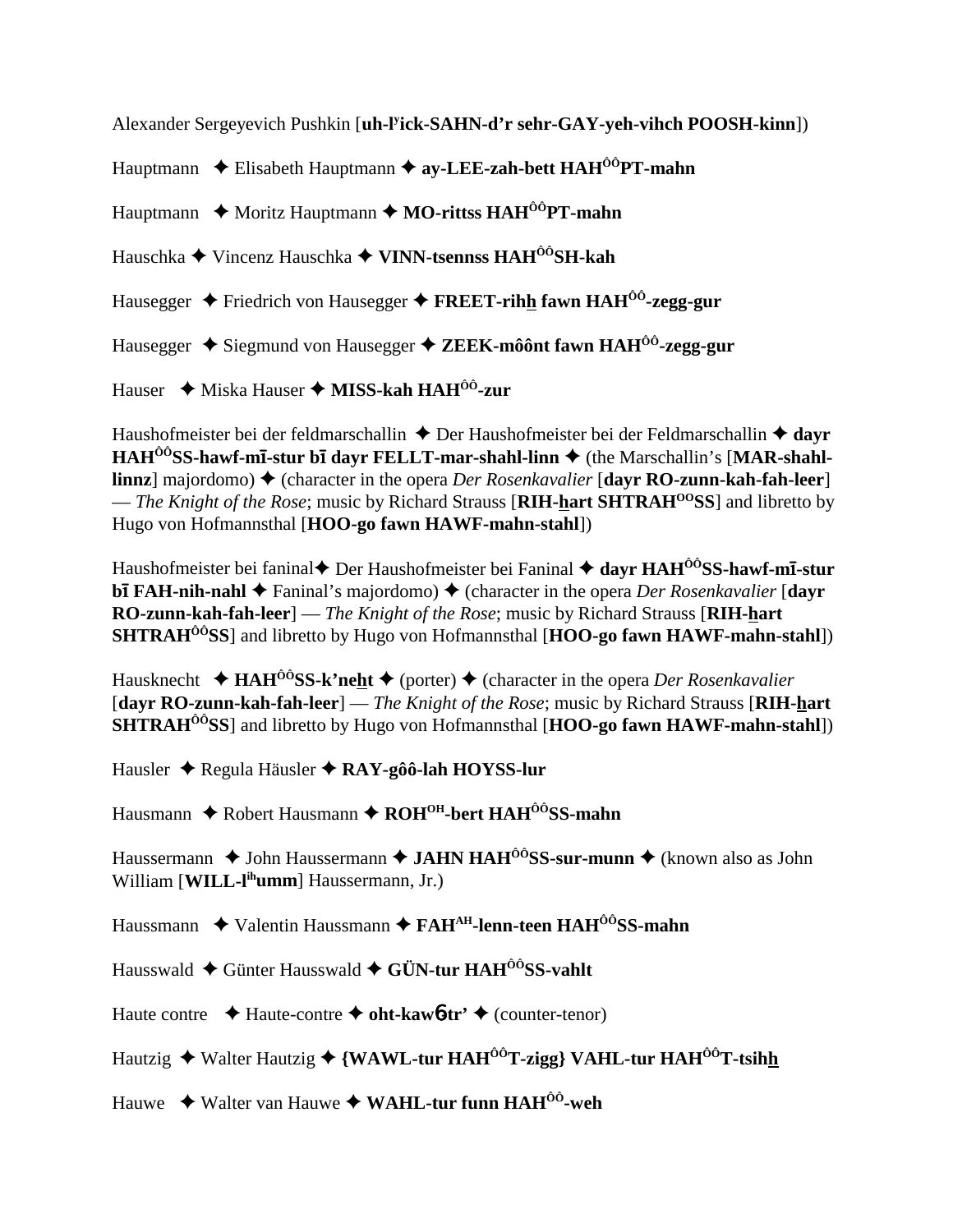Alexander Sergeyevich Pushkin [**uh-l$^{y}$ick-SAHN-d'r sehr-GAY-yeh-vihch POOSH-kinn**])

Hauptmann ✦ Elisabeth Hauptmann ✦ **ay-LEE-zah-bett HAH$^{ÔÔ}$PT-mahn**

Hauptmann ✦ Moritz Hauptmann ✦ **MO-rittss HAH$^{ÔÔ}$PT-mahn**

Hauschka ✦ Vincenz Hauschka ✦ **VINN-tsennss HAH$^{ÔÔ}$SH-kah**

Hausegger ✦ Friedrich von Hausegger ✦ **FREET-rihh fawn HAH$^{ÔÔ}$-zegg-gur**

Hausegger ✦ Siegmund von Hausegger ✦ **ZEEK-môônt fawn HAH$^{ÔÔ}$-zegg-gur**

Hauser ✦ Miska Hauser ✦ **MISS-kah HAH$^{ÔÔ}$-zur**

Haushofmeister bei der feldmarschallin ✦ Der Haushofmeister bei der Feldmarschallin ✦ **dayr HAH$^{ÔÔ}$SS-hawf-mī-stur bī dayr FELLT-mar-shahl-linn** ✦ (the Marschallin's [**MAR-shahl-linnz**] majordomo) ✦ (character in the opera *Der Rosenkavalier* [**dayr RO-zunn-kah-fah-leer**] — *The Knight of the Rose*; music by Richard Strauss [**RIH-hart SHTRAH$^{OO}$SS**] and libretto by Hugo von Hofmannsthal [**HOO-go fawn HAWF-mahn-stahl**])

Haushofmeister bei faninal✦ Der Haushofmeister bei Faninal ✦ **dayr HAH$^{ÔÔ}$SS-hawf-mī-stur bī FAH-nih-nahl** ✦ Faninal's majordomo) ✦ (character in the opera *Der Rosenkavalier* [**dayr RO-zunn-kah-fah-leer**] — *The Knight of the Rose*; music by Richard Strauss [**RIH-hart SHTRAH$^{ÔÔ}$SS**] and libretto by Hugo von Hofmannsthal [**HOO-go fawn HAWF-mahn-stahl**])

Hausknecht ✦ **HAH$^{ÔÔ}$SS-k'neht** ✦ (porter) ✦ (character in the opera *Der Rosenkavalier* [**dayr RO-zunn-kah-fah-leer**] — *The Knight of the Rose*; music by Richard Strauss [**RIH-hart SHTRAH$^{ÔÔ}$SS**] and libretto by Hugo von Hofmannsthal [**HOO-go fawn HAWF-mahn-stahl**])

Hausler ✦ Regula Häusler ✦ **RAY-gôô-lah HOYSS-lur**

Hausmann ✦ Robert Hausmann ✦ **ROH$^{OH}$-bert HAH$^{ÔÔ}$SS-mahn**

Haussermann ✦ John Haussermann ✦ **JAHN HAH$^{ÔÔ}$SS-sur-munn** ✦ (known also as John William [**WILL-l$^{ih}$umm**] Haussermann, Jr.)

Haussmann ✦ Valentin Haussmann ✦ **FAH$^{AH}$-lenn-teen HAH$^{ÔÔ}$SS-mahn**

Hausswald ✦ Günter Hausswald ✦ **GÜN-tur HAH$^{ÔÔ}$SS-vahlt**

Haute contre ✦ Haute-contre ✦ **oht-kawɓ-tr'** ✦ (counter-tenor)

Hautzig ✦ Walter Hautzig ✦ **{WAWL-tur HAH$^{ÔÔ}$T-zigg} VAHL-tur HAH$^{ÔÔ}$T-tsihh**

Hauwe ✦ Walter van Hauwe ✦ **WAHL-tur funn HAH$^{ÔÔ}$-weh**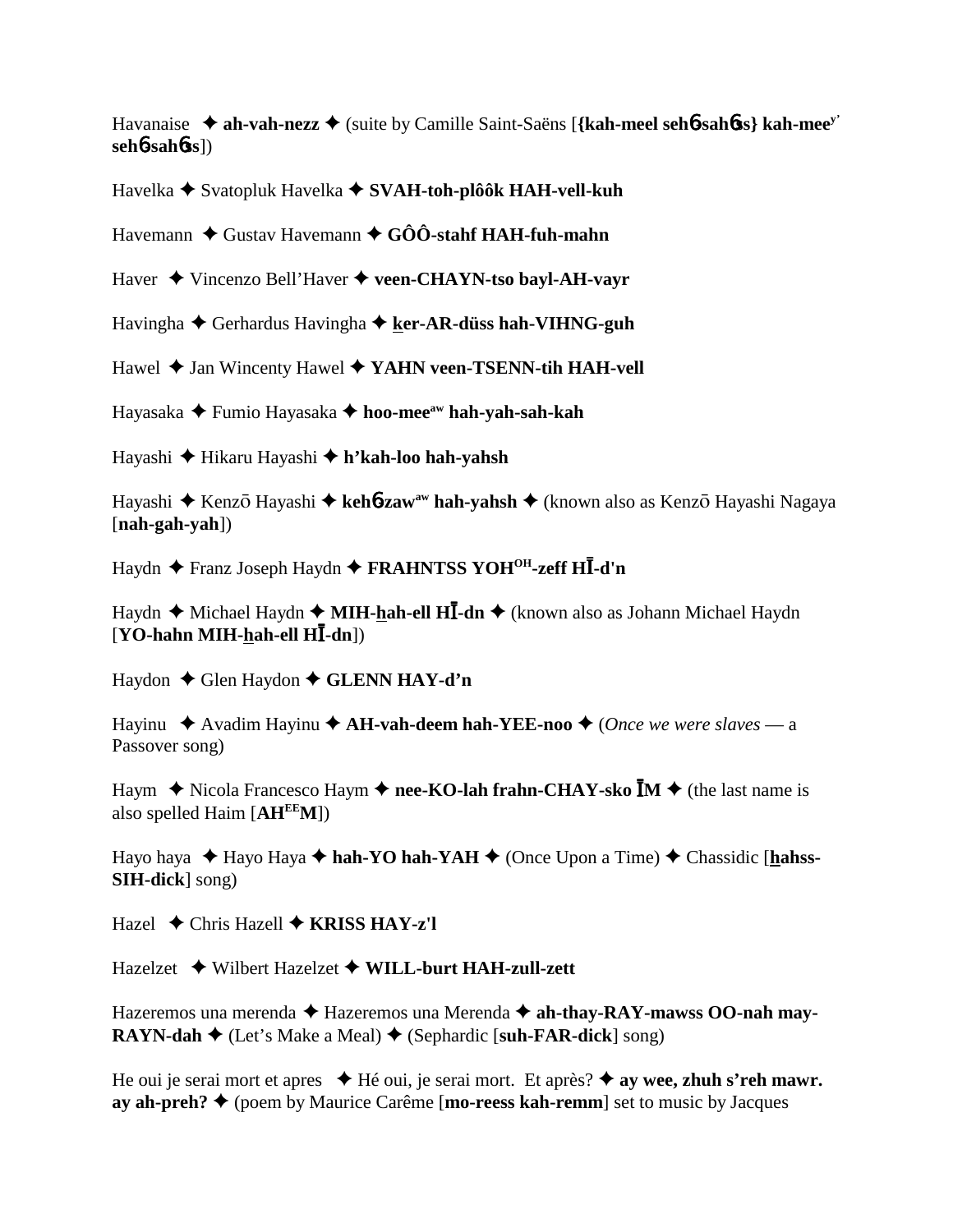Havanaise ✦ **ah-vah-nezz** ✦ (suite by Camille Saint-Saëns [**{kah-meel seh6-sah6ss} kah-mee^y' seh6-sah6ss**])

Havelka ✦ Svatopluk Havelka ✦ **SVAH-toh-plôôk HAH-vell-kuh**

Havemann ✦ Gustav Havemann ✦ **GÔÔ-stahf HAH-fuh-mahn**

Haver ✦ Vincenzo Bell'Haver ✦ **veen-CHAYN-tso bayl-AH-vayr**

Havingha ✦ Gerhardus Havingha ✦ **ker-AR-düss hah-VIHNG-guh**

Hawel ✦ Jan Wincenty Hawel ✦ **YAHN veen-TSENN-tih HAH-vell**

Hayasaka ✦ Fumio Hayasaka ✦ **hoo-mee^aw hah-yah-sah-kah**

Hayashi ✦ Hikaru Hayashi ✦ **h'kah-loo hah-yahsh**

Hayashi ✦ Kenzō Hayashi ✦ **keh6zaw^aw hah-yahsh** ✦ (known also as Kenzō Hayashi Nagaya [**nah-gah-yah**])

Haydn ✦ Franz Joseph Haydn ✦ **FRAHNTSS YOH^OH-zeff HĪ-d'n**

Haydn ✦ Michael Haydn ✦ **MIH-hah-ell HĪ-dn** ✦ (known also as Johann Michael Haydn [**YO-hahn MIH-hah-ell HĪ-dn**])

Haydon ✦ Glen Haydon ✦ **GLENN HAY-d'n**

Hayinu ✦ Avadim Hayinu ✦ **AH-vah-deem hah-YEE-noo** ✦ (*Once we were slaves* — a Passover song)

Haym ✦ Nicola Francesco Haym ✦ **nee-KO-lah frahn-CHAY-sko ĪM** ✦ (the last name is also spelled Haim [**AH^EE M**])

Hayo haya ✦ Hayo Haya ✦ **hah-YO hah-YAH** ✦ (Once Upon a Time) ✦ Chassidic [**hahss-SIH-dick**] song)

Hazel ✦ Chris Hazell ✦ **KRISS HAY-z'l**

Hazelzet ✦ Wilbert Hazelzet ✦ **WILL-burt HAH-zull-zett**

Hazeremos una merenda ✦ Hazeremos una Merenda ✦ **ah-thay-RAY-mawss OO-nah may-RAYN-dah** ✦ (Let's Make a Meal) ✦ (Sephardic [**suh-FAR-dick**] song)

He oui je serai mort et apres ✦ Hé oui, je serai mort. Et après? ✦ **ay wee, zhuh s'reh mawr. ay ah-preh?** ✦ (poem by Maurice Carême [**mo-reess kah-remm**] set to music by Jacques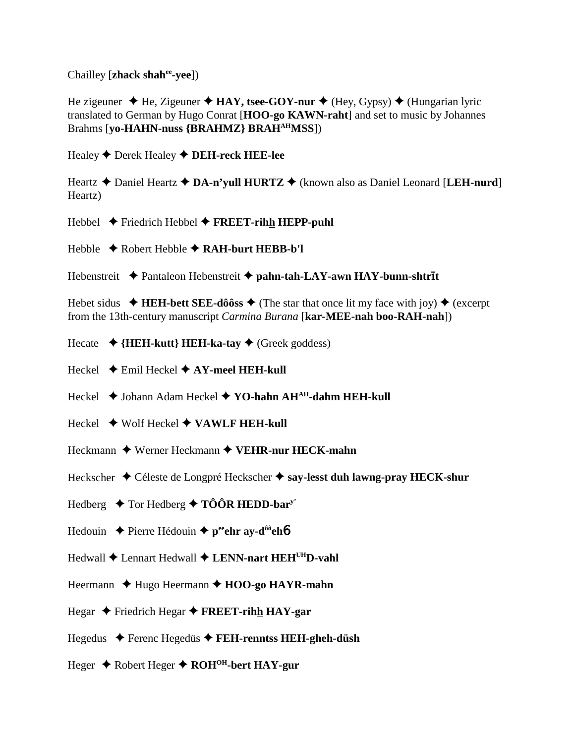Chailley [**zhack shah$^{ee}$-yee**])

He zigeuner ✦ He, Zigeuner ✦ **HAY, tsee-GOY-nur** ✦ (Hey, Gypsy) ✦ (Hungarian lyric translated to German by Hugo Conrat [**HOO-go KAWN-raht**] and set to music by Johannes Brahms [**yo-HAHN-nuss {BRAHMZ} BRAH$^{AH}$MSS**])

Healey ✦ Derek Healey ✦ **DEH-reck HEE-lee**

Heartz ✦ Daniel Heartz ✦ **DA-n'yull HURTZ** ✦ (known also as Daniel Leonard [**LEH-nurd**] Heartz)

Hebbel ✦ Friedrich Hebbel ✦ **FREET-rihh̲ HEPP-puhl**

Hebble ✦ Robert Hebble ✦ **RAH-burt HEBB-b'l**

Hebenstreit ✦ Pantaleon Hebenstreit ✦ **pahn-tah-LAY-awn HAY-bunn-shtrīt**

Hebet sidus ✦ **HEH-bett SEE-dôôss** ✦ (The star that once lit my face with joy) ✦ (excerpt from the 13th-century manuscript *Carmina Burana* [**kar-MEE-nah boo-RAH-nah**])

Hecate ✦ **{HEH-kutt} HEH-ka-tay** ✦ (Greek goddess)

Heckel ✦ Emil Heckel ✦ **AY-meel HEH-kull**

Heckel ✦ Johann Adam Heckel ✦ **YO-hahn AH$^{AH}$-dahm HEH-kull**

Heckel ✦ Wolf Heckel ✦ **VAWLF HEH-kull**

Heckmann ✦ Werner Heckmann ✦ **VEHR-nur HECK-mahn**

Heckscher ✦ Céleste de Longpré Heckscher ✦ **say-lesst duh lawng-pray HECK-shur**

Hedberg ✦ Tor Hedberg ✦ **TÔÔR HEDD-bar$^{y'}$**

Hedouin ✦ Pierre Hédouin ✦ **p$^{ee}$ehr ay-d$^{ôô}$ehб**

Hedwall ✦ Lennart Hedwall ✦ **LENN-nart HEH$^{UH}$D-vahl**

Heermann ✦ Hugo Heermann ✦ **HOO-go HAYR-mahn**

Hegar ✦ Friedrich Hegar ✦ **FREET-rihh̲ HAY-gar**

Hegedus ✦ Ferenc Hegedüs ✦ **FEH-renntss HEH-gheh-düsh**

Heger ✦ Robert Heger ✦ **ROH$^{OH}$-bert HAY-gur**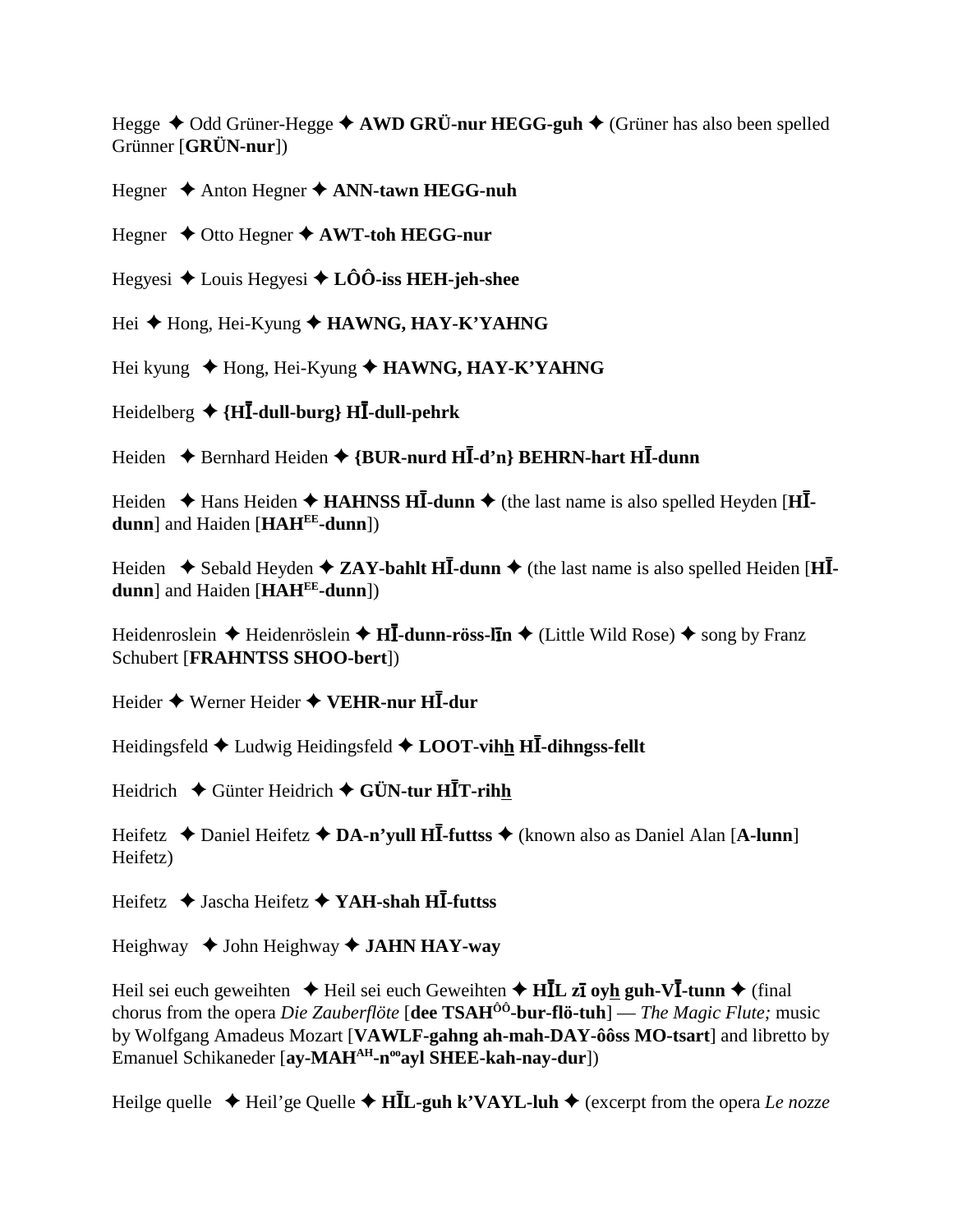Hegge ✦ Odd Grüner-Hegge ✦ **AWD GRÜ-nur HEGG-guh** ✦ (Grüner has also been spelled Grünner [**GRÜN-nur**])

Hegner ✦ Anton Hegner ✦ **ANN-tawn HEGG-nuh**

Hegner ✦ Otto Hegner ✦ **AWT-toh HEGG-nur**

Hegyesi ✦ Louis Hegyesi ✦ **LÔÔ-iss HEH-jeh-shee**

Hei ✦ Hong, Hei-Kyung ✦ **HAWNG, HAY-K'YAHNG**

Hei kyung ✦ Hong, Hei-Kyung ✦ **HAWNG, HAY-K'YAHNG**

Heidelberg ✦ **{HĪ-dull-burg} HĪ-dull-pehrk**

Heiden ✦ Bernhard Heiden ✦ **{BUR-nurd HĪ-d'n} BEHRN-hart HĪ-dunn**

Heiden ✦ Hans Heiden ✦ **HAHNSS HĪ-dunn** ✦ (the last name is also spelled Heyden [**HĪ-dunn**] and Haiden [**HAH^EE-dunn**])

Heiden ✦ Sebald Heyden ✦ **ZAY-bahlt HĪ-dunn** ✦ (the last name is also spelled Heiden [**HĪ-dunn**] and Haiden [**HAH^EE-dunn**])

Heidenroslein ✦ Heidenröslein ✦ **HĪ-dunn-röss-līn** ✦ (Little Wild Rose) ✦ song by Franz Schubert [**FRAHNTSS SHOO-bert**])

Heider ✦ Werner Heider ✦ **VEHR-nur HĪ-dur**

Heidingsfeld ✦ Ludwig Heidingsfeld ✦ **LOOT-vihh HĪ-dihngss-fellt**

Heidrich ✦ Günter Heidrich ✦ **GÜN-tur HĪT-rihh**

Heifetz ✦ Daniel Heifetz ✦ **DA-n'yull HĪ-futtss** ✦ (known also as Daniel Alan [**A-lunn**] Heifetz)

Heifetz ✦ Jascha Heifetz ✦ **YAH-shah HĪ-futtss**

Heighway ✦ John Heighway ✦ **JAHN HAY-way**

Heil sei euch geweihten ✦ Heil sei euch Geweihten ✦ **HĪL zī oyh guh-VĪ-tunn** ✦ (final chorus from the opera *Die Zauberflöte* [**dee TSAH^ÔÔ-bur-flö-tuh**] — *The Magic Flute;* music by Wolfgang Amadeus Mozart [**VAWLF-gahng ah-mah-DAY-ôôss MO-tsart**] and libretto by Emanuel Schikaneder [**ay-MAH^AH-n^oo ayl SHEE-kah-nay-dur**])

Heilge quelle ✦ Heil'ge Quelle ✦ **HĪL-guh k'VAYL-luh** ✦ (excerpt from the opera *Le nozze*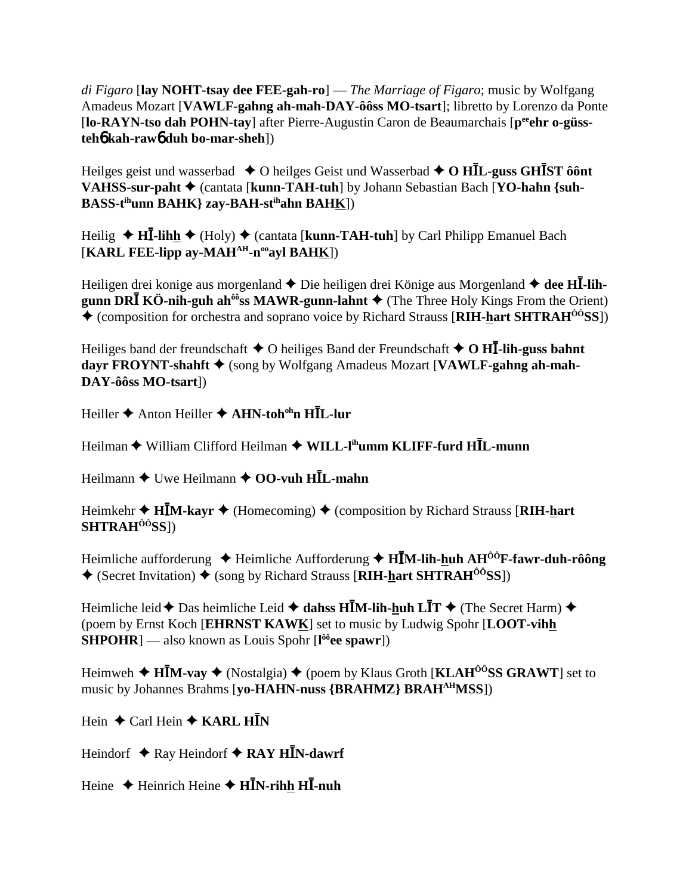*di Figaro* [**lay NOHT-tsay dee FEE-gah-ro**] — *The Marriage of Figaro*; music by Wolfgang Amadeus Mozart [**VAWLF-gahng ah-mah-DAY-ôôss MO-tsart**]; libretto by Lorenzo da Ponte [**lo-RAYN-tso dah POHN-tay**] after Pierre-Augustin Caron de Beaumarchais [**p^ee^ehr o-güss-tehɵ kah-rawɵ duh bo-mar-sheh**])

Heilges geist und wasserbad ✦ O heilges Geist und Wasserbad ✦ **O HĪL-guss GHĪST ôônt VAHSS-sur-paht** ✦ (cantata [**kunn-TAH-tuh**] by Johann Sebastian Bach [**YO-hahn {suh-BASS-t^ih^unn BAHK} zay-BAH-st^ih^ahn BAHK**])

Heilig ✦ **HĪ-lihh** ✦ (Holy) ✦ (cantata [**kunn-TAH-tuh**] by Carl Philipp Emanuel Bach [**KARL FEE-lipp ay-MAH^AH^-n^oo^ayl BAHK**])

Heiligen drei konige aus morgenland ✦ Die heiligen drei Könige aus Morgenland ✦ **dee HĪ-lih-gunn DRĪ KÖ-nih-guh ah^ôô^ss MAWR-gunn-lahnt** ✦ (The Three Holy Kings From the Orient) ✦ (composition for orchestra and soprano voice by Richard Strauss [**RIH-hart SHTRAH^ÔÔ^SS**])

Heiliges band der freundschaft ✦ O heiliges Band der Freundschaft ✦ **O HĪ-lih-guss bahnt dayr FROYNT-shahft** ✦ (song by Wolfgang Amadeus Mozart [**VAWLF-gahng ah-mah-DAY-ôôss MO-tsart**])

Heiller ✦ Anton Heiller ✦ **AHN-toh^oh^n HĪL-lur**

Heilman ✦ William Clifford Heilman ✦ **WILL-l^ih^umm KLIFF-furd HĪL-munn**

Heilmann ✦ Uwe Heilmann ✦ **OO-vuh HĪL-mahn**

Heimkehr ✦ **HĪM-kayr** ✦ (Homecoming) ✦ (composition by Richard Strauss [**RIH-hart SHTRAH^ÔÔ^SS**])

Heimliche aufforderung ✦ Heimliche Aufforderung ✦ **HĪM-lih-huh AH^ÔÔ^F-fawr-duh-rôông** ✦ (Secret Invitation) ✦ (song by Richard Strauss [**RIH-hart SHTRAH^ÔÔ^SS**])

Heimliche leid ✦ Das heimliche Leid ✦ **dahss HĪM-lih-huh LĪT** ✦ (The Secret Harm) ✦ (poem by Ernst Koch [**EHRNST KAWK**] set to music by Ludwig Spohr [**LOOT-vihh SHPOHR**] — also known as Louis Spohr [**l^ôô^ee spawr**])

Heimweh ✦ **HĪM-vay** ✦ (Nostalgia) ✦ (poem by Klaus Groth [**KLAH^ÔÔ^SS GRAWT**] set to music by Johannes Brahms [**yo-HAHN-nuss {BRAHMZ} BRAH^AH^MSS**])

Hein ✦ Carl Hein ✦ **KARL HĪN**

Heindorf ✦ Ray Heindorf ✦ **RAY HĪN-dawrf**

Heine ✦ Heinrich Heine ✦ **HĪN-rihh HĪ-nuh**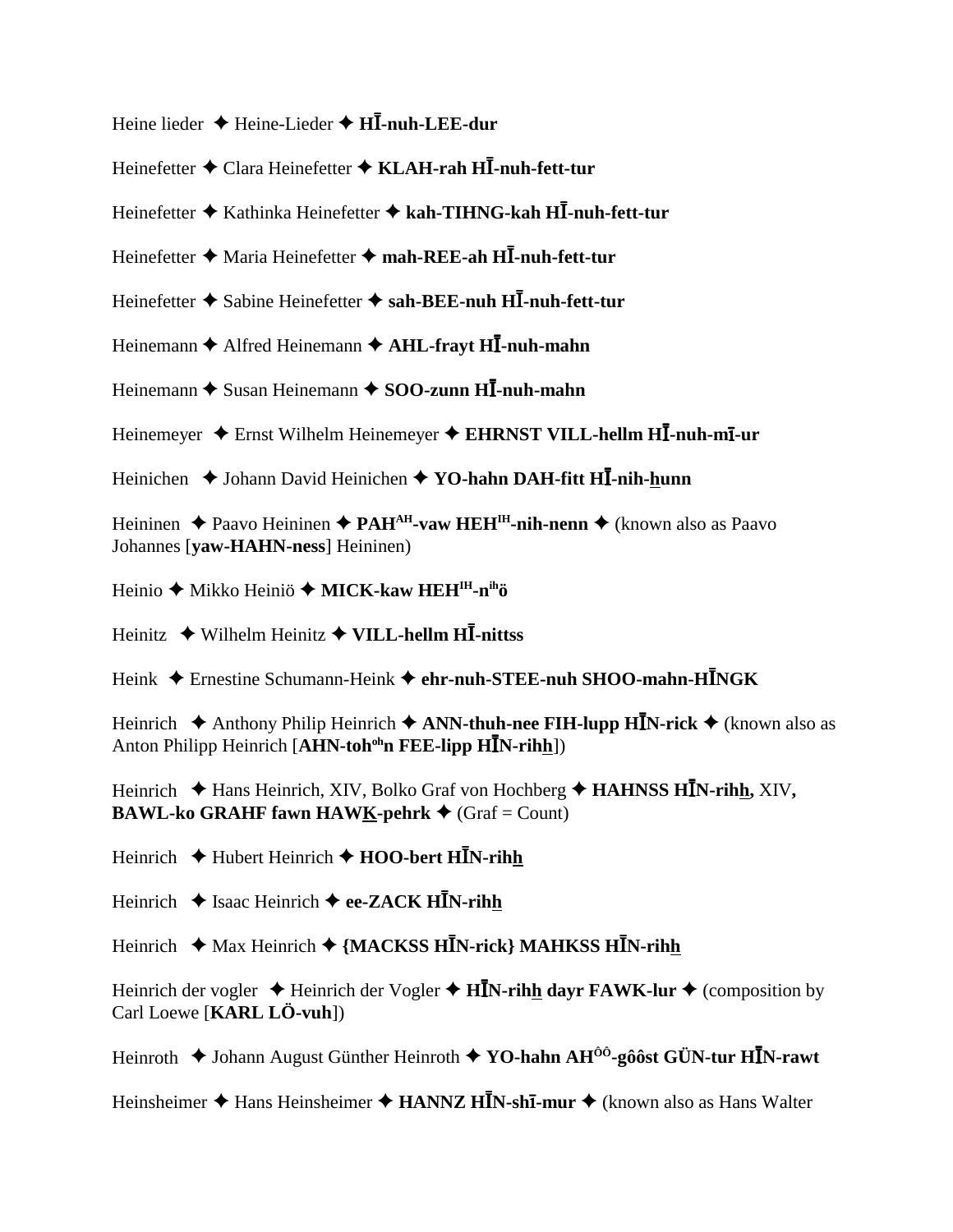Heine lieder ✦ Heine-Lieder ✦ **HĪ-nuh-LEE-dur**

Heinefetter ✦ Clara Heinefetter ✦ **KLAH-rah HĪ-nuh-fett-tur**

Heinefetter ✦ Kathinka Heinefetter ✦ **kah-TIHNG-kah HĪ-nuh-fett-tur**

Heinefetter ✦ Maria Heinefetter ✦ **mah-REE-ah HĪ-nuh-fett-tur**

Heinefetter ✦ Sabine Heinefetter ✦ **sah-BEE-nuh HĪ-nuh-fett-tur**

Heinemann ✦ Alfred Heinemann ✦ **AHL-frayt HĪ-nuh-mahn**

Heinemann ✦ Susan Heinemann ✦ **SOO-zunn HĪ-nuh-mahn**

Heinemeyer ✦ Ernst Wilhelm Heinemeyer ✦ **EHRNST VILL-hellm HĪ-nuh-mī-ur**

Heinichen ✦ Johann David Heinichen ✦ **YO-hahn DAH-fitt HĪ-nih-hunn**

Heininen ✦ Paavo Heininen ✦ **PAH^AH-vaw HEH^IH-nih-nenn** ✦ (known also as Paavo Johannes [**yaw-HAHN-ness**] Heininen)

Heinio ✦ Mikko Heiniö ✦ **MICK-kaw HEH^IH-n^ih ö**

Heinitz ✦ Wilhelm Heinitz ✦ **VILL-hellm HĪ-nittss**

Heink ✦ Ernestine Schumann-Heink ✦ **ehr-nuh-STEE-nuh SHOO-mahn-HĪNGK**

Heinrich ✦ Anthony Philip Heinrich ✦ **ANN-thuh-nee FIH-lupp HĪN-rick** ✦ (known also as Anton Philipp Heinrich [**AHN-toh^oh n FEE-lipp HĪN-rihh**])

Heinrich ✦ Hans Heinrich, XIV, Bolko Graf von Hochberg ✦ **HAHNSS HĪN-rihh,** XIV**, BAWL-ko GRAHF fawn HAWK-pehrk** ✦ (Graf = Count)

Heinrich ✦ Hubert Heinrich ✦ **HOO-bert HĪN-rihh**

Heinrich ✦ Isaac Heinrich ✦ **ee-ZACK HĪN-rihh**

Heinrich ✦ Max Heinrich ✦ **{MACKSS HĪN-rick} MAHKSS HĪN-rihh**

Heinrich der vogler ✦ Heinrich der Vogler ✦ **HĪN-rihh dayr FAWK-lur** ✦ (composition by Carl Loewe [**KARL LÖ-vuh**])

Heinroth ✦ Johann August Günther Heinroth ✦ **YO-hahn AH^ÔÔ-gôôst GÜN-tur HĪN-rawt**

Heinsheimer ✦ Hans Heinsheimer ✦ **HANNZ HĪN-shī-mur** ✦ (known also as Hans Walter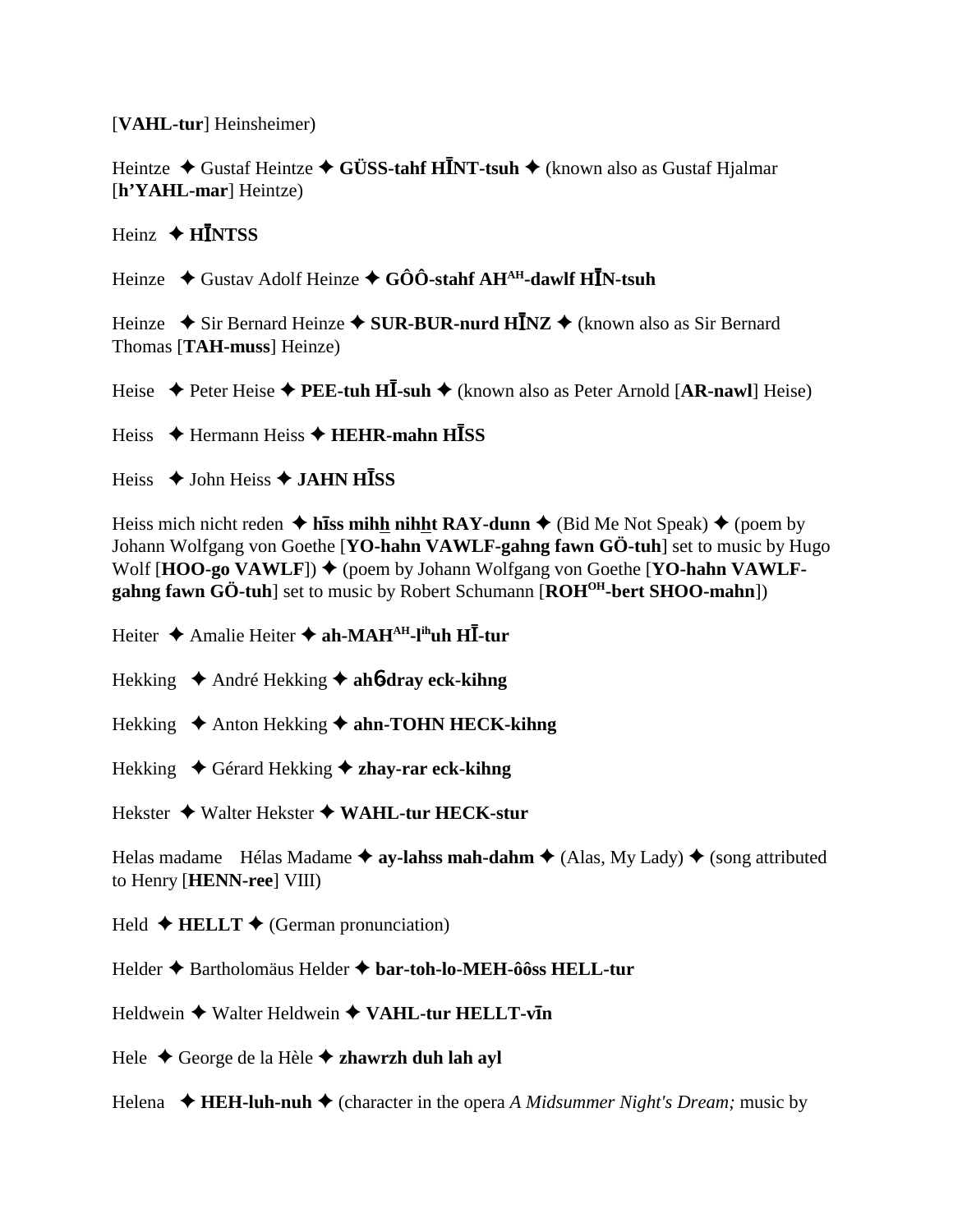[**VAHL-tur**] Heinsheimer)

Heintze ✦ Gustaf Heintze ✦ **GÜSS-tahf HĪNT-tsuh** ✦ (known also as Gustaf Hjalmar [**h'YAHL-mar**] Heintze)

Heinz ✦ **HĪNTSS**

Heinze ✦ Gustav Adolf Heinze ✦ **GÔÔ-stahf AH$^{AH}$-dawlf HĪN-tsuh**

Heinze ✦ Sir Bernard Heinze ✦ **SUR-BUR-nurd HĪNZ** ✦ (known also as Sir Bernard Thomas [**TAH-muss**] Heinze)

Heise ✦ Peter Heise ✦ **PEE-tuh HĪ-suh** ✦ (known also as Peter Arnold [**AR-nawl**] Heise)

Heiss ✦ Hermann Heiss ✦ **HEHR-mahn HĪSS**

Heiss ✦ John Heiss ✦ **JAHN HĪSS**

Heiss mich nicht reden ✦ **hīss mihh nihht RAY-dunn** ✦ (Bid Me Not Speak) ✦ (poem by Johann Wolfgang von Goethe [**YO-hahn VAWLF-gahng fawn GÖ-tuh**] set to music by Hugo Wolf [**HOO-go VAWLF**]) ✦ (poem by Johann Wolfgang von Goethe [**YO-hahn VAWLF-gahng fawn GÖ-tuh**] set to music by Robert Schumann [**ROH$^{OH}$-bert SHOO-mahn**])

Heiter ✦ Amalie Heiter ✦ **ah-MAH$^{AH}$-l$^{ih}$uh HĪ-tur**

Hekking ✦ André Hekking ✦ **ahɓ-dray eck-kihng**

Hekking ✦ Anton Hekking ✦ **ahn-TOHN HECK-kihng**

Hekking ✦ Gérard Hekking ✦ **zhay-rar eck-kihng**

Hekster ✦ Walter Hekster ✦ **WAHL-tur HECK-stur**

Helas madame Hélas Madame ✦ **ay-lahss mah-dahm** ✦ (Alas, My Lady) ✦ (song attributed to Henry [**HENN-ree**] VIII)

Held ✦ **HELLT** ✦ (German pronunciation)

Helder ✦ Bartholomäus Helder ✦ **bar-toh-lo-MEH-ôôss HELL-tur**

Heldwein ✦ Walter Heldwein ✦ **VAHL-tur HELLT-vīn**

Hele ✦ George de la Hèle ✦ **zhawrzh duh lah ayl**

Helena ✦ **HEH-luh-nuh** ✦ (character in the opera *A Midsummer Night's Dream;* music by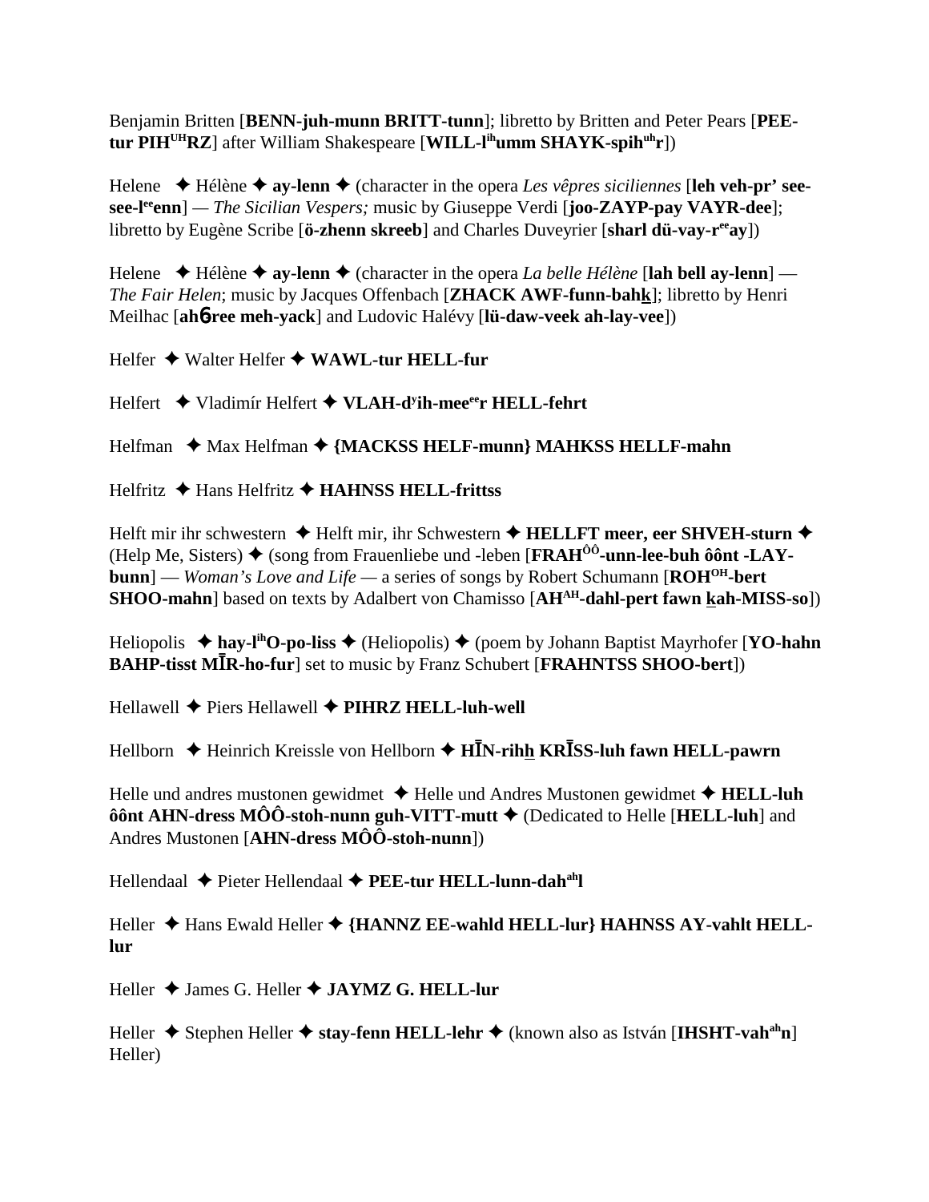Benjamin Britten [**BENN-juh-munn BRITT-tunn**]; libretto by Britten and Peter Pears [**PEE-tur PIH^UH^RZ**] after William Shakespeare [**WILL-l^ih^umm SHAYK-spih^uh^r**])

Helene ✦ Hélène ✦ **ay-lenn** ✦ (character in the opera *Les vêpres siciliennes* [**leh veh-pr' see-see-l^ee^enn**] — *The Sicilian Vespers;* music by Giuseppe Verdi [**joo-ZAYP-pay VAYR-dee**]; libretto by Eugène Scribe [**ö-zhenn skreeb**] and Charles Duveyrier [**sharl dü-vay-r^ee^ay**])

Helene ✦ Hélène ✦ **ay-lenn** ✦ (character in the opera *La belle Hélène* [**lah bell ay-lenn**] — *The Fair Helen*; music by Jacques Offenbach [**ZHACK AWF-funn-bahk**]; libretto by Henri Meilhac [**ahɓree meh-yack**] and Ludovic Halévy [**lü-daw-veek ah-lay-vee**])

Helfer ✦ Walter Helfer ✦ **WAWL-tur HELL-fur**

Helfert ✦ Vladimír Helfert ✦ **VLAH-d^y^ih-mee^ee^r HELL-fehrt**

Helfman ✦ Max Helfman ✦ **{MACKSS HELF-munn} MAHKSS HELLF-mahn**

Helfritz ✦ Hans Helfritz ✦ **HAHNSS HELL-frittss**

Helft mir ihr schwestern ✦ Helft mir, ihr Schwestern ✦ **HELLFT meer, eer SHVEH-sturn** ✦ (Help Me, Sisters) ✦ (song from Frauenliebe und -leben [**FRAH^ÔÔ^-unn-lee-buh ôônt -LAY-bunn**] — *Woman's Love and Life* — a series of songs by Robert Schumann [**ROH^OH^-bert SHOO-mahn**] based on texts by Adalbert von Chamisso [**AH^AH^-dahl-pert fawn kah-MISS-so**])

Heliopolis ✦ **hay-l^ih^O-po-liss** ✦ (Heliopolis) ✦ (poem by Johann Baptist Mayrhofer [**YO-hahn BAHP-tisst MĪR-ho-fur**] set to music by Franz Schubert [**FRAHNTSS SHOO-bert**])

Hellawell ✦ Piers Hellawell ✦ **PIHRZ HELL-luh-well**

Hellborn ✦ Heinrich Kreissle von Hellborn ✦ **HĪN-rihh KRĪSS-luh fawn HELL-pawrn**

Helle und andres mustonen gewidmet ✦ Helle und Andres Mustonen gewidmet ✦ **HELL-luh ôônt AHN-dress MÔÔ-stoh-nunn guh-VITT-mutt** ✦ (Dedicated to Helle [**HELL-luh**] and Andres Mustonen [**AHN-dress MÔÔ-stoh-nunn**])

Hellendaal ✦ Pieter Hellendaal ✦ **PEE-tur HELL-lunn-dah^ah^l**

Heller ✦ Hans Ewald Heller ✦ **{HANNZ EE-wahld HELL-lur} HAHNSS AY-vahlt HELL-lur**

Heller ✦ James G. Heller ✦ **JAYMZ G. HELL-lur**

Heller ✦ Stephen Heller ✦ **stay-fenn HELL-lehr** ✦ (known also as István [**IHSHT-vah^ah^n**] Heller)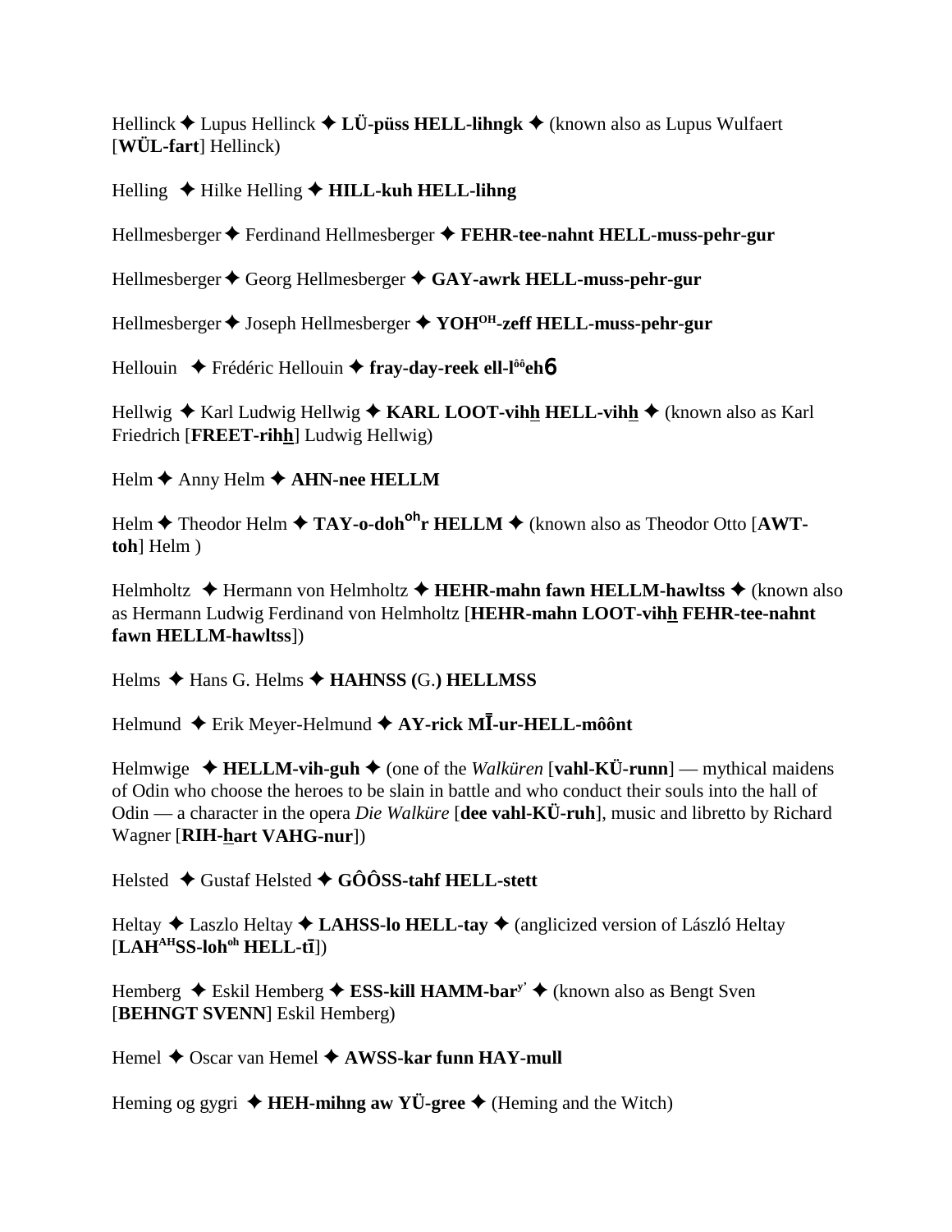Hellinck ✦ Lupus Hellinck ✦ **LÜ-püss HELL-lihngk** ✦ (known also as Lupus Wulfaert [**WÜL-fart**] Hellinck)

Helling ✦ Hilke Helling ✦ **HILL-kuh HELL-lihng**

Hellmesberger ✦ Ferdinand Hellmesberger ✦ **FEHR-tee-nahnt HELL-muss-pehr-gur**

Hellmesberger ✦ Georg Hellmesberger ✦ **GAY-awrk HELL-muss-pehr-gur**

Hellmesberger ✦ Joseph Hellmesberger ✦ **YOH[OH]-zeff HELL-muss-pehr-gur**

Hellouin ✦ Frédéric Hellouin ✦ **fray-day-reek ell-l[ôô]ehɓ**

Hellwig ✦ Karl Ludwig Hellwig ✦ **KARL LOOT-vihh HELL-vihh** ✦ (known also as Karl Friedrich [**FREET-rihh**] Ludwig Hellwig)

Helm ✦ Anny Helm ✦ **AHN-nee HELLM**

Helm ✦ Theodor Helm ✦ **TAY-o-doh[oh]r HELLM** ✦ (known also as Theodor Otto [**AWT-toh**] Helm )

Helmholtz ✦ Hermann von Helmholtz ✦ **HEHR-mahn fawn HELLM-hawltss** ✦ (known also as Hermann Ludwig Ferdinand von Helmholtz [**HEHR-mahn LOOT-vihh FEHR-tee-nahnt fawn HELLM-hawltss**])

Helms ✦ Hans G. Helms ✦ **HAHNSS (**G.**) HELLMSS**

Helmund ✦ Erik Meyer-Helmund ✦ **AY-rick MĪ-ur-HELL-môônt**

Helmwige ✦ **HELLM-vih-guh** ✦ (one of the *Walküren* [**vahl-KÜ-runn**] — mythical maidens of Odin who choose the heroes to be slain in battle and who conduct their souls into the hall of Odin — a character in the opera *Die Walküre* [**dee vahl-KÜ-ruh**], music and libretto by Richard Wagner [**RIH-hart VAHG-nur**])

Helsted ✦ Gustaf Helsted ✦ **GÔÔSS-tahf HELL-stett**

Heltay ✦ Laszlo Heltay ✦ **LAHSS-lo HELL-tay** ✦ (anglicized version of László Heltay [**LAH[AH]SS-loh[oh] HELL-tī**])

Hemberg ✦ Eskil Hemberg ✦ **ESS-kill HAMM-bar[y']** ✦ (known also as Bengt Sven [**BEHNGT SVENN**] Eskil Hemberg)

Hemel ✦ Oscar van Hemel ✦ **AWSS-kar funn HAY-mull**

Heming og gygri ✦ **HEH-mihng aw YÜ-gree** ✦ (Heming and the Witch)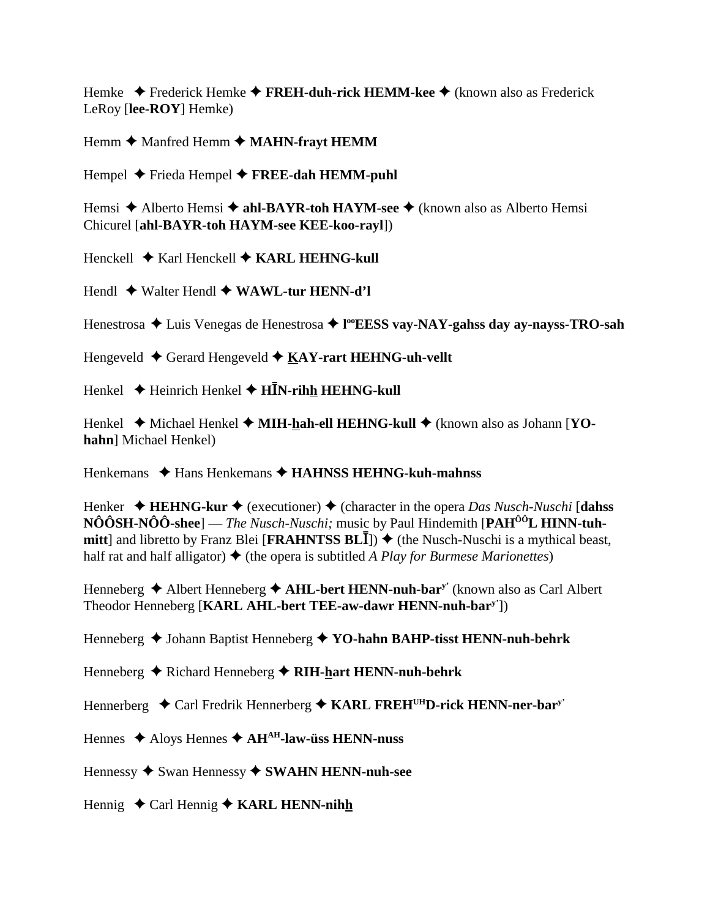Hemke ✦ Frederick Hemke ✦ **FREH-duh-rick HEMM-kee** ✦ (known also as Frederick LeRoy [**lee-ROY**] Hemke)

Hemm ✦ Manfred Hemm ✦ **MAHN-frayt HEMM**

Hempel ✦ Frieda Hempel ✦ **FREE-dah HEMM-puhl**

Hemsi ✦ Alberto Hemsi ✦ **ahl-BAYR-toh HAYM-see** ✦ (known also as Alberto Hemsi Chicurel [**ahl-BAYR-toh HAYM-see KEE-koo-rayl**])

Henckell ✦ Karl Henckell ✦ **KARL HEHNG-kull**

Hendl ✦ Walter Hendl ✦ **WAWL-tur HENN-d'l**

Henestrosa ✦ Luis Venegas de Henestrosa ✦ **l[oo]EESS vay-NAY-gahss day ay-nayss-TRO-sah**

Hengeveld ✦ Gerard Hengeveld ✦ **KAY-rart HEHNG-uh-vellt**

Henkel ✦ Heinrich Henkel ✦ **HĪN-rihh HEHNG-kull**

Henkel ✦ Michael Henkel ✦ **MIH-hah-ell HEHNG-kull** ✦ (known also as Johann [**YO-hahn**] Michael Henkel)

Henkemans ✦ Hans Henkemans ✦ **HAHNSS HEHNG-kuh-mahnss**

Henker ✦ **HEHNG-kur** ✦ (executioner) ✦ (character in the opera *Das Nusch-Nuschi* [**dahss NÔÔSH-NÔÔ-shee**] — *The Nusch-Nuschi;* music by Paul Hindemith [**PAH[ÔÔ]L HINN-tuh-mitt**] and libretto by Franz Blei [**FRAHNTSS BLĪ**]) ✦ (the Nusch-Nuschi is a mythical beast, half rat and half alligator) ✦ (the opera is subtitled *A Play for Burmese Marionettes*)

Henneberg ✦ Albert Henneberg ✦ **AHL-bert HENN-nuh-bar[y']** (known also as Carl Albert Theodor Henneberg [**KARL AHL-bert TEE-aw-dawr HENN-nuh-bar[y']**])

Henneberg ✦ Johann Baptist Henneberg ✦ **YO-hahn BAHP-tisst HENN-nuh-behrk**

Henneberg ✦ Richard Henneberg ✦ **RIH-hart HENN-nuh-behrk**

Hennerberg ✦ Carl Fredrik Hennerberg ✦ **KARL FREH[UH]D-rick HENN-ner-bar[y']**

Hennes ✦ Aloys Hennes ✦ **AH[AH]-law-üss HENN-nuss**

Hennessy ✦ Swan Hennessy ✦ **SWAHN HENN-nuh-see**

Hennig ✦ Carl Hennig ✦ **KARL HENN-nihh**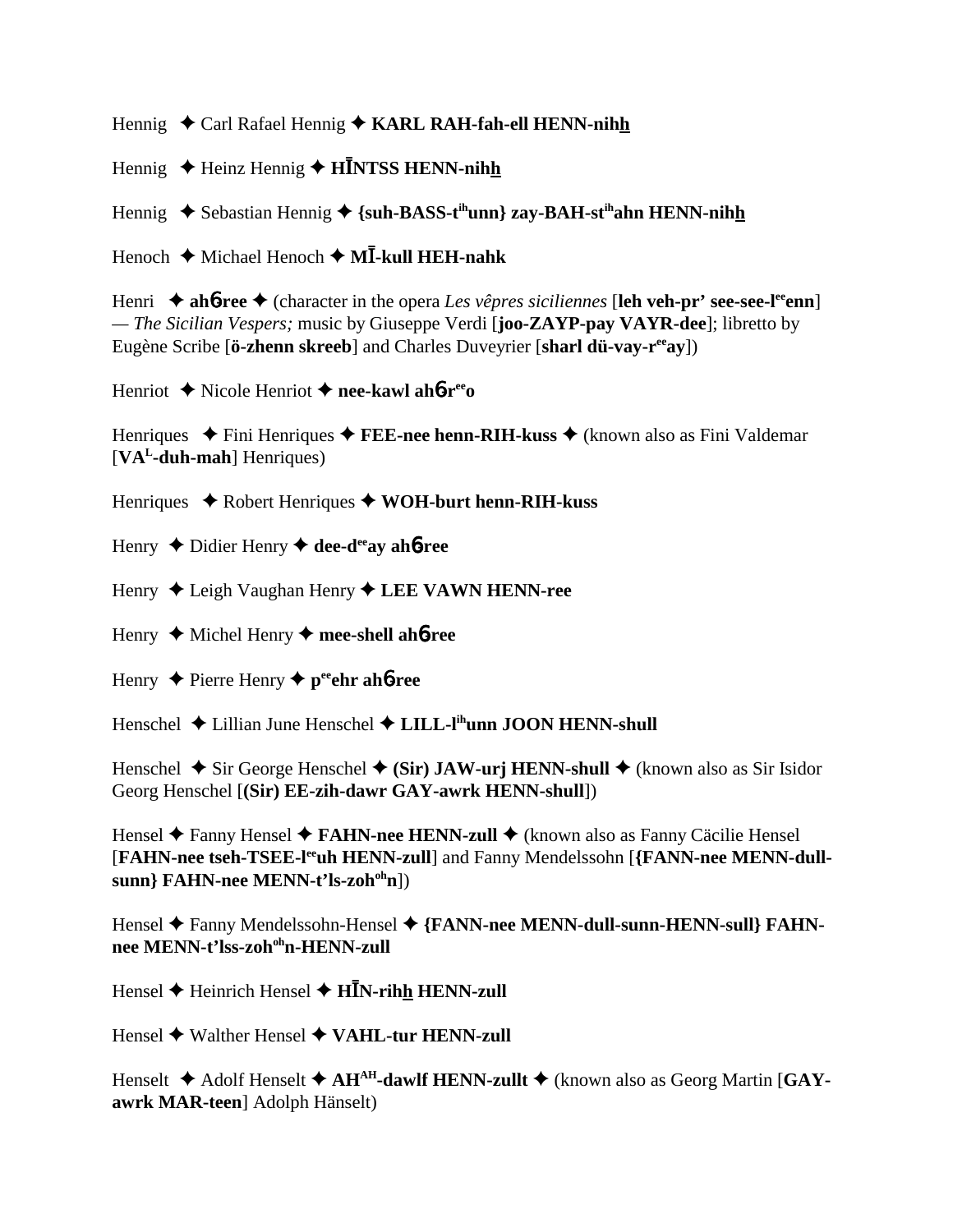Hennig ✦ Carl Rafael Hennig ✦ **KARL RAH-fah-ell HENN-nihh**

Hennig ✦ Heinz Hennig ✦ **HĪNTSS HENN-nihh**

Hennig ✦ Sebastian Hennig ✦ **{suh-BASS-t[ih]unn} zay-BAH-st[ih]ahn HENN-nihh**

Henoch ✦ Michael Henoch ✦ **MĪ-kull HEH-nahk**

Henri ✦ **ahɓree** ✦ (character in the opera *Les vêpres siciliennes* [**leh veh-pr' see-see-l[ee]enn**] — *The Sicilian Vespers;* music by Giuseppe Verdi [**joo-ZAYP-pay VAYR-dee**]; libretto by Eugène Scribe [**ö-zhenn skreeb**] and Charles Duveyrier [**sharl dü-vay-r[ee]ay**])

Henriot ✦ Nicole Henriot ✦ **nee-kawl ahɓr[ee]o**

Henriques ✦ Fini Henriques ✦ **FEE-nee henn-RIH-kuss** ✦ (known also as Fini Valdemar [**VA[L]-duh-mah**] Henriques)

Henriques ✦ Robert Henriques ✦ **WOH-burt henn-RIH-kuss**

Henry ✦ Didier Henry ✦ **dee-d[ee]ay ahɓree**

Henry ✦ Leigh Vaughan Henry ✦ **LEE VAWN HENN-ree**

Henry ✦ Michel Henry ✦ **mee-shell ahɓree**

Henry ✦ Pierre Henry ✦ **p[ee]ehr ahɓree**

Henschel ✦ Lillian June Henschel ✦ **LILL-l[ih]unn JOON HENN-shull**

Henschel ✦ Sir George Henschel ✦ **(Sir) JAW-urj HENN-shull** ✦ (known also as Sir Isidor Georg Henschel [**(Sir) EE-zih-dawr GAY-awrk HENN-shull**])

Hensel ✦ Fanny Hensel ✦ **FAHN-nee HENN-zull** ✦ (known also as Fanny Cäcilie Hensel [**FAHN-nee tseh-TSEE-l[ee]uh HENN-zull**] and Fanny Mendelssohn [**{FANN-nee MENN-dull-sunn} FAHN-nee MENN-t'ls-zoh[oh]n**])

Hensel ✦ Fanny Mendelssohn-Hensel ✦ **{FANN-nee MENN-dull-sunn-HENN-sull} FAHN-nee MENN-t'lss-zoh[oh]n-HENN-zull**

Hensel ✦ Heinrich Hensel ✦ **HĪN-rihh HENN-zull**

Hensel ✦ Walther Hensel ✦ **VAHL-tur HENN-zull**

Henselt ✦ Adolf Henselt ✦ **AH[AH]-dawlf HENN-zullt** ✦ (known also as Georg Martin [**GAY-awrk MAR-teen**] Adolph Hänselt)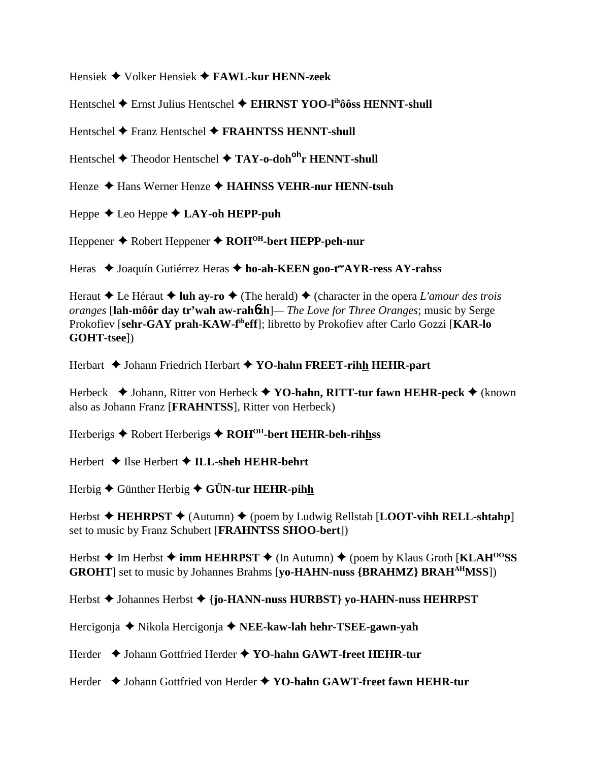Hensiek ✦ Volker Hensiek ✦ **FAWL-kur HENN-zeek**

Hentschel ✦ Ernst Julius Hentschel ✦ **EHRNST YOO-l[ih]ôôss HENNT-shull**

Hentschel ✦ Franz Hentschel ✦ **FRAHNTSS HENNT-shull**

Hentschel ✦ Theodor Hentschel ✦ **TAY-o-doh[oh]r HENNT-shull**

Henze ✦ Hans Werner Henze ✦ **HAHNSS VEHR-nur HENN-tsuh**

Heppe ✦ Leo Heppe ✦ **LAY-oh HEPP-puh**

Heppener ✦ Robert Heppener ✦ **ROH[OH]-bert HEPP-peh-nur**

Heras ✦ Joaquín Gutiérrez Heras ✦ **ho-ah-KEEN goo-t[ee]AYR-ress AY-rahss**

Heraut ✦ Le Héraut ✦ **luh ay-ro** ✦ (The herald) ✦ (character in the opera *L'amour des trois oranges* [**lah-môôr day tr'wah aw-rahzh**]— *The Love for Three Oranges*; music by Serge Prokofiev [**sehr-GAY prah-KAW-f[ih]eff**]; libretto by Prokofiev after Carlo Gozzi [**KAR-lo GOHT-tsee**])

Herbart ✦ Johann Friedrich Herbart ✦ **YO-hahn FREET-rihh HEHR-part**

Herbeck ✦ Johann, Ritter von Herbeck ✦ **YO-hahn, RITT-tur fawn HEHR-peck** ✦ (known also as Johann Franz [**FRAHNTSS**], Ritter von Herbeck)

Herberigs ✦ Robert Herberigs ✦ **ROH[OH]-bert HEHR-beh-rihhss**

Herbert ✦ Ilse Herbert ✦ **ILL-sheh HEHR-behrt**

Herbig ✦ Günther Herbig ✦ **GÜN-tur HEHR-pihh**

Herbst ✦ **HEHRPST** ✦ (Autumn) ✦ (poem by Ludwig Rellstab [**LOOT-vihh RELL-shtahp**] set to music by Franz Schubert [**FRAHNTSS SHOO-bert**])

Herbst ✦ Im Herbst ✦ **imm HEHRPST** ✦ (In Autumn) ✦ (poem by Klaus Groth [**KLAH[OO]SS GROHT**] set to music by Johannes Brahms [**yo-HAHN-nuss {BRAHMZ} BRAH[AH]MSS**])

Herbst ✦ Johannes Herbst ✦ **{jo-HANN-nuss HURBST} yo-HAHN-nuss HEHRPST**

Hercigonja ✦ Nikola Hercigonja ✦ **NEE-kaw-lah hehr-TSEE-gawn-yah**

Herder ✦ Johann Gottfried Herder ✦ **YO-hahn GAWT-freet HEHR-tur**

Herder ✦ Johann Gottfried von Herder ✦ **YO-hahn GAWT-freet fawn HEHR-tur**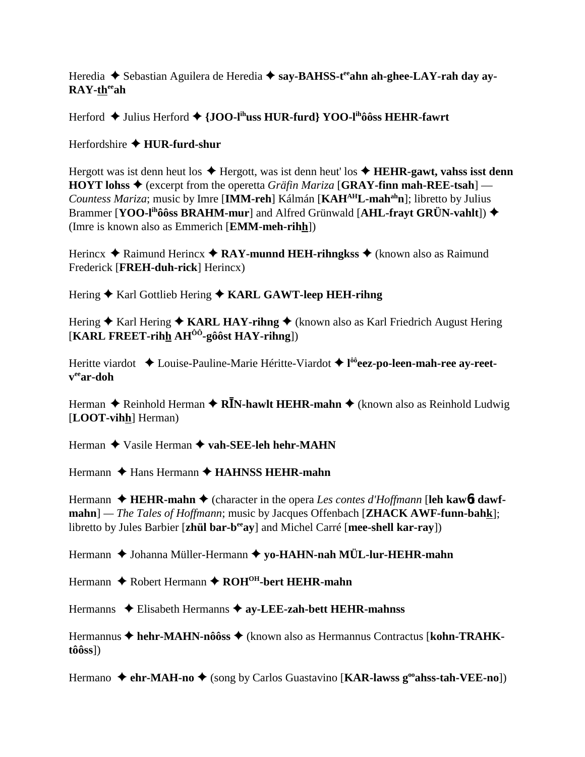Heredia ✦ Sebastian Aguilera de Heredia ✦ **say-BAHSS-t^ee^ahn ah-ghee-LAY-rah day ay-RAY-th^ee^ah**

Herford ✦ Julius Herford ✦ **{JOO-l^ih^uss HUR-furd} YOO-l^ih^ôôss HEHR-fawrt**

Herfordshire ✦ **HUR-furd-shur**

Hergott was ist denn heut los ✦ Hergott, was ist denn heut' los ✦ **HEHR-gawt, vahss isst denn HOYT lohss** ✦ (excerpt from the operetta *Gräfin Mariza* [**GRAY-finn mah-REE-tsah**] — *Countess Mariza*; music by Imre [**IMM-reh**] Kálmán [**KAH^AH^L-mah^ah^n**]; libretto by Julius Brammer [**YOO-l^ih^ôôss BRAHM-mur**] and Alfred Grünwald [**AHL-frayt GRÜN-vahlt**]) ✦ (Imre is known also as Emmerich [**EMM-meh-rihh**])

Herincx ✦ Raimund Herincx ✦ **RAY-munnd HEH-rihngkss** ✦ (known also as Raimund Frederick [**FREH-duh-rick**] Herincx)

Hering ✦ Karl Gottlieb Hering ✦ **KARL GAWT-leep HEH-rihng**

Hering ✦ Karl Hering ✦ **KARL HAY-rihng** ✦ (known also as Karl Friedrich August Hering [**KARL FREET-rihh AH^ÔÔ^-gôôst HAY-rihng**])

Heritte viardot ✦ Louise-Pauline-Marie Héritte-Viardot ✦ **l^ôô^eez-po-leen-mah-ree ay-reet-v^ee^ar-doh**

Herman ✦ Reinhold Herman ✦ **RĪN-hawlt HEHR-mahn** ✦ (known also as Reinhold Ludwig [**LOOT-vihh**] Herman)

Herman ✦ Vasile Herman ✦ **vah-SEE-leh hehr-MAHN**

Hermann ✦ Hans Hermann ✦ **HAHNSS HEHR-mahn**

Hermann ✦ **HEHR-mahn** ✦ (character in the opera *Les contes d'Hoffmann* [**leh kawɓ dawf-mahn**] — *The Tales of Hoffmann*; music by Jacques Offenbach [**ZHACK AWF-funn-bahk**]; libretto by Jules Barbier [**zhül bar-b^ee^ay**] and Michel Carré [**mee-shell kar-ray**])

Hermann ✦ Johanna Müller-Hermann ✦ **yo-HAHN-nah MÜL-lur-HEHR-mahn**

Hermann ✦ Robert Hermann ✦ **ROH^OH^-bert HEHR-mahn**

Hermanns ✦ Elisabeth Hermanns ✦ **ay-LEE-zah-bett HEHR-mahnss**

Hermannus ✦ **hehr-MAHN-nôôss** ✦ (known also as Hermannus Contractus [**kohn-TRAHK-tôôss**])

Hermano ✦ **ehr-MAH-no** ✦ (song by Carlos Guastavino [**KAR-lawss g^oo^ahss-tah-VEE-no**])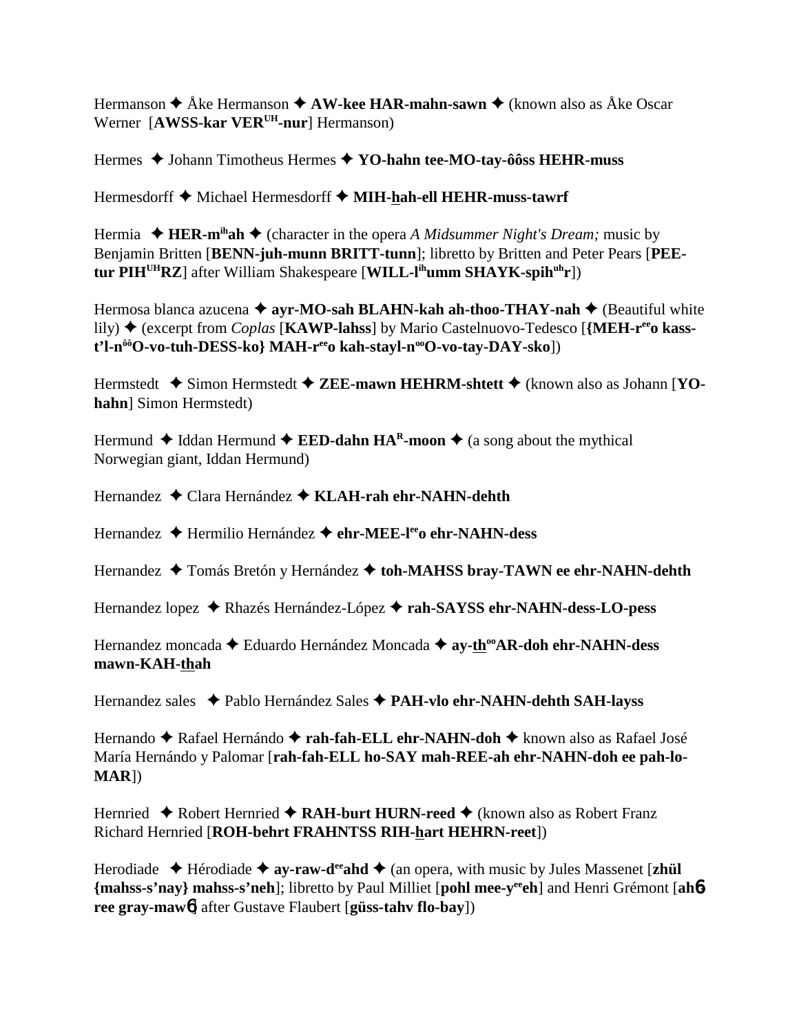Hermanson ✦ Åke Hermanson ✦ **AW-kee HAR-mahn-sawn** ✦ (known also as Åke Oscar Werner [**AWSS-kar VER^UH-nur**] Hermanson)

Hermes ✦ Johann Timotheus Hermes ✦ **YO-hahn tee-MO-tay-ôôss HEHR-muss**

Hermesdorff ✦ Michael Hermesdorff ✦ **MIH-hah-ell HEHR-muss-tawrf**

Hermia ✦ **HER-m^ih ah** ✦ (character in the opera *A Midsummer Night's Dream;* music by Benjamin Britten [**BENN-juh-munn BRITT-tunn**]; libretto by Britten and Peter Pears [**PEE-tur PIH^UH RZ**] after William Shakespeare [**WILL-l^ih umm SHAYK-spih^uh r**])

Hermosa blanca azucena ✦ **ayr-MO-sah BLAHN-kah ah-thoo-THAY-nah** ✦ (Beautiful white lily) ✦ (excerpt from *Coplas* [**KAWP-lahss**] by Mario Castelnuovo-Tedesco [**{MEH-r^ee o kass-t'l-n^ôô O-vo-tuh-DESS-ko} MAH-r^ee o kah-stayl-n^oo O-vo-tay-DAY-sko**])

Hermstedt ✦ Simon Hermstedt ✦ **ZEE-mawn HEHRM-shtett** ✦ (known also as Johann [**YO-hahn**] Simon Hermstedt)

Hermund ✦ Iddan Hermund ✦ **EED-dahn HA^R-moon** ✦ (a song about the mythical Norwegian giant, Iddan Hermund)

Hernandez ✦ Clara Hernández ✦ **KLAH-rah ehr-NAHN-dehth**

Hernandez ✦ Hermilio Hernández ✦ **ehr-MEE-l^ee o ehr-NAHN-dess**

Hernandez ✦ Tomás Bretón y Hernández ✦ **toh-MAHSS bray-TAWN ee ehr-NAHN-dehth**

Hernandez lopez ✦ Rhazés Hernández-López ✦ **rah-SAYSS ehr-NAHN-dess-LO-pess**

Hernandez moncada ✦ Eduardo Hernández Moncada ✦ **ay-th^oo AR-doh ehr-NAHN-dess mawn-KAH-thah**

Hernandez sales ✦ Pablo Hernández Sales ✦ **PAH-vlo ehr-NAHN-dehth SAH-layss**

Hernando ✦ Rafael Hernándo ✦ **rah-fah-ELL ehr-NAHN-doh** ✦ known also as Rafael José María Hernándo y Palomar [**rah-fah-ELL ho-SAY mah-REE-ah ehr-NAHN-doh ee pah-lo-MAR**])

Hernried ✦ Robert Hernried ✦ **RAH-burt HURN-reed** ✦ (known also as Robert Franz Richard Hernried [**ROH-behrt FRAHNTSS RIH-hart HEHRN-reet**])

Herodiade ✦ Hérodiade ✦ **ay-raw-d^ee ahd** ✦ (an opera, with music by Jules Massenet [**zhül {mahss-s'nay} mahss-s'neh**]; libretto by Paul Milliet [**pohl mee-y^ee eh**] and Henri Grémont [**ahб ree gray-mawб**] after Gustave Flaubert [**güss-tahv flo-bay**])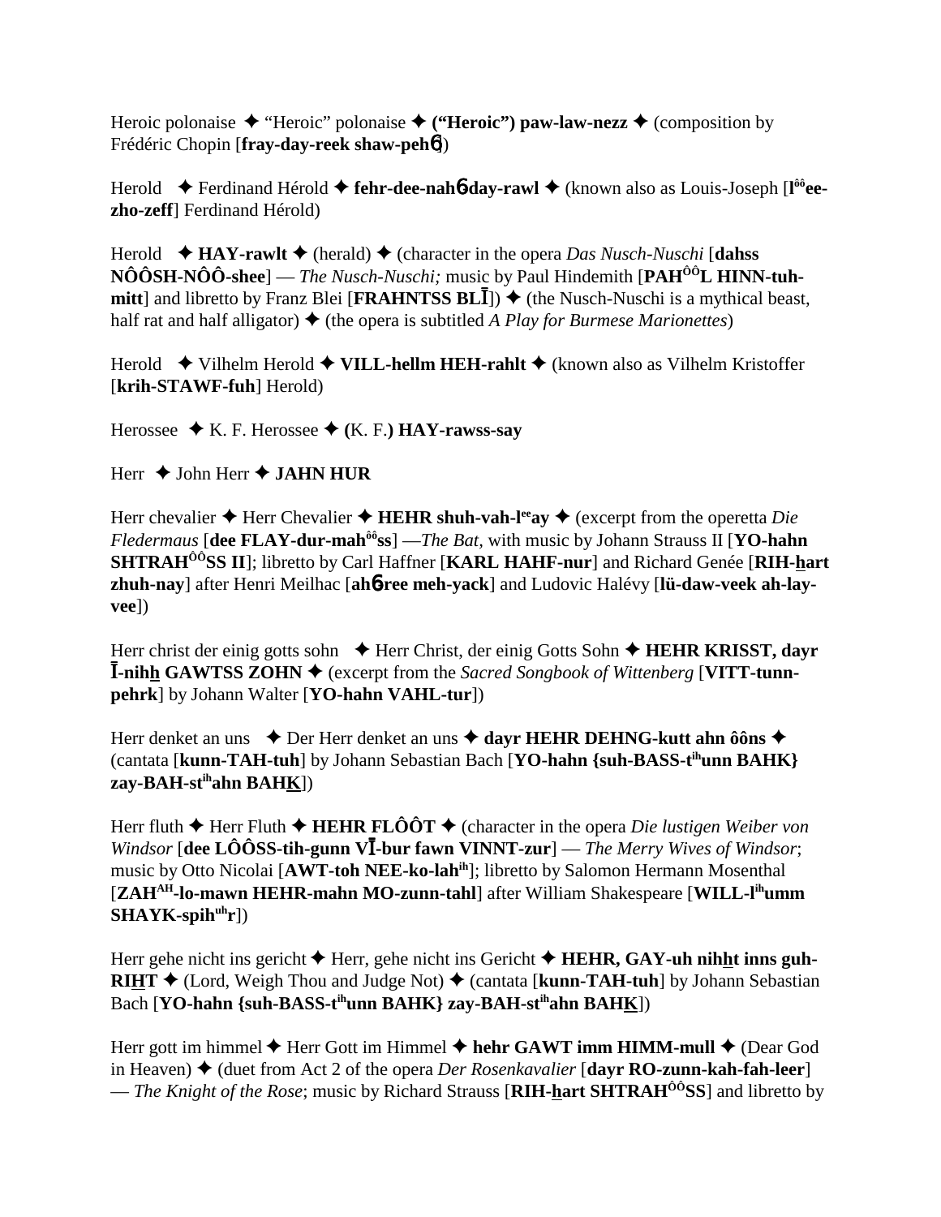Heroic polonaise ✦ “Heroic” polonaise ✦ **(“Heroic”) paw-law-nezz** ✦ (composition by Frédéric Chopin [**fray-day-reek shaw-peh6**])

Herold ✦ Ferdinand Hérold ✦ **fehr-dee-nah6-day-rawl** ✦ (known also as Louis-Joseph [**l$^{ôô}$ee-zho-zeff**] Ferdinand Hérold)

Herold ✦ **HAY-rawlt** ✦ (herald) ✦ (character in the opera *Das Nusch-Nuschi* [**dahss NÔÔSH-NÔÔ-shee**] — *The Nusch-Nuschi;* music by Paul Hindemith [**PAH$^{ÔÔ}$L HINN-tuh-mitt**] and libretto by Franz Blei [**FRAHNTSS BLĪ**]) ✦ (the Nusch-Nuschi is a mythical beast, half rat and half alligator) ✦ (the opera is subtitled *A Play for Burmese Marionettes*)

Herold ✦ Vilhelm Herold ✦ **VILL-hellm HEH-rahlt** ✦ (known also as Vilhelm Kristoffer [**krih-STAWF-fuh**] Herold)

Herossee ✦ K. F. Herossee ✦ **(**K. F.**) HAY-rawss-say**

Herr ✦ John Herr ✦ **JAHN HUR**

Herr chevalier ✦ Herr Chevalier ✦ **HEHR shuh-vah-l$^{ee}$ay** ✦ (excerpt from the operetta *Die Fledermaus* [**dee FLAY-dur-mah$^{ôô}$ss**] —*The Bat*, with music by Johann Strauss II [**YO-hahn SHTRAH$^{ÔÔ}$SS II**]; libretto by Carl Haffner [**KARL HAHF-nur**] and Richard Genée [**RIH-hart zhuh-nay**] after Henri Meilhac [**ah6-ree meh-yack**] and Ludovic Halévy [**lü-daw-veek ah-lay-vee**])

Herr christ der einig gotts sohn ✦ Herr Christ, der einig Gotts Sohn ✦ **HEHR KRISST, dayr Ī-nihh GAWTSS ZOHN** ✦ (excerpt from the *Sacred Songbook of Wittenberg* [**VITT-tunn-pehrk**] by Johann Walter [**YO-hahn VAHL-tur**])

Herr denket an uns ✦ Der Herr denket an uns ✦ **dayr HEHR DEHNG-kutt ahn ôôns** ✦ (cantata [**kunn-TAH-tuh**] by Johann Sebastian Bach [**YO-hahn {suh-BASS-t$^{ih}$unn BAHK} zay-BAH-st$^{ih}$ahn BAHK**])

Herr fluth ✦ Herr Fluth ✦ **HEHR FLÔÔT** ✦ (character in the opera *Die lustigen Weiber von Windsor* [**dee LÔÔSS-tih-gunn VĪ-bur fawn VINNT-zur**] — *The Merry Wives of Windsor*; music by Otto Nicolai [**AWT-toh NEE-ko-lah$^{ih}$**]; libretto by Salomon Hermann Mosenthal [**ZAH$^{AH}$-lo-mawn HEHR-mahn MO-zunn-tahl**] after William Shakespeare [**WILL-l$^{ih}$umm SHAYK-spih$^{uh}$r**])

Herr gehe nicht ins gericht ✦ Herr, gehe nicht ins Gericht ✦ **HEHR, GAY-uh nihht inns guh-RIHT** ✦ (Lord, Weigh Thou and Judge Not) ✦ (cantata [**kunn-TAH-tuh**] by Johann Sebastian Bach [**YO-hahn {suh-BASS-t$^{ih}$unn BAHK} zay-BAH-st$^{ih}$ahn BAHK**])

Herr gott im himmel ✦ Herr Gott im Himmel ✦ **hehr GAWT imm HIMM-mull** ✦ (Dear God in Heaven) ✦ (duet from Act 2 of the opera *Der Rosenkavalier* [**dayr RO-zunn-kah-fah-leer**] — *The Knight of the Rose*; music by Richard Strauss [**RIH-hart SHTRAH$^{ÔÔ}$SS**] and libretto by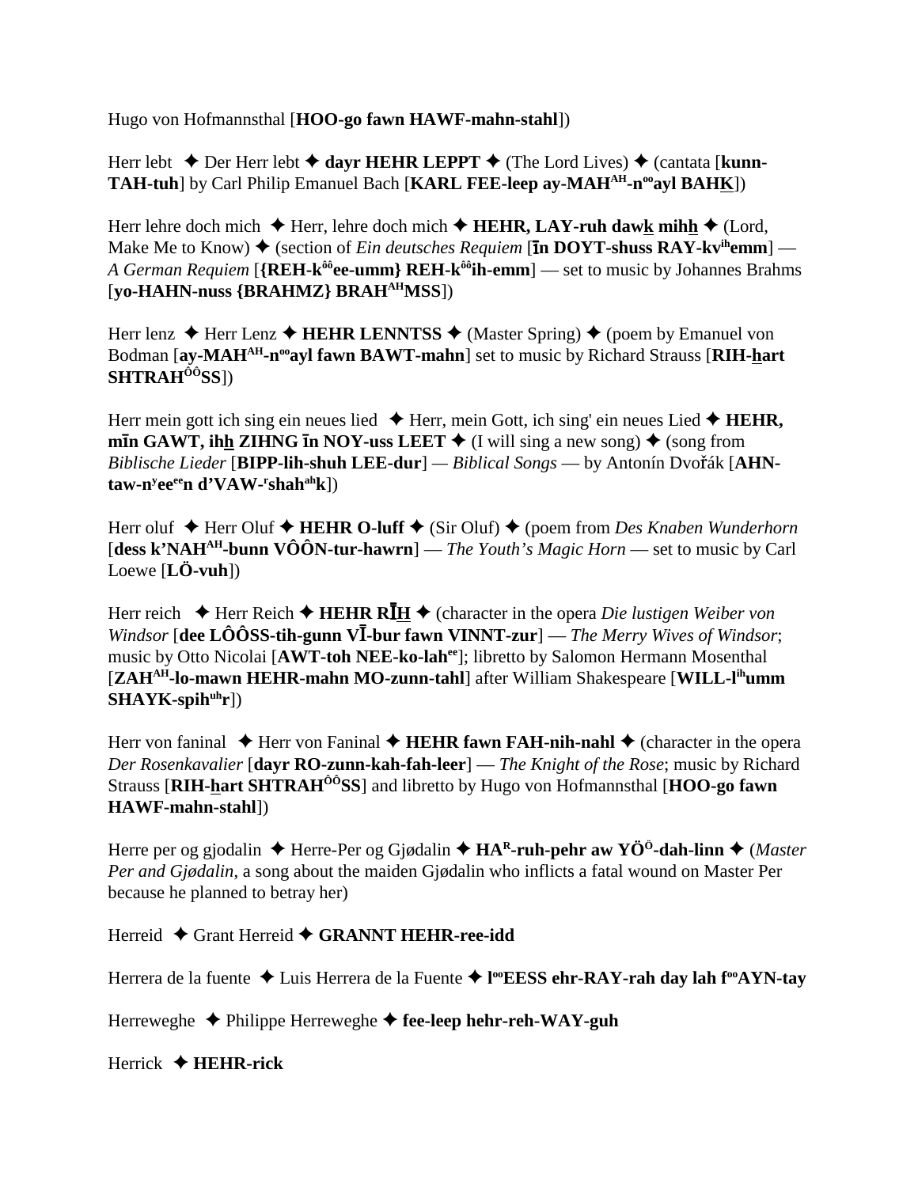Hugo von Hofmannsthal [**HOO-go fawn HAWF-mahn-stahl**])

Herr lebt ✦ Der Herr lebt ✦ **dayr HEHR LEPPT** ✦ (The Lord Lives) ✦ (cantata [**kunn-TAH-tuh**] by Carl Philip Emanuel Bach [**KARL FEE-leep ay-MAHAH-nooayl BAHK**])

Herr lehre doch mich ✦ Herr, lehre doch mich ✦ **HEHR, LAY-ruh dawk mihh** ✦ (Lord, Make Me to Know) ✦ (section of *Ein deutsches Requiem* [**īn DOYT-shuss RAY-kvihemm**] — *A German Requiem* [**{REH-kôôee-umm} REH-kôôih-emm**] — set to music by Johannes Brahms [**yo-HAHN-nuss {BRAHMZ} BRAHAHMSS**])

Herr lenz ✦ Herr Lenz ✦ **HEHR LENNTSS** ✦ (Master Spring) ✦ (poem by Emanuel von Bodman [**ay-MAHAH-nooayl fawn BAWT-mahn**] set to music by Richard Strauss [**RIH-hart SHTRAHÔÔSS**])

Herr mein gott ich sing ein neues lied ✦ Herr, mein Gott, ich sing' ein neues Lied ✦ **HEHR, mīn GAWT, ihh ZIHNG īn NOY-uss LEET** ✦ (I will sing a new song) ✦ (song from *Biblische Lieder* [**BIPP-lih-shuh LEE-dur**] — *Biblical Songs* — by Antonín Dvořák [**AHN-taw-nyeeeen d'VAW-rshahahk**])

Herr oluf ✦ Herr Oluf ✦ **HEHR O-luff** ✦ (Sir Oluf) ✦ (poem from *Des Knaben Wunderhorn* [**dess k'NAHAH-bunn VÔÔN-tur-hawrn**] — *The Youth's Magic Horn* — set to music by Carl Loewe [**LÖ-vuh**])

Herr reich ✦ Herr Reich ✦ **HEHR RĪH** ✦ (character in the opera *Die lustigen Weiber von Windsor* [**dee LÔÔSS-tih-gunn VĪ-bur fawn VINNT-zur**] — *The Merry Wives of Windsor*; music by Otto Nicolai [**AWT-toh NEE-ko-lahee**]; libretto by Salomon Hermann Mosenthal [**ZAHAH-lo-mawn HEHR-mahn MO-zunn-tahl**] after William Shakespeare [**WILL-lihumm SHAYK-spihuhr**])

Herr von faninal ✦ Herr von Faninal ✦ **HEHR fawn FAH-nih-nahl** ✦ (character in the opera *Der Rosenkavalier* [**dayr RO-zunn-kah-fah-leer**] — *The Knight of the Rose*; music by Richard Strauss [**RIH-hart SHTRAHÔÔSS**] and libretto by Hugo von Hofmannsthal [**HOO-go fawn HAWF-mahn-stahl**])

Herre per og gjodalin ✦ Herre-Per og Gjødalin ✦ **HAR-ruh-pehr aw YÖÖ-dah-linn** ✦ (*Master Per and Gjødalin*, a song about the maiden Gjødalin who inflicts a fatal wound on Master Per because he planned to betray her)

Herreid ✦ Grant Herreid ✦ **GRANNT HEHR-ree-idd**

Herrera de la fuente ✦ Luis Herrera de la Fuente ✦ **looEESS ehr-RAY-rah day lah fooAYN-tay**

Herreweghe ✦ Philippe Herreweghe ✦ **fee-leep hehr-reh-WAY-guh**

Herrick ✦ **HEHR-rick**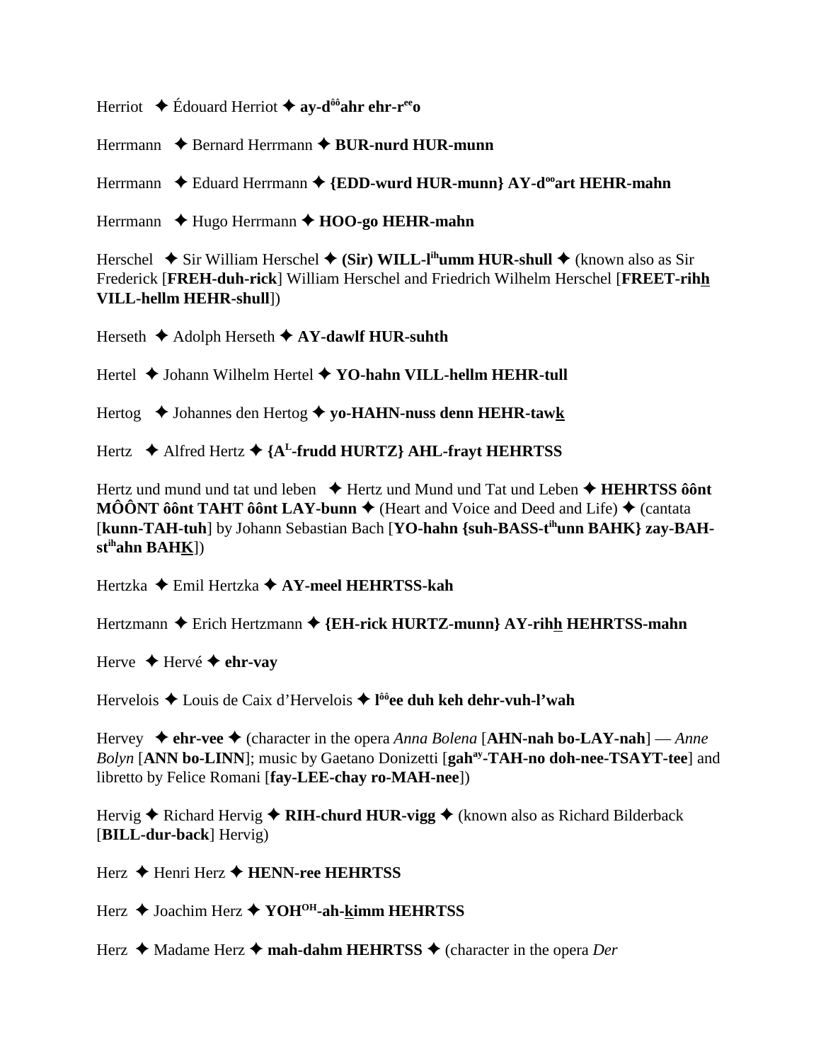Herriot ✦ Édouard Herriot ✦ **ay-d[ôô]ahr ehr-r[ee]o**

Herrmann ✦ Bernard Herrmann ✦ **BUR-nurd HUR-munn**

Herrmann ✦ Eduard Herrmann ✦ **{EDD-wurd HUR-munn} AY-d[oo]art HEHR-mahn**

Herrmann ✦ Hugo Herrmann ✦ **HOO-go HEHR-mahn**

Herschel ✦ Sir William Herschel ✦ **(Sir) WILL-l[ih]umm HUR-shull** ✦ (known also as Sir Frederick [**FREH-duh-rick**] William Herschel and Friedrich Wilhelm Herschel [**FREET-rihh VILL-hellm HEHR-shull**])

Herseth ✦ Adolph Herseth ✦ **AY-dawlf HUR-suhth**

Hertel ✦ Johann Wilhelm Hertel ✦ **YO-hahn VILL-hellm HEHR-tull**

Hertog ✦ Johannes den Hertog ✦ **yo-HAHN-nuss denn HEHR-tawk**

Hertz ✦ Alfred Hertz ✦ **{A[L]-frudd HURTZ} AHL-frayt HEHRTSS**

Hertz und mund und tat und leben ✦ Hertz und Mund und Tat und Leben ✦ **HEHRTSS ôônt MÔÔNT ôônt TAHT ôônt LAY-bunn** ✦ (Heart and Voice and Deed and Life) ✦ (cantata [**kunn-TAH-tuh**] by Johann Sebastian Bach [**YO-hahn {suh-BASS-t[ih]unn BAHK} zay-BAH-st[ih]ahn BAHK**])

Hertzka ✦ Emil Hertzka ✦ **AY-meel HEHRTSS-kah**

Hertzmann ✦ Erich Hertzmann ✦ **{EH-rick HURTZ-munn} AY-rihh HEHRTSS-mahn**

Herve ✦ Hervé ✦ **ehr-vay**

Hervelois ✦ Louis de Caix d'Hervelois ✦ **l[ôô]ee duh keh dehr-vuh-l'wah**

Hervey ✦ **ehr-vee** ✦ (character in the opera *Anna Bolena* [**AHN-nah bo-LAY-nah**] — *Anne Bolyn* [**ANN bo-LINN**]; music by Gaetano Donizetti [**gah[ay]-TAH-no doh-nee-TSAYT-tee**] and libretto by Felice Romani [**fay-LEE-chay ro-MAH-nee**])

Hervig ✦ Richard Hervig ✦ **RIH-churd HUR-vigg** ✦ (known also as Richard Bilderback [**BILL-dur-back**] Hervig)

Herz ✦ Henri Herz ✦ **HENN-ree HEHRTSS**

Herz ✦ Joachim Herz ✦ **YOH[OH]-ah-kimm HEHRTSS**

Herz ✦ Madame Herz ✦ **mah-dahm HEHRTSS** ✦ (character in the opera *Der*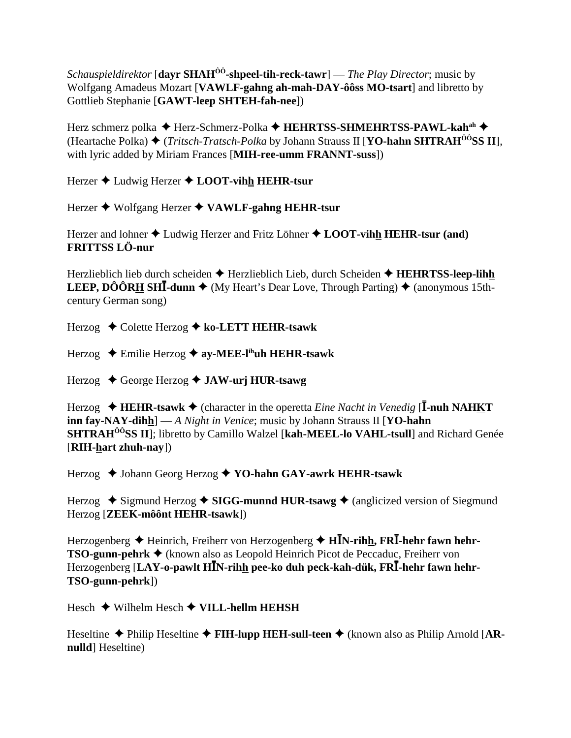*Schauspieldirektor* [**dayr SHAH^ôô^-shpeel-tih-reck-tawr**] — *The Play Director*; music by Wolfgang Amadeus Mozart [**VAWLF-gahng ah-mah-DAY-ôôss MO-tsart**] and libretto by Gottlieb Stephanie [**GAWT-leep SHTEH-fah-nee**])

Herz schmerz polka ✦ Herz-Schmerz-Polka ✦ **HEHRTSS-SHMEHRTSS-PAWL-kah^ah^** ✦ (Heartache Polka) ✦ (*Tritsch-Tratsch-Polka* by Johann Strauss II [**YO-hahn SHTRAH^ÔÔ^SS II**], with lyric added by Miriam Frances [**MIH-ree-umm FRANNT-suss**])

Herzer ✦ Ludwig Herzer ✦ **LOOT-vihh HEHR-tsur**

Herzer ✦ Wolfgang Herzer ✦ **VAWLF-gahng HEHR-tsur**

Herzer and lohner ✦ Ludwig Herzer and Fritz Löhner ✦ **LOOT-vihh HEHR-tsur (and) FRITTSS LÖ-nur**

Herzlieblich lieb durch scheiden ✦ Herzlieblich Lieb, durch Scheiden ✦ **HEHRTSS-leep-lihh LEEP, DÔÔRH SHĪ-dunn** ✦ (My Heart's Dear Love, Through Parting) ✦ (anonymous 15th-century German song)

Herzog ✦ Colette Herzog ✦ **ko-LETT HEHR-tsawk**

Herzog ✦ Emilie Herzog ✦ **ay-MEE-l^ih^uh HEHR-tsawk**

Herzog ✦ George Herzog ✦ **JAW-urj HUR-tsawg**

Herzog ✦ **HEHR-tsawk** ✦ (character in the operetta *Eine Nacht in Venedig* [**Ī-nuh NAHKT inn fay-NAY-dihh**] — *A Night in Venice*; music by Johann Strauss II [**YO-hahn SHTRAH^ÔÔ^SS II**]; libretto by Camillo Walzel [**kah-MEEL-lo VAHL-tsull**] and Richard Genée [**RIH-hart zhuh-nay**])

Herzog ✦ Johann Georg Herzog ✦ **YO-hahn GAY-awrk HEHR-tsawk**

Herzog ✦ Sigmund Herzog ✦ **SIGG-munnd HUR-tsawg** ✦ (anglicized version of Siegmund Herzog [**ZEEK-môônt HEHR-tsawk**])

Herzogenberg ✦ Heinrich, Freiherr von Herzogenberg ✦ **HĪN-rihh, FRĪ-hehr fawn hehr-TSO-gunn-pehrk** ✦ (known also as Leopold Heinrich Picot de Peccaduc, Freiherr von Herzogenberg [**LAY-o-pawlt HĪN-rihh pee-ko duh peck-kah-dük, FRĪ-hehr fawn hehr-TSO-gunn-pehrk**])

Hesch ✦ Wilhelm Hesch ✦ **VILL-hellm HEHSH**

Heseltine ✦ Philip Heseltine ✦ **FIH-lupp HEH-sull-teen** ✦ (known also as Philip Arnold [**AR-nulld**] Heseltine)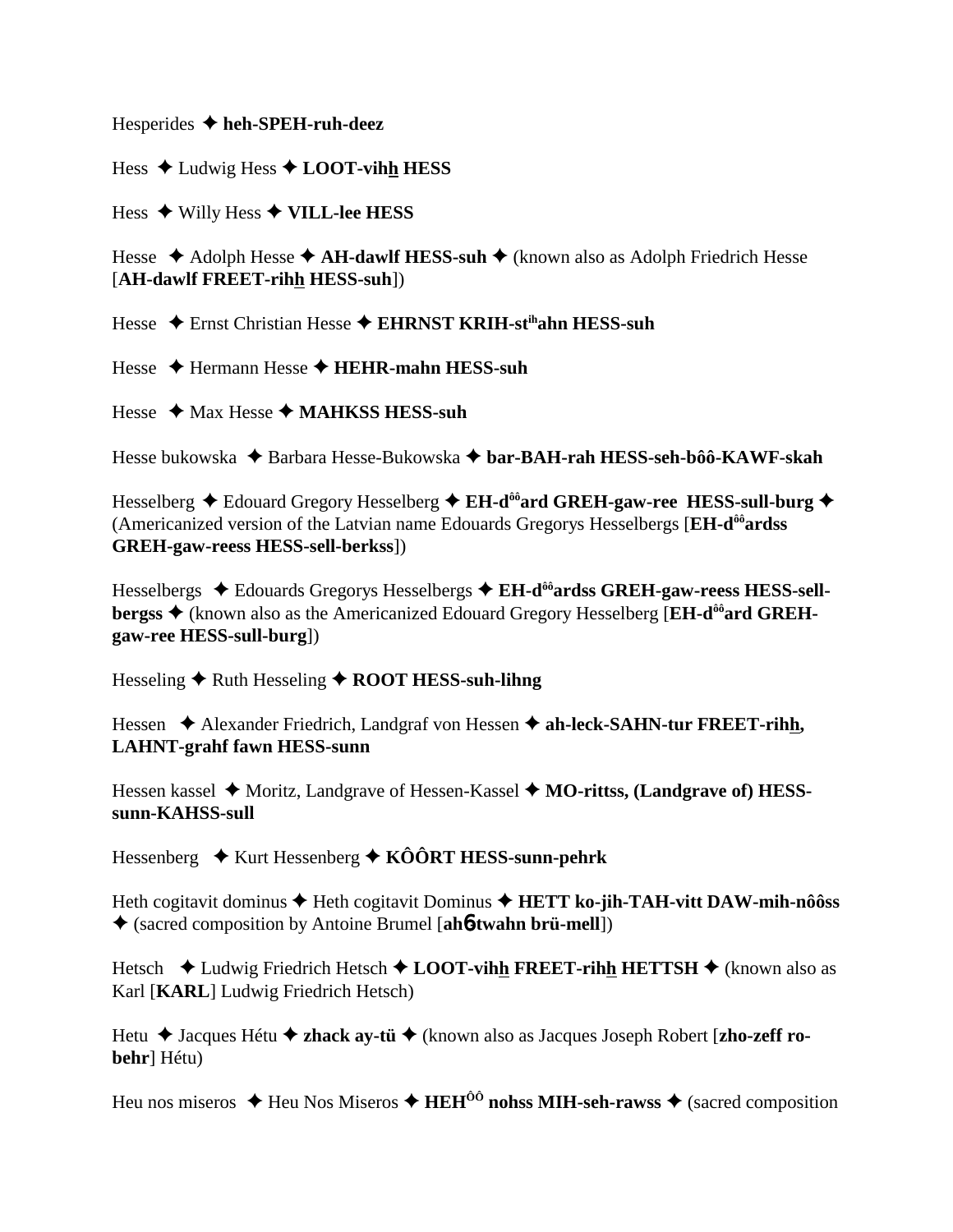Hesperides ✦ **heh-SPEH-ruh-deez**

Hess ✦ Ludwig Hess ✦ **LOOT-vihh HESS**

Hess ✦ Willy Hess ✦ **VILL-lee HESS**

Hesse ✦ Adolph Hesse ✦ **AH-dawlf HESS-suh** ✦ (known also as Adolph Friedrich Hesse [**AH-dawlf FREET-rihh HESS-suh**])

Hesse ✦ Ernst Christian Hesse ✦ **EHRNST KRIH-st[ih]ahn HESS-suh**

Hesse ✦ Hermann Hesse ✦ **HEHR-mahn HESS-suh**

Hesse ✦ Max Hesse ✦ **MAHKSS HESS-suh**

Hesse bukowska ✦ Barbara Hesse-Bukowska ✦ **bar-BAH-rah HESS-seh-bôô-KAWF-skah**

Hesselberg ✦ Edouard Gregory Hesselberg ✦ **EH-d[ôô]ard GREH-gaw-ree HESS-sull-burg** ✦ (Americanized version of the Latvian name Edouards Gregorys Hesselbergs [**EH-d[ôô]ardss GREH-gaw-reess HESS-sell-berkss**])

Hesselbergs ✦ Edouards Gregorys Hesselbergs ✦ **EH-d[ôô]ardss GREH-gaw-reess HESS-sell-bergss** ✦ (known also as the Americanized Edouard Gregory Hesselberg [**EH-d[ôô]ard GREH-gaw-ree HESS-sull-burg**])

Hesseling ✦ Ruth Hesseling ✦ **ROOT HESS-suh-lihng**

Hessen ✦ Alexander Friedrich, Landgraf von Hessen ✦ **ah-leck-SAHN-tur FREET-rihh, LAHNT-grahf fawn HESS-sunn**

Hessen kassel ✦ Moritz, Landgrave of Hessen-Kassel ✦ **MO-rittss, (Landgrave of) HESS-sunn-KAHSS-sull**

Hessenberg ✦ Kurt Hessenberg ✦ **KÔÔRT HESS-sunn-pehrk**

Heth cogitavit dominus ✦ Heth cogitavit Dominus ✦ **HETT ko-jih-TAH-vitt DAW-mih-nôôss** ✦ (sacred composition by Antoine Brumel [**ahб twahn brü-mell**])

Hetsch ✦ Ludwig Friedrich Hetsch ✦ **LOOT-vihh FREET-rihh HETTSH** ✦ (known also as Karl [**KARL**] Ludwig Friedrich Hetsch)

Hetu ✦ Jacques Hétu ✦ **zhack ay-tü** ✦ (known also as Jacques Joseph Robert [**zho-zeff ro-behr**] Hétu)

Heu nos miseros ✦ Heu Nos Miseros ✦ **HEH[ÔÔ] nohss MIH-seh-rawss** ✦ (sacred composition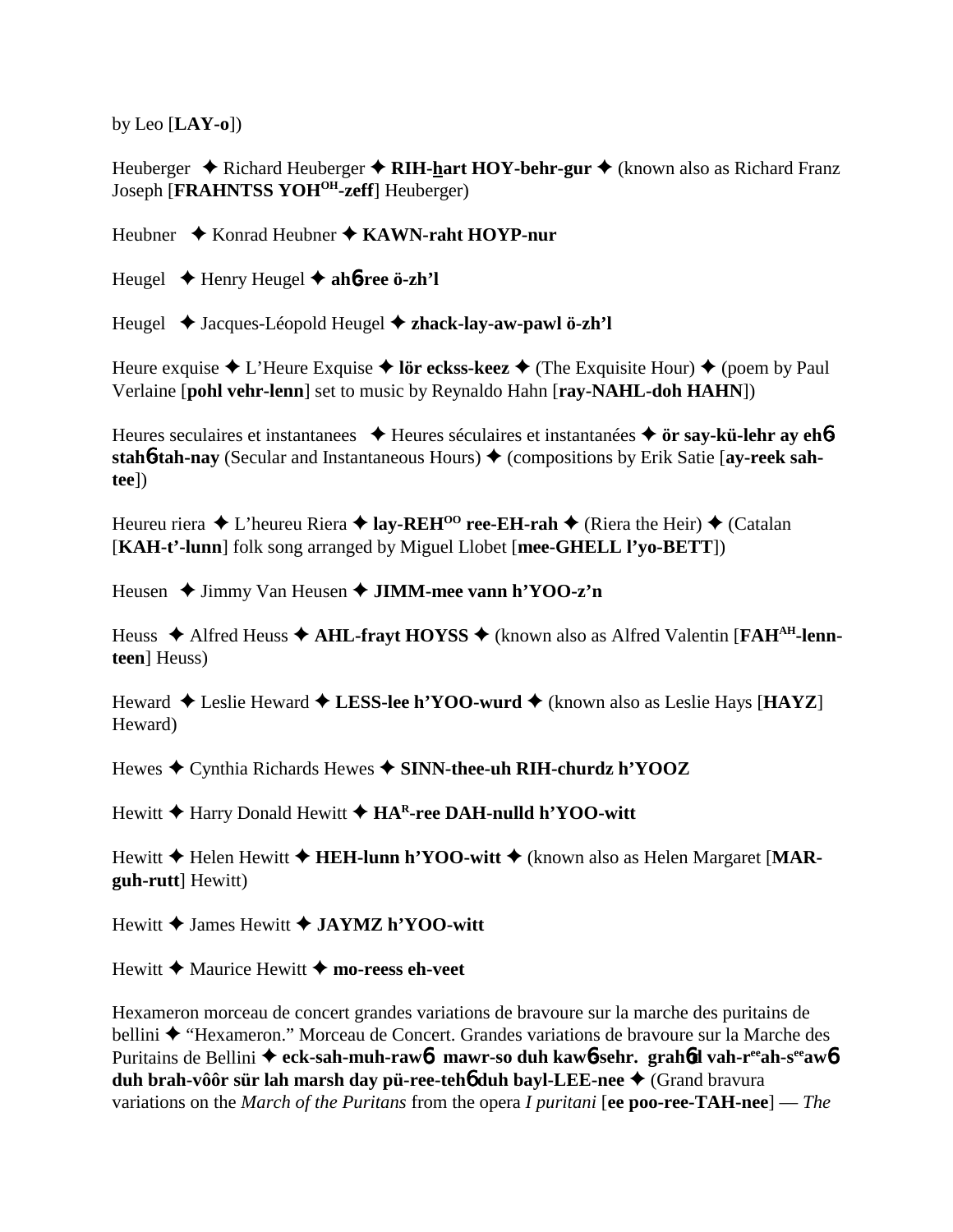by Leo [**LAY-o**])

Heuberger ✦ Richard Heuberger ✦ **RIH-hart HOY-behr-gur** ✦ (known also as Richard Franz Joseph [**FRAHNTSS YOH^OH-zeff**] Heuberger)

Heubner ✦ Konrad Heubner ✦ **KAWN-raht HOYP-nur**

Heugel ✦ Henry Heugel ✦ **ah6-ree ö-zh'l**

Heugel ✦ Jacques-Léopold Heugel ✦ **zhack-lay-aw-pawl ö-zh'l**

Heure exquise ✦ L'Heure Exquise ✦ **lör eckss-keez** ✦ (The Exquisite Hour) ✦ (poem by Paul Verlaine [**pohl vehr-lenn**] set to music by Reynaldo Hahn [**ray-NAHL-doh HAHN**])

Heures seculaires et instantanees ✦ Heures séculaires et instantanées ✦ **ör say-kü-lehr ay eh6 stah6-tah-nay** (Secular and Instantaneous Hours) ✦ (compositions by Erik Satie [**ay-reek sah-tee**])

Heureu riera ✦ L'heureu Riera ✦ **lay-REH^OO ree-EH-rah** ✦ (Riera the Heir) ✦ (Catalan [**KAH-t'-lunn**] folk song arranged by Miguel Llobet [**mee-GHELL l'yo-BETT**])

Heusen ✦ Jimmy Van Heusen ✦ **JIMM-mee vann h'YOO-z'n**

Heuss ✦ Alfred Heuss ✦ **AHL-frayt HOYSS** ✦ (known also as Alfred Valentin [**FAH^AH-lenn-teen**] Heuss)

Heward ✦ Leslie Heward ✦ **LESS-lee h'YOO-wurd** ✦ (known also as Leslie Hays [**HAYZ**] Heward)

Hewes ✦ Cynthia Richards Hewes ✦ **SINN-thee-uh RIH-churdz h'YOOZ**

Hewitt ✦ Harry Donald Hewitt ✦ **HA^R-ree DAH-nulld h'YOO-witt**

Hewitt ✦ Helen Hewitt ✦ **HEH-lunn h'YOO-witt** ✦ (known also as Helen Margaret [**MAR-guh-rutt**] Hewitt)

Hewitt ✦ James Hewitt ✦ **JAYMZ h'YOO-witt**

Hewitt ✦ Maurice Hewitt ✦ **mo-reess eh-veet**

Hexameron morceau de concert grandes variations de bravoure sur la marche des puritains de bellini ✦ "Hexameron." Morceau de Concert. Grandes variations de bravoure sur la Marche des Puritains de Bellini ✦ **eck-sah-muh-raw6 mawr-so duh kaw6-sehr. grah6d vah-r^ee ah-s^ee aw6 duh brah-vôôr sür lah marsh day pü-ree-teh6 duh bayl-LEE-nee** ✦ (Grand bravura variations on the *March of the Puritans* from the opera *I puritani* [**ee poo-ree-TAH-nee**] — *The*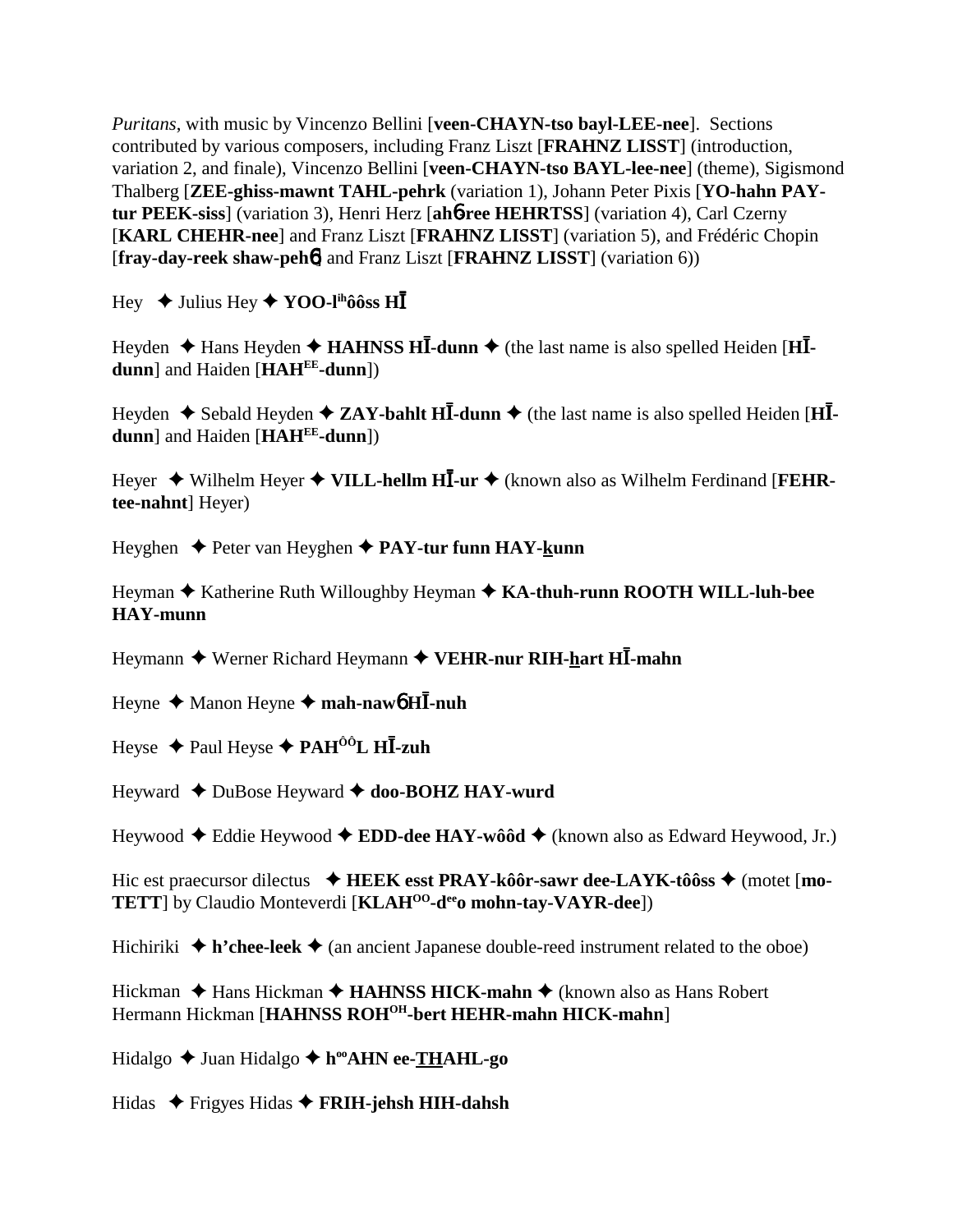*Puritans*, with music by Vincenzo Bellini [**veen-CHAYN-tso bayl-LEE-nee**]. Sections contributed by various composers, including Franz Liszt [**FRAHNZ LISST**] (introduction, variation 2, and finale), Vincenzo Bellini [**veen-CHAYN-tso BAYL-lee-nee**] (theme), Sigismond Thalberg [**ZEE-ghiss-mawnt TAHL-pehrk** (variation 1), Johann Peter Pixis [**YO-hahn PAY-tur PEEK-siss**] (variation 3), Henri Herz [**ah6-ree HEHRTSS**] (variation 4), Carl Czerny [**KARL CHEHR-nee**] and Franz Liszt [**FRAHNZ LISST**] (variation 5), and Frédéric Chopin [**fray-day-reek shaw-peh6**] and Franz Liszt [**FRAHNZ LISST**] (variation 6))

Hey ✦ Julius Hey ✦ **YOO-l^ih^ôôss HĪ**

Heyden ✦ Hans Heyden ✦ **HAHNSS HĪ-dunn** ✦ (the last name is also spelled Heiden [**HĪ-dunn**] and Haiden [**HAH^EE^-dunn**])

Heyden ✦ Sebald Heyden ✦ **ZAY-bahlt HĪ-dunn** ✦ (the last name is also spelled Heiden [**HĪ-dunn**] and Haiden [**HAH^EE^-dunn**])

Heyer ✦ Wilhelm Heyer ✦ **VILL-hellm HĪ-ur** ✦ (known also as Wilhelm Ferdinand [**FEHR-tee-nahnt**] Heyer)

Heyghen ✦ Peter van Heyghen ✦ **PAY-tur funn HAY-kunn**

Heyman ✦ Katherine Ruth Willoughby Heyman ✦ **KA-thuh-runn ROOTH WILL-luh-bee HAY-munn**

Heymann ✦ Werner Richard Heymann ✦ **VEHR-nur RIH-hart HĪ-mahn**

Heyne ✦ Manon Heyne ✦ **mah-naw6 HĪ-nuh**

Heyse ✦ Paul Heyse ✦ **PAH^ÔÔ^L HĪ-zuh**

Heyward ✦ DuBose Heyward ✦ **doo-BOHZ HAY-wurd**

Heywood ✦ Eddie Heywood ✦ **EDD-dee HAY-wôôd** ✦ (known also as Edward Heywood, Jr.)

Hic est praecursor dilectus ✦ **HEEK esst PRAY-kôôr-sawr dee-LAYK-tôôss** ✦ (motet [**mo-TETT**] by Claudio Monteverdi [**KLAH^OO^-d^ee^o mohn-tay-VAYR-dee**])

Hichiriki ✦ **h'chee-leek** ✦ (an ancient Japanese double-reed instrument related to the oboe)

Hickman ✦ Hans Hickman ✦ **HAHNSS HICK-mahn** ✦ (known also as Hans Robert Hermann Hickman [**HAHNSS ROH^OH^-bert HEHR-mahn HICK-mahn**]

Hidalgo ✦ Juan Hidalgo ✦ **h^oo^AHN ee-THAHL-go**

Hidas ✦ Frigyes Hidas ✦ **FRIH-jehsh HIH-dahsh**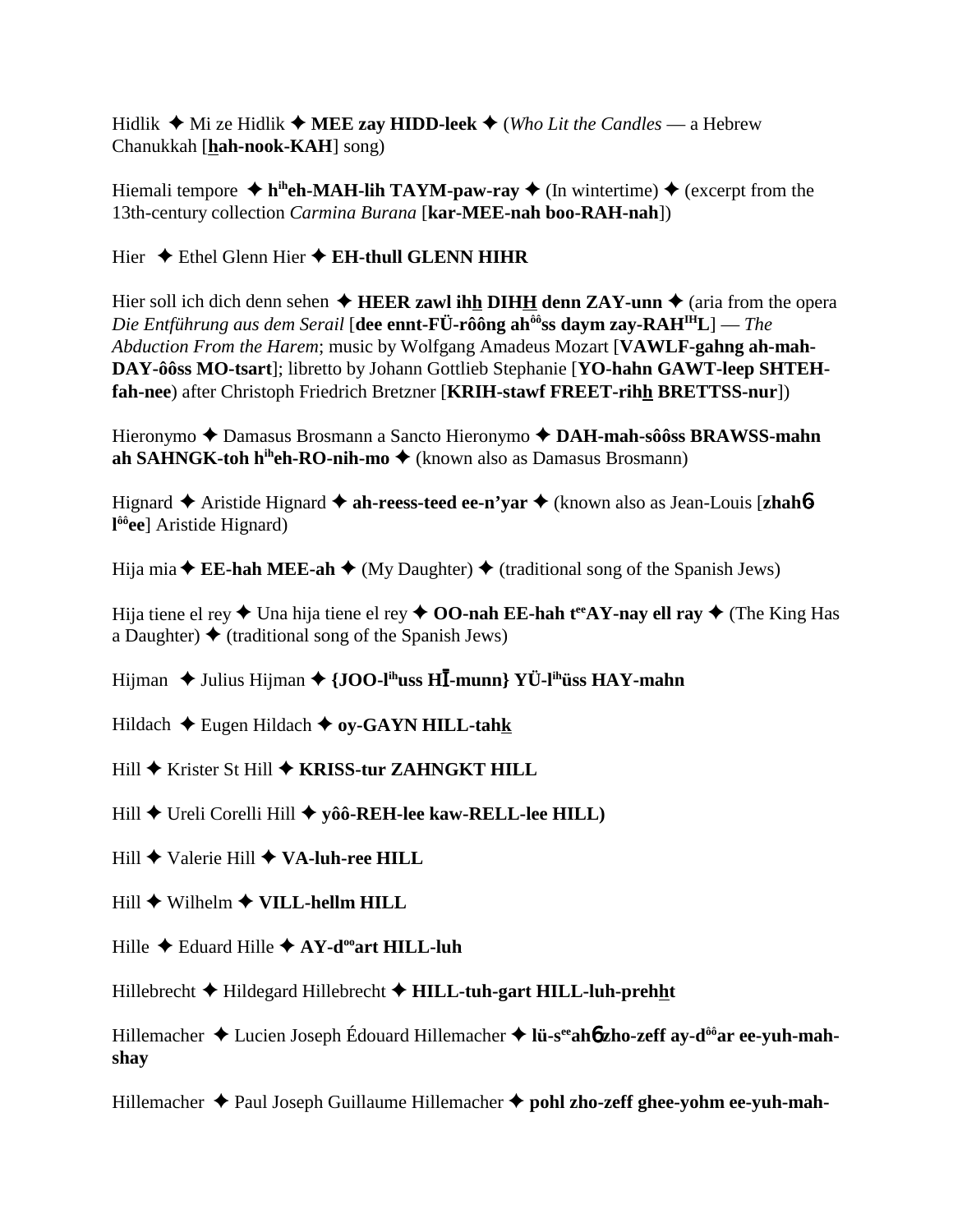Hidlik ✦ Mi ze Hidlik ✦ **MEE zay HIDD-leek** ✦ (*Who Lit the Candles* — a Hebrew Chanukkah [**hah-nook-KAH**] song)

Hiemali tempore ✦ **h**ih**eh-MAH-lih TAYM-paw-ray** ✦ (In wintertime) ✦ (excerpt from the 13th-century collection *Carmina Burana* [**kar-MEE-nah boo-RAH-nah**])

Hier ✦ Ethel Glenn Hier ✦ **EH-thull GLENN HIHR**

Hier soll ich dich denn sehen ✦ **HEER zawl ihh DIHH denn ZAY-unn** ✦ (aria from the opera *Die Entführung aus dem Serail* [**dee ennt-FÜ-rôông ah**ôô**ss daym zay-RAH**IH**L**] — *The Abduction From the Harem*; music by Wolfgang Amadeus Mozart [**VAWLF-gahng ah-mah-DAY-ôôss MO-tsart**]; libretto by Johann Gottlieb Stephanie [**YO-hahn GAWT-leep SHTEH-fah-nee**) after Christoph Friedrich Bretzner [**KRIH-stawf FREET-rihh BRETTSS-nur**])

Hieronymo ✦ Damasus Brosmann a Sancto Hieronymo ✦ **DAH-mah-sôôss BRAWSS-mahn ah SAHNGK-toh h**ih**eh-RO-nih-mo** ✦ (known also as Damasus Brosmann)

Hignard ✦ Aristide Hignard ✦ **ah-reess-teed ee-n'yar** ✦ (known also as Jean-Louis [**zhah6 l**ôô**ee**] Aristide Hignard)

Hija mia ✦ **EE-hah MEE-ah** ✦ (My Daughter) ✦ (traditional song of the Spanish Jews)

Hija tiene el rey ✦ Una hija tiene el rey ✦ **OO-nah EE-hah t**ee**AY-nay ell ray** ✦ (The King Has a Daughter) ✦ (traditional song of the Spanish Jews)

Hijman ✦ Julius Hijman ✦ **{JOO-l**ih**uss HĪ-munn} YÜ-l**ih**üss HAY-mahn**

Hildach ✦ Eugen Hildach ✦ **oy-GAYN HILL-tahk**

Hill ✦ Krister St Hill ✦ **KRISS-tur ZAHNGKT HILL**

Hill ✦ Ureli Corelli Hill ✦ **yôô-REH-lee kaw-RELL-lee HILL)**

Hill ✦ Valerie Hill ✦ **VA-luh-ree HILL**

Hill ✦ Wilhelm ✦ **VILL-hellm HILL**

Hille ✦ Eduard Hille ✦ **AY-d**oo**art HILL-luh**

Hillebrecht ✦ Hildegard Hillebrecht ✦ **HILL-tuh-gart HILL-luh-prehht**

Hillemacher ✦ Lucien Joseph Édouard Hillemacher ✦ **lü-s**ee**ah6 zho-zeff ay-d**ôô**ar ee-yuh-mah-shay**

Hillemacher ✦ Paul Joseph Guillaume Hillemacher ✦ **pohl zho-zeff ghee-yohm ee-yuh-mah-**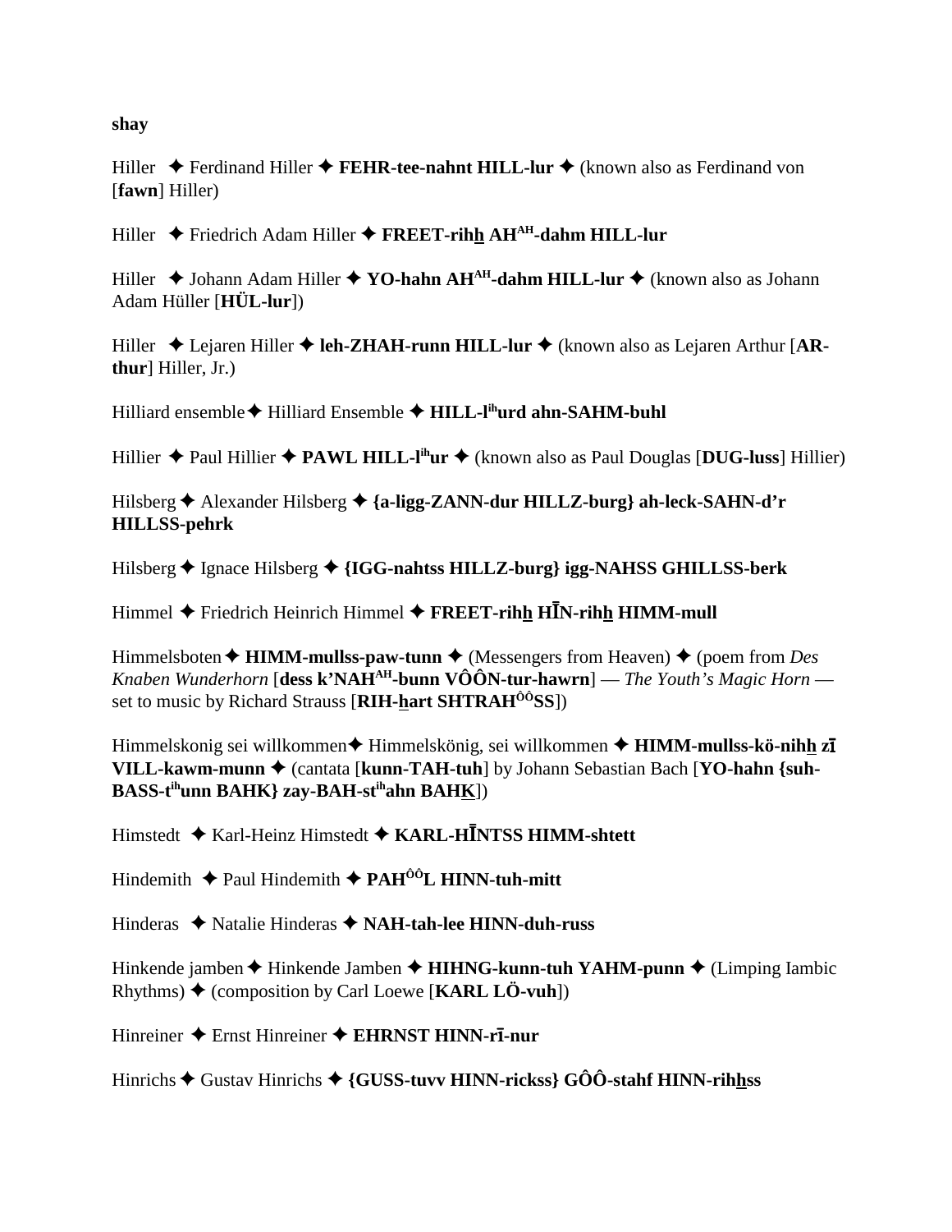**shay**

Hiller ✦ Ferdinand Hiller ✦ **FEHR-tee-nahnt HILL-lur** ✦ (known also as Ferdinand von [**fawn**] Hiller)

Hiller ✦ Friedrich Adam Hiller ✦ **FREET-rihh AHAH-dahm HILL-lur**

Hiller ✦ Johann Adam Hiller ✦ **YO-hahn AHAH-dahm HILL-lur** ✦ (known also as Johann Adam Hüller [**HÜL-lur**])

Hiller ✦ Lejaren Hiller ✦ **leh-ZHAH-runn HILL-lur** ✦ (known also as Lejaren Arthur [**AR-thur**] Hiller, Jr.)

Hilliard ensemble ✦ Hilliard Ensemble ✦ **HILL-lihurd ahn-SAHM-buhl**

Hillier ✦ Paul Hillier ✦ **PAWL HILL-lihur** ✦ (known also as Paul Douglas [**DUG-luss**] Hillier)

Hilsberg ✦ Alexander Hilsberg ✦ **{a-ligg-ZANN-dur HILLZ-burg} ah-leck-SAHN-d'r HILLSS-pehrk**

Hilsberg ✦ Ignace Hilsberg ✦ **{IGG-nahtss HILLZ-burg} igg-NAHSS GHILLSS-berk**

Himmel ✦ Friedrich Heinrich Himmel ✦ **FREET-rihh HĪN-rihh HIMM-mull**

Himmelsboten ✦ **HIMM-mullss-paw-tunn** ✦ (Messengers from Heaven) ✦ (poem from *Des Knaben Wunderhorn* [**dess k'NAHAH-bunn VÔÔN-tur-hawrn**] — *The Youth's Magic Horn* — set to music by Richard Strauss [**RIH-hart SHTRAHÔÔSS**])

Himmelskonig sei willkommen ✦ Himmelskönig, sei willkommen ✦ **HIMM-mullss-kö-nihh zī VILL-kawm-munn** ✦ (cantata [**kunn-TAH-tuh**] by Johann Sebastian Bach [**YO-hahn {suh-BASS-tihunn BAHK} zay-BAH-stihahn BAHK**])

Himstedt ✦ Karl-Heinz Himstedt ✦ **KARL-HĪNTSS HIMM-shtett**

Hindemith ✦ Paul Hindemith ✦ **PAHÔÔL HINN-tuh-mitt**

Hinderas ✦ Natalie Hinderas ✦ **NAH-tah-lee HINN-duh-russ**

Hinkende jamben ✦ Hinkende Jamben ✦ **HIHNG-kunn-tuh YAHM-punn** ✦ (Limping Iambic Rhythms) ✦ (composition by Carl Loewe [**KARL LÖ-vuh**])

Hinreiner ✦ Ernst Hinreiner ✦ **EHRNST HINN-rī-nur**

Hinrichs ✦ Gustav Hinrichs ✦ **{GUSS-tuvv HINN-rickss} GÔÔ-stahf HINN-rihhss**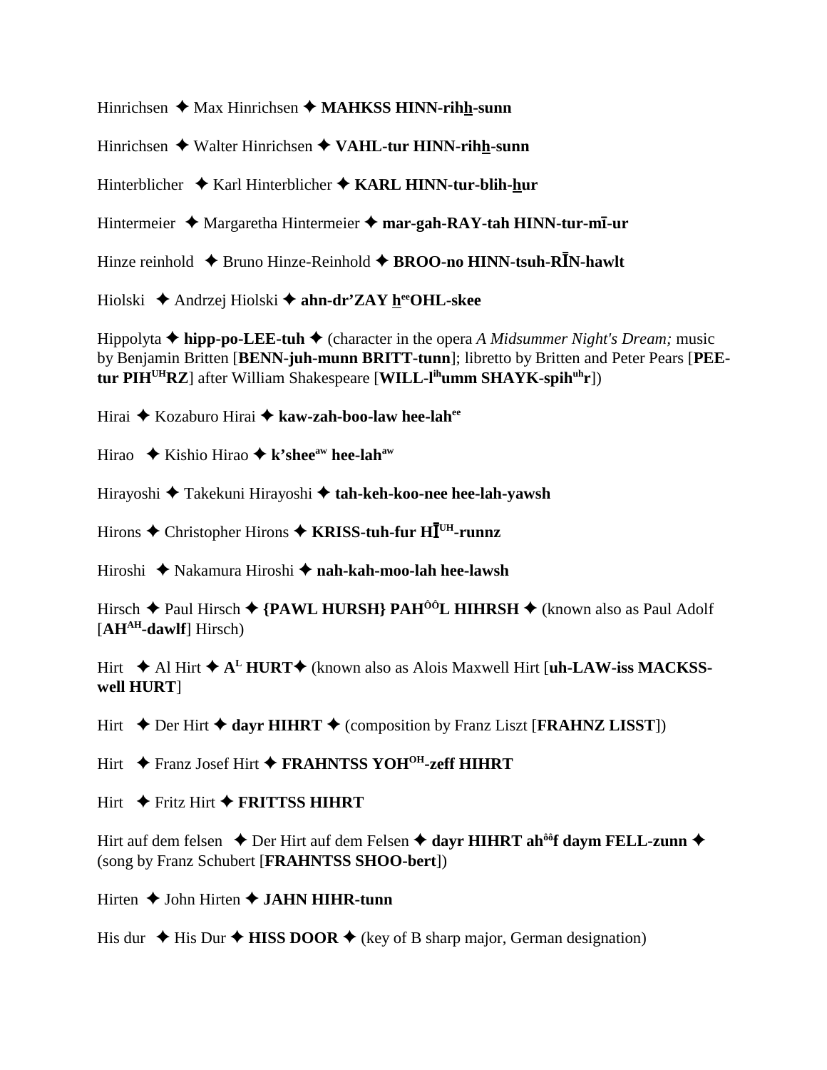Hinrichsen ✦ Max Hinrichsen ✦ **MAHKSS HINN-rihh-sunn**

Hinrichsen ✦ Walter Hinrichsen ✦ **VAHL-tur HINN-rihh-sunn**

Hinterblicher ✦ Karl Hinterblicher ✦ **KARL HINN-tur-blih-hur**

Hintermeier ✦ Margaretha Hintermeier ✦ **mar-gah-RAY-tah HINN-tur-mī-ur**

Hinze reinhold ✦ Bruno Hinze-Reinhold ✦ **BROO-no HINN-tsuh-RĪN-hawlt**

Hiolski ✦ Andrzej Hiolski ✦ **ahn-dr'ZAY h^ee^OHL-skee**

Hippolyta ✦ **hipp-po-LEE-tuh** ✦ (character in the opera *A Midsummer Night's Dream;* music by Benjamin Britten [**BENN-juh-munn BRITT-tunn**]; libretto by Britten and Peter Pears [**PEE-tur PIH^UH^RZ**] after William Shakespeare [**WILL-l^ih^umm SHAYK-spih^uh^r**])

Hirai ✦ Kozaburo Hirai ✦ **kaw-zah-boo-law hee-lah^ee^**

Hirao ✦ Kishio Hirao ✦ **k'shee^aw^ hee-lah^aw^**

Hirayoshi ✦ Takekuni Hirayoshi ✦ **tah-keh-koo-nee hee-lah-yawsh**

Hirons ✦ Christopher Hirons ✦ **KRISS-tuh-fur HĪ^UH^-runnz**

Hiroshi ✦ Nakamura Hiroshi ✦ **nah-kah-moo-lah hee-lawsh**

Hirsch ✦ Paul Hirsch ✦ **{PAWL HURSH} PAH^ÔÔ^L HIHRSH** ✦ (known also as Paul Adolf [**AH^AH^-dawlf**] Hirsch)

Hirt ✦ Al Hirt ✦ **A^L^ HURT**✦ (known also as Alois Maxwell Hirt [**uh-LAW-iss MACKSS-well HURT**]

Hirt ✦ Der Hirt ✦ **dayr HIHRT** ✦ (composition by Franz Liszt [**FRAHNZ LISST**])

Hirt ✦ Franz Josef Hirt ✦ **FRAHNTSS YOH^OH^-zeff HIHRT**

Hirt ✦ Fritz Hirt ✦ **FRITTSS HIHRT**

Hirt auf dem felsen ✦ Der Hirt auf dem Felsen ✦ **dayr HIHRT ah^ôô^f daym FELL-zunn** ✦ (song by Franz Schubert [**FRAHNTSS SHOO-bert**])

Hirten ✦ John Hirten ✦ **JAHN HIHR-tunn**

His dur ✦ His Dur ✦ **HISS DOOR** ✦ (key of B sharp major, German designation)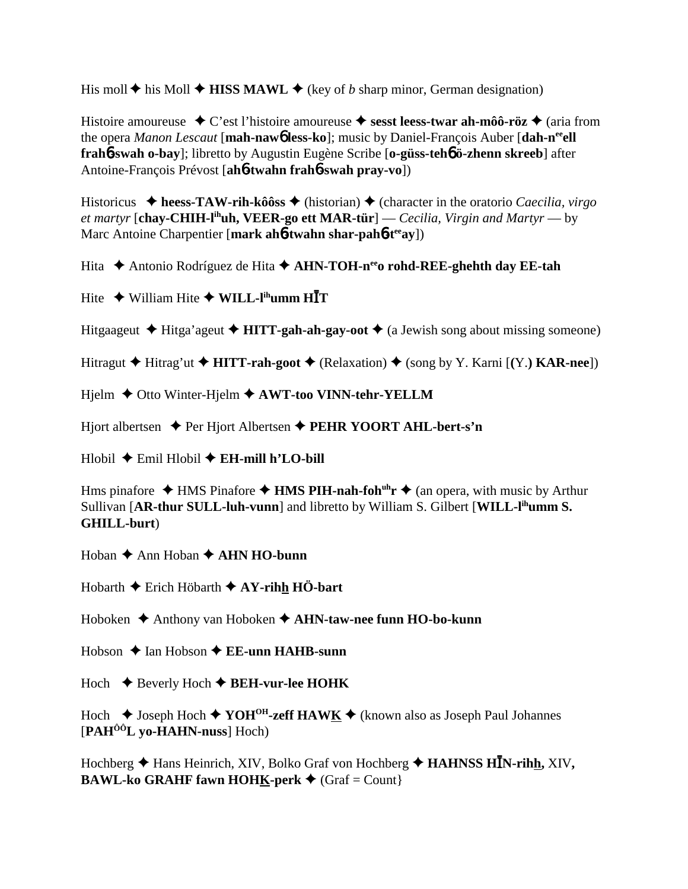His moll ✦ his Moll ✦ **HISS MAWL** ✦ (key of *b* sharp minor, German designation)

Histoire amoureuse ✦ C'est l'histoire amoureuse ✦ **sesst leess-twar ah-môô-röz** ✦ (aria from the opera *Manon Lescaut* [**mah-nawɓ less-ko**]; music by Daniel-François Auber [**dah-n$^{ee}$ell frahɓ-swah o-bay**]; libretto by Augustin Eugène Scribe [**o-güss-tehɓ ö-zhenn skreeb**] after Antoine-François Prévost [**ahɓ-twahn frahɓ-swah pray-vo**])

Historicus ✦ **heess-TAW-rih-kôôss** ✦ (historian) ✦ (character in the oratorio *Caecilia, virgo et martyr* [**chay-CHIH-l$^{ih}$uh, VEER-go ett MAR-tür**] — *Cecilia, Virgin and Martyr* — by Marc Antoine Charpentier [**mark ahɓ-twahn shar-pahɓ-t$^{ee}$ay**])

Hita ✦ Antonio Rodríguez de Hita ✦ **AHN-TOH-n$^{ee}$o rohd-REE-ghehth day EE-tah**

Hite ✦ William Hite ✦ **WILL-l$^{ih}$umm HĪT**

Hitgaageut ✦ Hitga'ageut ✦ **HITT-gah-ah-gay-oot** ✦ (a Jewish song about missing someone)

Hitragut ✦ Hitrag'ut ✦ **HITT-rah-goot** ✦ (Relaxation) ✦ (song by Y. Karni [**(**Y.**) KAR-nee**])

Hjelm ✦ Otto Winter-Hjelm ✦ **AWT-too VINN-tehr-YELLM**

Hjort albertsen ✦ Per Hjort Albertsen ✦ **PEHR YOORT AHL-bert-s'n**

Hlobil ✦ Emil Hlobil ✦ **EH-mill h'LO-bill**

Hms pinafore ✦ HMS Pinafore ✦ **HMS PIH-nah-foh$^{uh}$r** ✦ (an opera, with music by Arthur Sullivan [**AR-thur SULL-luh-vunn**] and libretto by William S. Gilbert [**WILL-l$^{ih}$umm S. GHILL-burt**)

Hoban ✦ Ann Hoban ✦ **AHN HO-bunn**

Hobarth ✦ Erich Höbarth ✦ **AY-rihh HÖ-bart**

Hoboken ✦ Anthony van Hoboken ✦ **AHN-taw-nee funn HO-bo-kunn**

Hobson ✦ Ian Hobson ✦ **EE-unn HAHB-sunn**

Hoch ✦ Beverly Hoch ✦ **BEH-vur-lee HOHK**

Hoch ✦ Joseph Hoch ✦ **YOH$^{OH}$-zeff HAWK** ✦ (known also as Joseph Paul Johannes [**PAH$^{ÔÔ}$L yo-HAHN-nuss**] Hoch)

Hochberg ✦ Hans Heinrich, XIV, Bolko Graf von Hochberg ✦ **HAHNSS HĪN-rihh, XIV, BAWL-ko GRAHF fawn HOHK-perk** ✦ (Graf = Count}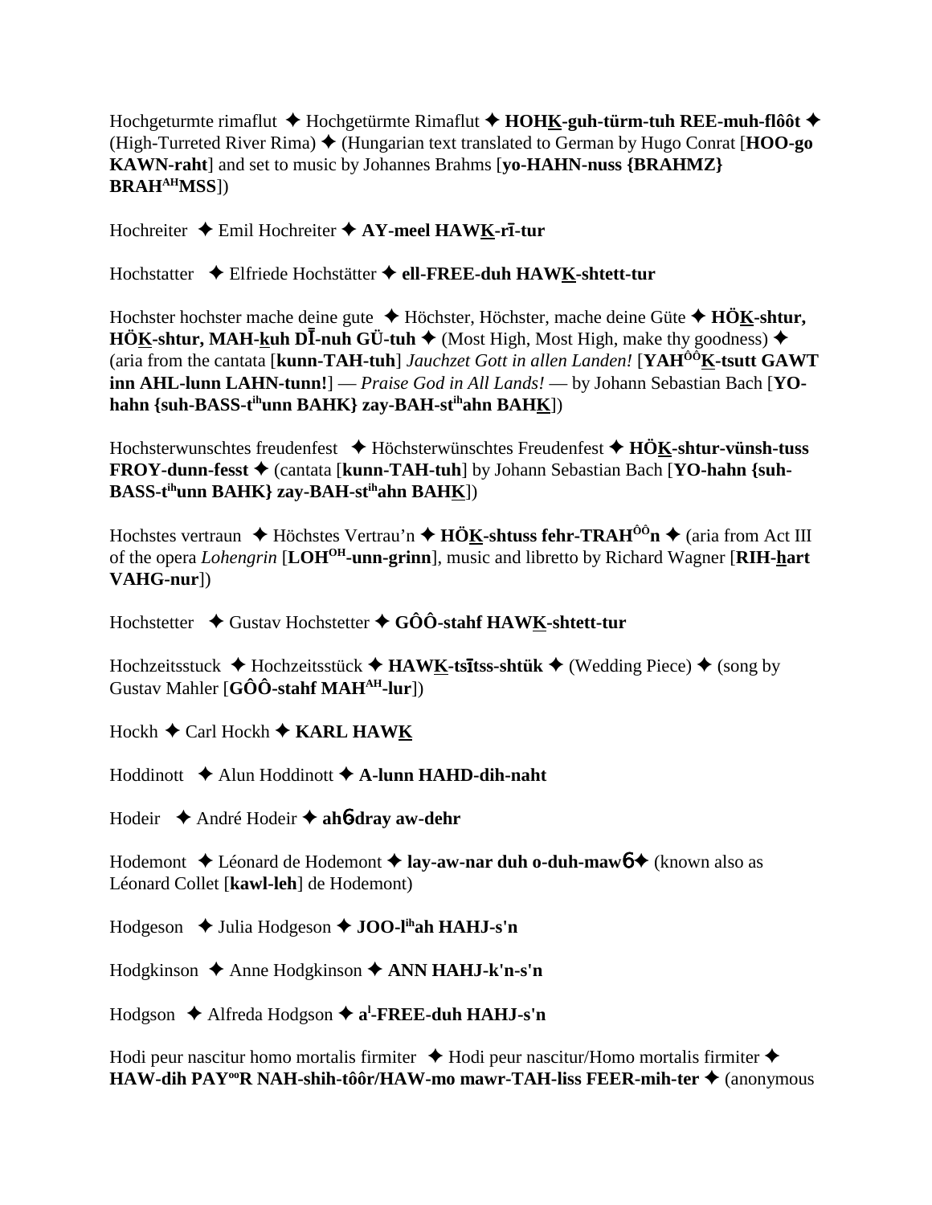Hochgeturmte rimaflut ✦ Hochgetürmte Rimaflut ✦ **HOHK-guh-türm-tuh REE-muh-flôôt** ✦ (High-Turreted River Rima) ✦ (Hungarian text translated to German by Hugo Conrat [**HOO-go KAWN-raht**] and set to music by Johannes Brahms [**yo-HAHN-nuss {BRAHMZ} BRAH^AH^MSS**])

Hochreiter ✦ Emil Hochreiter ✦ **AY-meel HAWK-rī-tur**

Hochstatter ✦ Elfriede Hochstätter ✦ **ell-FREE-duh HAWK-shtett-tur**

Hochster hochster mache deine gute ✦ Höchster, Höchster, mache deine Güte ✦ **HÖK-shtur, HÖK-shtur, MAH-kuh DĪ-nuh GÜ-tuh** ✦ (Most High, Most High, make thy goodness) ✦ (aria from the cantata [**kunn-TAH-tuh**] *Jauchzet Gott in allen Landen!* [**YAH^ÔÔ^K-tsutt GAWT inn AHL-lunn LAHN-tunn!**] — *Praise God in All Lands!* — by Johann Sebastian Bach [**YO-hahn {suh-BASS-t^ih^unn BAHK} zay-BAH-st^ih^ahn BAHK**])

Hochsterwunschtes freudenfest ✦ Höchsterwünschtes Freudenfest ✦ **HÖK-shtur-vünsh-tuss FROY-dunn-fesst** ✦ (cantata [**kunn-TAH-tuh**] by Johann Sebastian Bach [**YO-hahn {suh-BASS-t^ih^unn BAHK} zay-BAH-st^ih^ahn BAHK**])

Hochstes vertraun ✦ Höchstes Vertrau'n ✦ **HÖK-shtuss fehr-TRAH^ÔÔ^n** ✦ (aria from Act III of the opera *Lohengrin* [**LOH^OH^-unn-grinn**], music and libretto by Richard Wagner [**RIH-hart VAHG-nur**])

Hochstetter ✦ Gustav Hochstetter ✦ **GÔÔ-stahf HAWK-shtett-tur**

Hochzeitsstuck ✦ Hochzeitsstück ✦ **HAWK-tsītss-shtük** ✦ (Wedding Piece) ✦ (song by Gustav Mahler [**GÔÔ-stahf MAH^AH^-lur**])

Hockh ✦ Carl Hockh ✦ **KARL HAWK**

Hoddinott ✦ Alun Hoddinott ✦ **A-lunn HAHD-dih-naht**

Hodeir ✦ André Hodeir ✦ **ahɓ-dray aw-dehr**

Hodemont ✦ Léonard de Hodemont ✦ **lay-aw-nar duh o-duh-mawɓ** ✦ (known also as Léonard Collet [**kawl-leh**] de Hodemont)

Hodgeson ✦ Julia Hodgeson ✦ **JOO-l^ih^ah HAHJ-s'n**

Hodgkinson ✦ Anne Hodgkinson ✦ **ANN HAHJ-k'n-s'n**

Hodgson ✦ Alfreda Hodgson ✦ **a^l^-FREE-duh HAHJ-s'n**

Hodi peur nascitur homo mortalis firmiter ✦ Hodi peur nascitur/Homo mortalis firmiter ✦ **HAW-dih PAY^oo^R NAH-shih-tôôr/HAW-mo mawr-TAH-liss FEER-mih-ter** ✦ (anonymous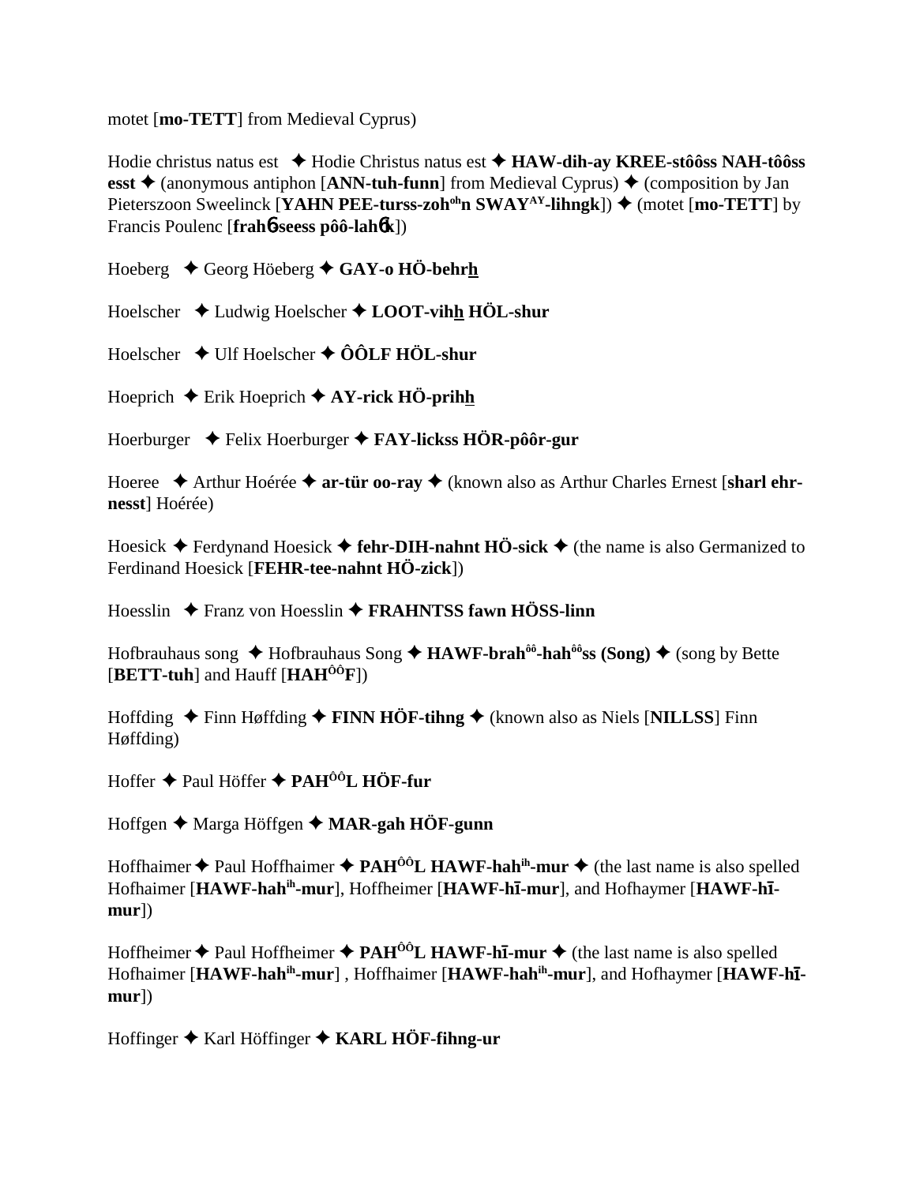motet [**mo-TETT**] from Medieval Cyprus)

Hodie christus natus est ✦ Hodie Christus natus est ✦ **HAW-dih-ay KREE-stôôss NAH-tôôss esst** ✦ (anonymous antiphon [**ANN-tuh-funn**] from Medieval Cyprus) ✦ (composition by Jan Pieterszoon Sweelinck [**YAHN PEE-turss-zoh$^{oh}$n SWAY$^{AY}$-lihngk**]) ✦ (motet [**mo-TETT**] by Francis Poulenc [**frahɓ-seess pôô-lahɓk**])

Hoeberg ✦ Georg Höeberg ✦ **GAY-o HÖ-behrh**

Hoelscher ✦ Ludwig Hoelscher ✦ **LOOT-vihh HÖL-shur**

Hoelscher ✦ Ulf Hoelscher ✦ **ÔÔLF HÖL-shur**

Hoeprich ✦ Erik Hoeprich ✦ **AY-rick HÖ-prihh**

Hoerburger ✦ Felix Hoerburger ✦ **FAY-lickss HÖR-pôôr-gur**

Hoeree ✦ Arthur Hoérée ✦ **ar-tür oo-ray** ✦ (known also as Arthur Charles Ernest [**sharl ehr-nesst**] Hoérée)

Hoesick ✦ Ferdynand Hoesick ✦ **fehr-DIH-nahnt HÖ-sick** ✦ (the name is also Germanized to Ferdinand Hoesick [**FEHR-tee-nahnt HÖ-zick**])

Hoesslin ✦ Franz von Hoesslin ✦ **FRAHNTSS fawn HÖSS-linn**

Hofbrauhaus song ✦ Hofbrauhaus Song ✦ **HAWF-brah$^{ôô}$-hah$^{ôô}$ss (Song)** ✦ (song by Bette [**BETT-tuh**] and Hauff [**HAH$^{ÔÔ}$F**])

Hoffding ✦ Finn Høffding ✦ **FINN HÖF-tihng** ✦ (known also as Niels [**NILLSS**] Finn Høffding)

Hoffer ✦ Paul Höffer ✦ **PAH$^{ÔÔ}$L HÖF-fur**

Hoffgen ✦ Marga Höffgen ✦ **MAR-gah HÖF-gunn**

Hoffhaimer ✦ Paul Hoffhaimer ✦ **PAH$^{ÔÔ}$L HAWF-hah$^{ih}$-mur** ✦ (the last name is also spelled Hofhaimer [**HAWF-hah$^{ih}$-mur**], Hoffheimer [**HAWF-hī-mur**], and Hofhaymer [**HAWF-hī-mur**])

Hoffheimer ✦ Paul Hoffheimer ✦ **PAH$^{ÔÔ}$L HAWF-hī-mur** ✦ (the last name is also spelled Hofhaimer [**HAWF-hah$^{ih}$-mur**] , Hoffhaimer [**HAWF-hah$^{ih}$-mur**], and Hofhaymer [**HAWF-hī-mur**])

Hoffinger ✦ Karl Höffinger ✦ **KARL HÖF-fihng-ur**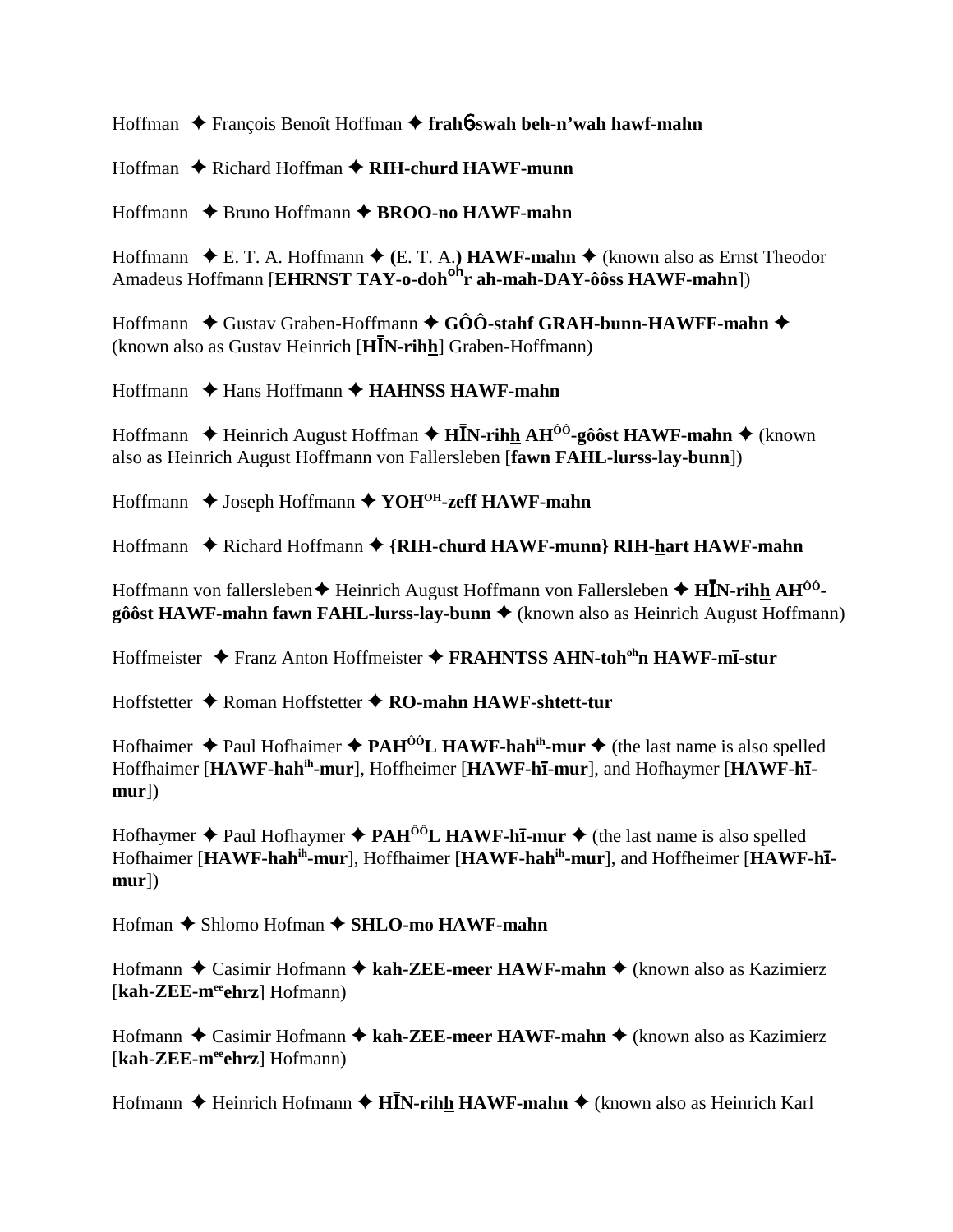Hoffman ✦ François Benoît Hoffman ✦ **frahɓswah beh-n'wah hawf-mahn**

Hoffman ✦ Richard Hoffman ✦ **RIH-churd HAWF-munn**

Hoffmann ✦ Bruno Hoffmann ✦ **BROO-no HAWF-mahn**

Hoffmann ✦ E. T. A. Hoffmann ✦ **(**E. T. A.**) HAWF-mahn** ✦ (known also as Ernst Theodor Amadeus Hoffmann [**EHRNST TAY-o-doh**[oh]**r ah-mah-DAY-ôôss HAWF-mahn**])

Hoffmann ✦ Gustav Graben-Hoffmann ✦ **GÔÔ-stahf GRAH-bunn-HAWFF-mahn** ✦ (known also as Gustav Heinrich [**HĪN-rihh̲**] Graben-Hoffmann)

Hoffmann ✦ Hans Hoffmann ✦ **HAHNSS HAWF-mahn**

Hoffmann ✦ Heinrich August Hoffman ✦ **HĪN-rihh̲ AH**[ÔÔ]**-gôôst HAWF-mahn** ✦ (known also as Heinrich August Hoffmann von Fallersleben [**fawn FAHL-lurss-lay-bunn**])

Hoffmann ✦ Joseph Hoffmann ✦ **YOH**[OH]**-zeff HAWF-mahn**

Hoffmann ✦ Richard Hoffmann ✦ **{RIH-churd HAWF-munn} RIH-h̲art HAWF-mahn**

Hoffmann von fallersleben✦ Heinrich August Hoffmann von Fallersleben ✦ **HĪN-rihh̲ AH**[ÔÔ]**-gôôst HAWF-mahn fawn FAHL-lurss-lay-bunn** ✦ (known also as Heinrich August Hoffmann)

Hoffmeister ✦ Franz Anton Hoffmeister ✦ **FRAHNTSS AHN-toh**[oh]**n HAWF-mī-stur**

Hoffstetter ✦ Roman Hoffstetter ✦ **RO-mahn HAWF-shtett-tur**

Hofhaimer ✦ Paul Hofhaimer ✦ **PAH**[ÔÔ]**L HAWF-hah**[ih]**-mur** ✦ (the last name is also spelled Hoffhaimer [**HAWF-hah**[ih]**-mur**], Hoffheimer [**HAWF-hī-mur**], and Hofhaymer [**HAWF-hī-mur**])

Hofhaymer ✦ Paul Hofhaymer ✦ **PAH**[ÔÔ]**L HAWF-hī-mur** ✦ (the last name is also spelled Hofhaimer [**HAWF-hah**[ih]**-mur**], Hoffhaimer [**HAWF-hah**[ih]**-mur**], and Hoffheimer [**HAWF-hī-mur**])

Hofman ✦ Shlomo Hofman ✦ **SHLO-mo HAWF-mahn**

Hofmann ✦ Casimir Hofmann ✦ **kah-ZEE-meer HAWF-mahn** ✦ (known also as Kazimierz [**kah-ZEE-m**[ee]**ehrz**] Hofmann)

Hofmann ✦ Casimir Hofmann ✦ **kah-ZEE-meer HAWF-mahn** ✦ (known also as Kazimierz [**kah-ZEE-m**[ee]**ehrz**] Hofmann)

Hofmann ✦ Heinrich Hofmann ✦ **HĪN-rihh̲ HAWF-mahn** ✦ (known also as Heinrich Karl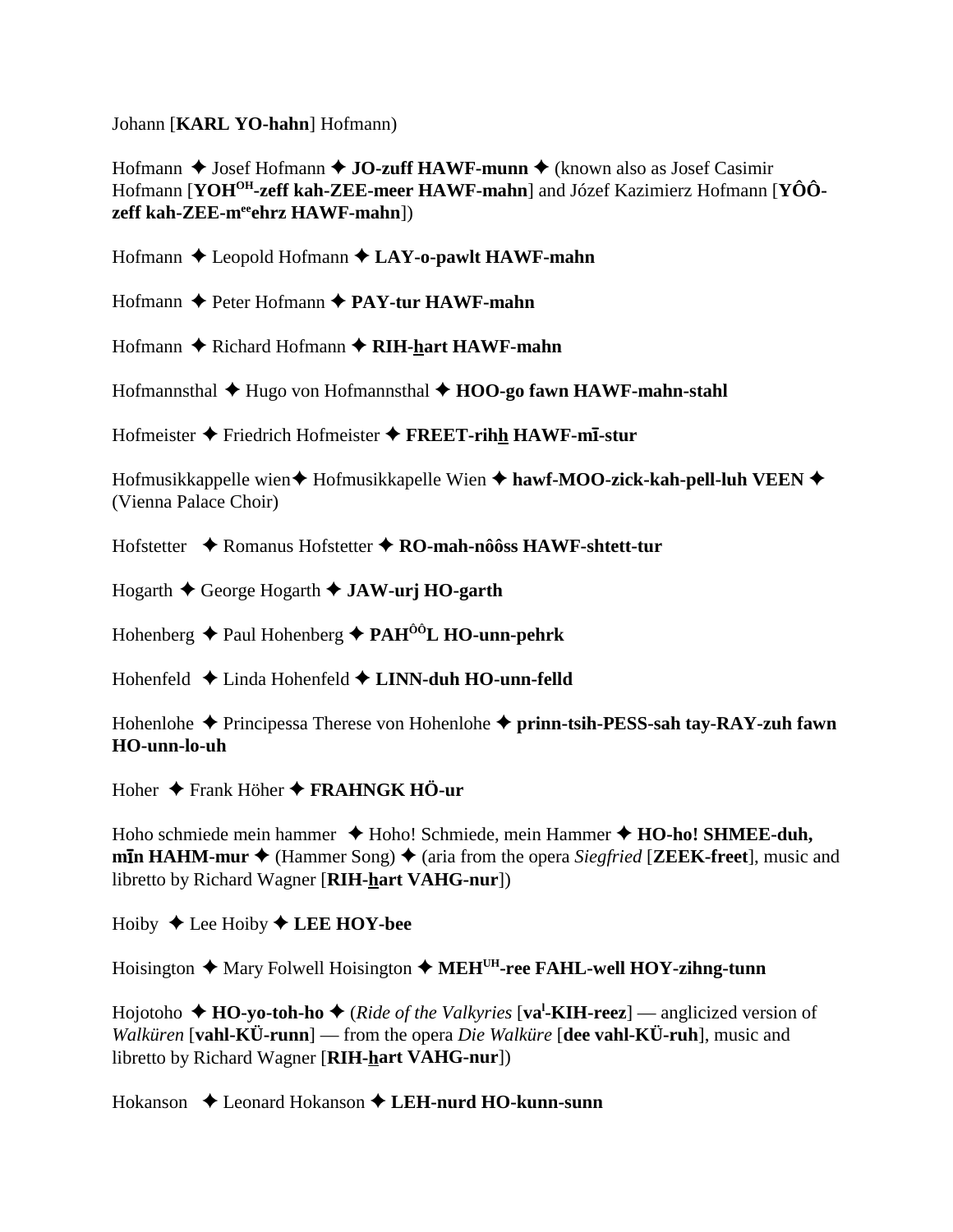Johann [**KARL YO-hahn**] Hofmann)

Hofmann ✦ Josef Hofmann ✦ **JO-zuff HAWF-munn** ✦ (known also as Josef Casimir Hofmann [**YOH^OH^-zeff kah-ZEE-meer HAWF-mahn**] and Józef Kazimierz Hofmann [**YÔÔ-zeff kah-ZEE-m^ee^ehrz HAWF-mahn**])

Hofmann ✦ Leopold Hofmann ✦ **LAY-o-pawlt HAWF-mahn**

Hofmann ✦ Peter Hofmann ✦ **PAY-tur HAWF-mahn**

Hofmann ✦ Richard Hofmann ✦ **RIH-hart HAWF-mahn**

Hofmannsthal ✦ Hugo von Hofmannsthal ✦ **HOO-go fawn HAWF-mahn-stahl**

Hofmeister ✦ Friedrich Hofmeister ✦ **FREET-rihh HAWF-mī-stur**

Hofmusikkappelle wien✦ Hofmusikkapelle Wien ✦ **hawf-MOO-zick-kah-pell-luh VEEN** ✦ (Vienna Palace Choir)

Hofstetter ✦ Romanus Hofstetter ✦ **RO-mah-nôôss HAWF-shtett-tur**

Hogarth ✦ George Hogarth ✦ **JAW-urj HO-garth**

Hohenberg ✦ Paul Hohenberg ✦ **PAH^ÔÔ^L HO-unn-pehrk**

Hohenfeld ✦ Linda Hohenfeld ✦ **LINN-duh HO-unn-felld**

Hohenlohe ✦ Principessa Therese von Hohenlohe ✦ **prinn-tsih-PESS-sah tay-RAY-zuh fawn HO-unn-lo-uh**

Hoher ✦ Frank Höher ✦ **FRAHNGK HÖ-ur**

Hoho schmiede mein hammer ✦ Hoho! Schmiede, mein Hammer ✦ **HO-ho! SHMEE-duh, mīn HAHM-mur** ✦ (Hammer Song) ✦ (aria from the opera *Siegfried* [**ZEEK-freet**], music and libretto by Richard Wagner [**RIH-hart VAHG-nur**])

Hoiby ✦ Lee Hoiby ✦ **LEE HOY-bee**

Hoisington ✦ Mary Folwell Hoisington ✦ **MEH^UH^-ree FAHL-well HOY-zihng-tunn**

Hojotoho ✦ **HO-yo-toh-ho** ✦ (*Ride of the Valkyries* [**va^l^-KIH-reez**] — anglicized version of *Walküren* [**vahl-KÜ-runn**] — from the opera *Die Walküre* [**dee vahl-KÜ-ruh**], music and libretto by Richard Wagner [**RIH-hart VAHG-nur**])

Hokanson ✦ Leonard Hokanson ✦ **LEH-nurd HO-kunn-sunn**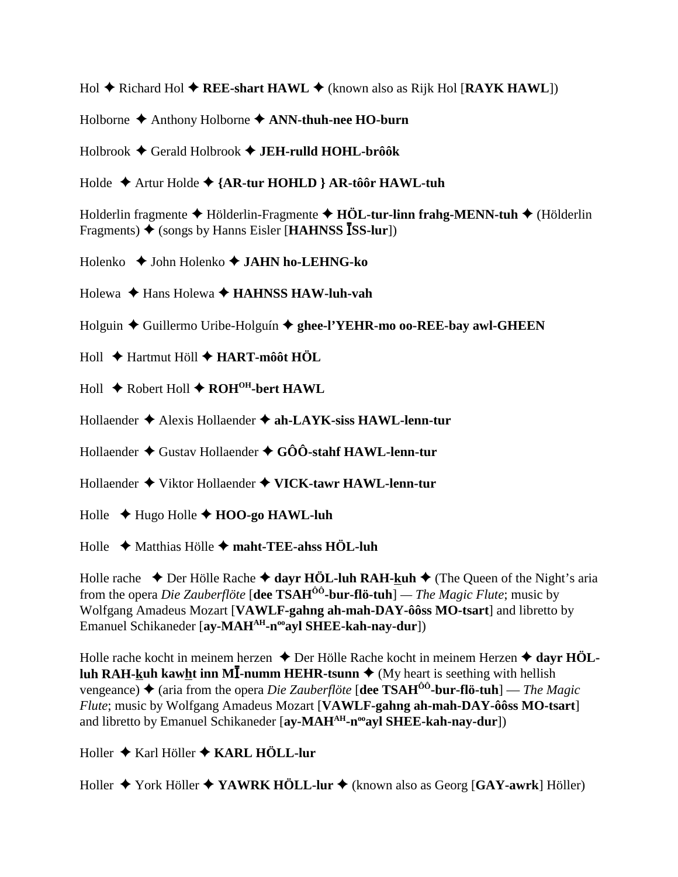Hol ✦ Richard Hol ✦ **REE-shart HAWL** ✦ (known also as Rijk Hol [**RAYK HAWL**])

Holborne ✦ Anthony Holborne ✦ **ANN-thuh-nee HO-burn**

Holbrook ✦ Gerald Holbrook ✦ **JEH-rulld HOHL-brôôk**

Holde ✦ Artur Holde ✦ **{AR-tur HOHLD } AR-tôôr HAWL-tuh**

Holderlin fragmente ✦ Hölderlin-Fragmente ✦ **HÖL-tur-linn frahg-MENN-tuh** ✦ (Hölderlin Fragments) ✦ (songs by Hanns Eisler [**HAHNSS ĪSS-lur**])

Holenko ✦ John Holenko ✦ **JAHN ho-LEHNG-ko**

Holewa ✦ Hans Holewa ✦ **HAHNSS HAW-luh-vah**

Holguin ✦ Guillermo Uribe-Holguín ✦ **ghee-l'YEHR-mo oo-REE-bay awl-GHEEN**

Holl ✦ Hartmut Höll ✦ **HART-môôt HÖL**

Holl ✦ Robert Holl ✦ **ROH^OH-bert HAWL**

Hollaender ✦ Alexis Hollaender ✦ **ah-LAYK-siss HAWL-lenn-tur**

Hollaender ✦ Gustav Hollaender ✦ **GÔÔ-stahf HAWL-lenn-tur**

Hollaender ✦ Viktor Hollaender ✦ **VICK-tawr HAWL-lenn-tur**

Holle ✦ Hugo Holle ✦ **HOO-go HAWL-luh**

Holle ✦ Matthias Hölle ✦ **maht-TEE-ahss HÖL-luh**

Holle rache ✦ Der Hölle Rache ✦ **dayr HÖL-luh RAH-kuh** ✦ (The Queen of the Night's aria from the opera *Die Zauberflöte* [**dee TSAH^ÔÔ-bur-flö-tuh**] — *The Magic Flute*; music by Wolfgang Amadeus Mozart [**VAWLF-gahng ah-mah-DAY-ôôss MO-tsart**] and libretto by Emanuel Schikaneder [**ay-MAH^AH-n^oo ayl SHEE-kah-nay-dur**])

Holle rache kocht in meinem herzen ✦ Der Hölle Rache kocht in meinem Herzen ✦ **dayr HÖL-luh RAH-kuh kawht inn MĪ-numm HEHR-tsunn** ✦ (My heart is seething with hellish vengeance) ✦ (aria from the opera *Die Zauberflöte* [**dee TSAH^ÔÔ-bur-flö-tuh**] — *The Magic Flute*; music by Wolfgang Amadeus Mozart [**VAWLF-gahng ah-mah-DAY-ôôss MO-tsart**] and libretto by Emanuel Schikaneder [**ay-MAH^AH-n^oo ayl SHEE-kah-nay-dur**])

Holler ✦ Karl Höller ✦ **KARL HÖLL-lur**

Holler ✦ York Höller ✦ **YAWRK HÖLL-lur** ✦ (known also as Georg [**GAY-awrk**] Höller)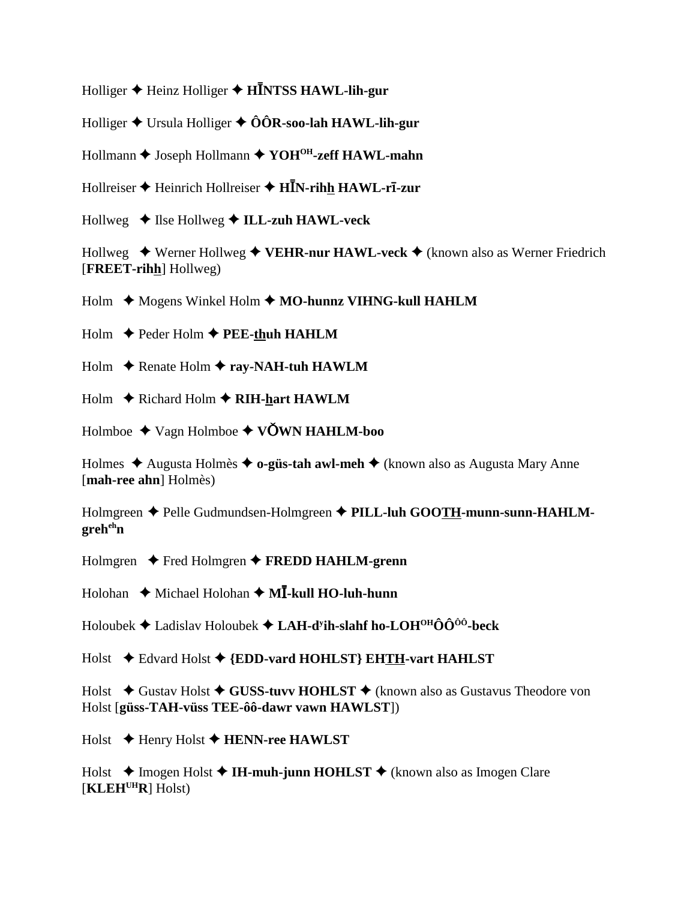Holliger ✦ Heinz Holliger ✦ **HĪNTSS HAWL-lih-gur**

Holliger ✦ Ursula Holliger ✦ **ÔÔR-soo-lah HAWL-lih-gur**

Hollmann ✦ Joseph Hollmann ✦ **YOH[OH]-zeff HAWL-mahn**

Hollreiser ✦ Heinrich Hollreiser ✦ **HĪN-rihh HAWL-rī-zur**

Hollweg ✦ Ilse Hollweg ✦ **ILL-zuh HAWL-veck**

Hollweg ✦ Werner Hollweg ✦ **VEHR-nur HAWL-veck** ✦ (known also as Werner Friedrich [**FREET-rihh**] Hollweg)

Holm ✦ Mogens Winkel Holm ✦ **MO-hunnz VIHNG-kull HAHLM**

Holm ✦ Peder Holm ✦ **PEE-thuh HAHLM**

Holm ✦ Renate Holm ✦ **ray-NAH-tuh HAWLM**

Holm ✦ Richard Holm ✦ **RIH-hart HAWLM**

Holmboe ✦ Vagn Holmboe ✦ **VŎWN HAHLM-boo**

Holmes ✦ Augusta Holmès ✦ **o-güs-tah awl-meh** ✦ (known also as Augusta Mary Anne [**mah-ree ahn**] Holmès)

Holmgreen ✦ Pelle Gudmundsen-Holmgreen ✦ **PILL-luh GOOTH-munn-sunn-HAHLM-greh[eh]n**

Holmgren ✦ Fred Holmgren ✦ **FREDD HAHLM-grenn**

Holohan ✦ Michael Holohan ✦ **MĪ-kull HO-luh-hunn**

Holoubek ✦ Ladislav Holoubek ✦ **LAH-d[y]ih-slahf ho-LOH[OH]ÔÔ[ÔÔ]-beck**

Holst ✦ Edvard Holst ✦ **{EDD-vard HOHLST} EHTH-vart HAHLST**

Holst ✦ Gustav Holst ✦ **GUSS-tuvv HOHLST** ✦ (known also as Gustavus Theodore von Holst [**güss-TAH-vüss TEE-ôô-dawr vawn HAWLST**])

Holst ✦ Henry Holst ✦ **HENN-ree HAWLST**

Holst ✦ Imogen Holst ✦ **IH-muh-junn HOHLST** ✦ (known also as Imogen Clare [**KLEH[UH]R**] Holst)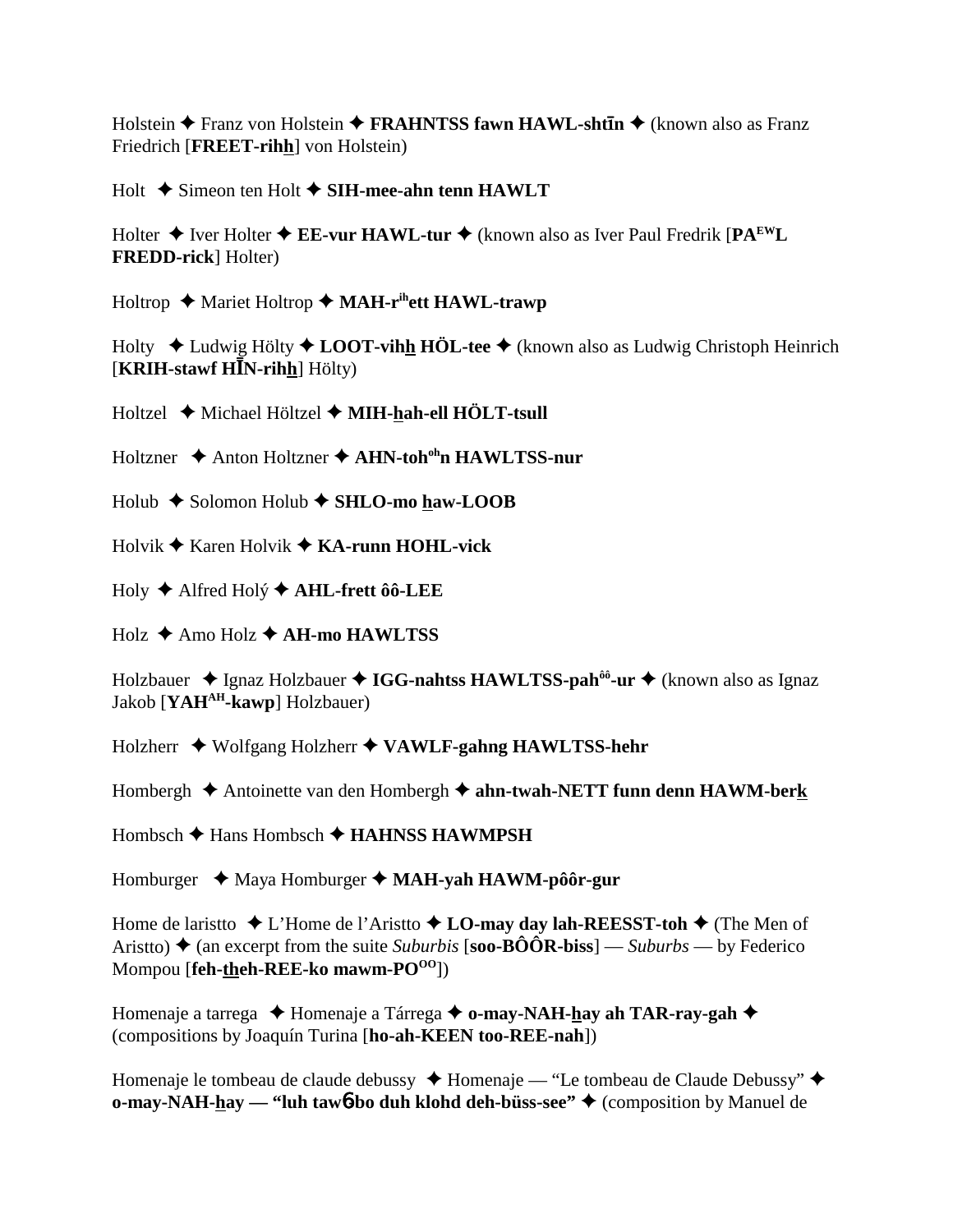Holstein ✦ Franz von Holstein ✦ **FRAHNTSS fawn HAWL-shtīn** ✦ (known also as Franz Friedrich [**FREET-rihh**] von Holstein)

Holt ✦ Simeon ten Holt ✦ **SIH-mee-ahn tenn HAWLT**

Holter ✦ Iver Holter ✦ **EE-vur HAWL-tur** ✦ (known also as Iver Paul Fredrik [**PA^EW L FREDD-rick**] Holter)

Holtrop ✦ Mariet Holtrop ✦ **MAH-r^ih ett HAWL-trawp**

Holty ✦ Ludwig Hölty ✦ **LOOT-vihh HÖL-tee** ✦ (known also as Ludwig Christoph Heinrich [**KRIH-stawf HĪN-rihh**] Hölty)

Holtzel ✦ Michael Höltzel ✦ **MIH-hah-ell HÖLT-tsull**

Holtzner ✦ Anton Holtzner ✦ **AHN-toh^oh n HAWLTSS-nur**

Holub ✦ Solomon Holub ✦ **SHLO-mo haw-LOOB**

Holvik ✦ Karen Holvik ✦ **KA-runn HOHL-vick**

Holy ✦ Alfred Holý ✦ **AHL-frett ôô-LEE**

Holz ✦ Amo Holz ✦ **AH-mo HAWLTSS**

Holzbauer ✦ Ignaz Holzbauer ✦ **IGG-nahtss HAWLTSS-pah^ôô-ur** ✦ (known also as Ignaz Jakob [**YAH^AH-kawp**] Holzbauer)

Holzherr ✦ Wolfgang Holzherr ✦ **VAWLF-gahng HAWLTSS-hehr**

Hombergh ✦ Antoinette van den Hombergh ✦ **ahn-twah-NETT funn denn HAWM-berk**

Hombsch ✦ Hans Hombsch ✦ **HAHNSS HAWMPSH**

Homburger ✦ Maya Homburger ✦ **MAH-yah HAWM-pôôr-gur**

Home de laristto ✦ L'Home de l'Aristto ✦ **LO-may day lah-REESST-toh** ✦ (The Men of Aristto) ✦ (an excerpt from the suite *Suburbis* [**soo-BÔÔR-biss**] — *Suburbs* — by Federico Mompou [**feh-theh-REE-ko mawm-PO^OO**])

Homenaje a tarrega ✦ Homenaje a Tárrega ✦ **o-may-NAH-hay ah TAR-ray-gah** ✦ (compositions by Joaquín Turina [**ho-ah-KEEN too-REE-nah**])

Homenaje le tombeau de claude debussy ✦ Homenaje — "Le tombeau de Claude Debussy" ✦ **o-may-NAH-hay — "luh tawɓbo duh klohd deh-büss-see"** ✦ (composition by Manuel de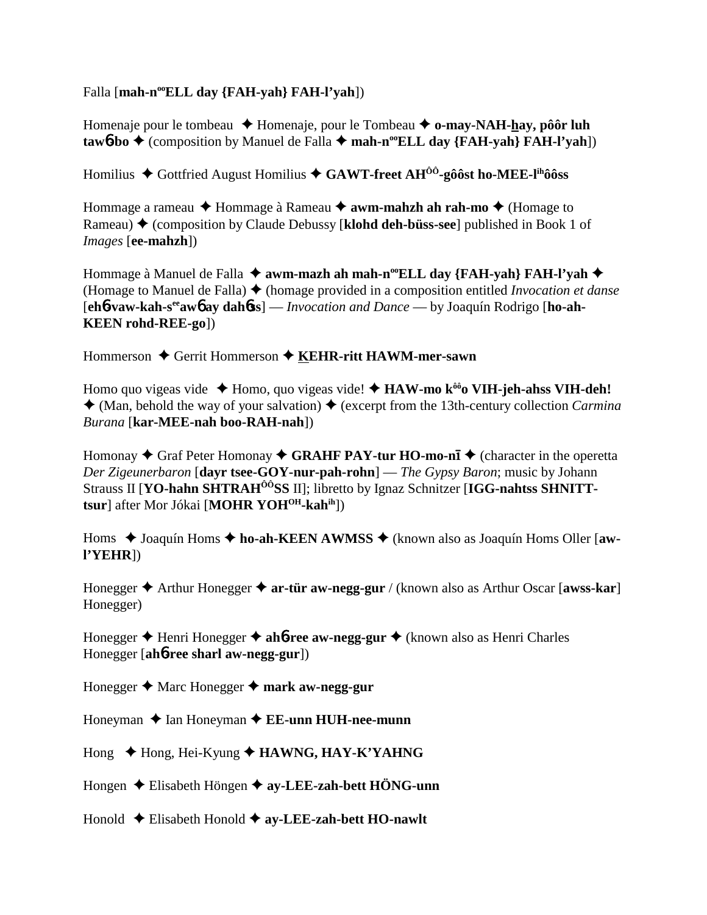Falla [**mah-n<sup>oo</sup>ELL day {FAH-yah} FAH-l'yah**])

Homenaje pour le tombeau ✦ Homenaje, pour le Tombeau ✦ **o-may-NAH-hay, pôôr luh taw6-bo** ✦ (composition by Manuel de Falla ✦ **mah-n<sup>oo</sup>ELL day {FAH-yah} FAH-l'yah**])

Homilius ✦ Gottfried August Homilius ✦ **GAWT-freet AH<sup>ÔÔ</sup>-gôôst ho-MEE-l<sup>ih</sup>ôôss**

Hommage a rameau ✦ Hommage à Rameau ✦ **awm-mahzh ah rah-mo** ✦ (Homage to Rameau) ✦ (composition by Claude Debussy [**klohd deh-büss-see**] published in Book 1 of *Images* [**ee-mahzh**])

Hommage à Manuel de Falla ✦ **awm-mazh ah mah-n<sup>oo</sup>ELL day {FAH-yah} FAH-l'yah** ✦ (Homage to Manuel de Falla) ✦ (homage provided in a composition entitled *Invocation et danse* [**eh6-vaw-kah-s<sup>ee</sup>aw6 ay dah6ss**] — *Invocation and Dance* — by Joaquín Rodrigo [**ho-ah-KEEN rohd-REE-go**])

Hommerson ✦ Gerrit Hommerson ✦ **KEHR-ritt HAWM-mer-sawn**

Homo quo vigeas vide ✦ Homo, quo vigeas vide! ✦ **HAW-mo k<sup>ôô</sup>o VIH-jeh-ahss VIH-deh!** ✦ (Man, behold the way of your salvation) ✦ (excerpt from the 13th-century collection *Carmina Burana* [**kar-MEE-nah boo-RAH-nah**])

Homonay ✦ Graf Peter Homonay ✦ **GRAHF PAY-tur HO-mo-nī** ✦ (character in the operetta *Der Zigeunerbaron* [**dayr tsee-GOY-nur-pah-rohn**] — *The Gypsy Baron*; music by Johann Strauss II [**YO-hahn SHTRAH<sup>ÔÔ</sup>SS** II]; libretto by Ignaz Schnitzer [**IGG-nahtss SHNITT-tsur**] after Mor Jókai [**MOHR YOH<sup>OH</sup>-kah<sup>ih</sup>**])

Homs ✦ Joaquín Homs ✦ **ho-ah-KEEN AWMSS** ✦ (known also as Joaquín Homs Oller [**aw-l'YEHR**])

Honegger ✦ Arthur Honegger ✦ **ar-tür aw-negg-gur** / (known also as Arthur Oscar [**awss-kar**] Honegger)

Honegger ✦ Henri Honegger ✦ **ah6-ree aw-negg-gur** ✦ (known also as Henri Charles Honegger [**ah6-ree sharl aw-negg-gur**])

Honegger ✦ Marc Honegger ✦ **mark aw-negg-gur**

Honeyman ✦ Ian Honeyman ✦ **EE-unn HUH-nee-munn**

Hong ✦ Hong, Hei-Kyung ✦ **HAWNG, HAY-K'YAHNG**

Hongen ✦ Elisabeth Höngen ✦ **ay-LEE-zah-bett HÖNG-unn**

Honold ✦ Elisabeth Honold ✦ **ay-LEE-zah-bett HO-nawlt**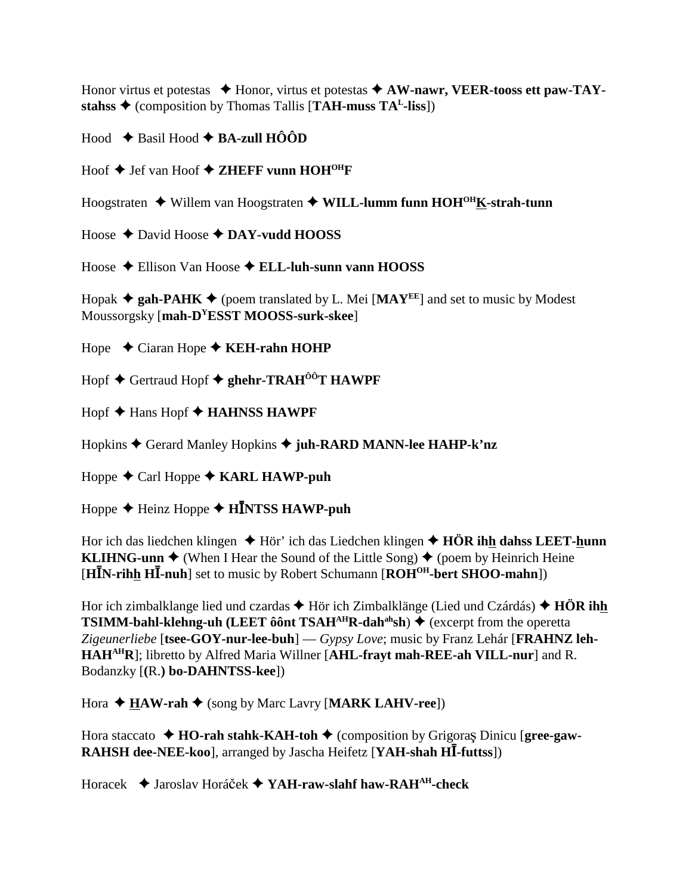Honor virtus et potestas ✦ Honor, virtus et potestas ✦ **AW-nawr, VEER-tooss ett paw-TAY-stahss** ✦ (composition by Thomas Tallis [**TAH-muss TA**[L]**-liss**])

Hood ✦ Basil Hood ✦ **BA-zull HÔÔD**

Hoof ✦ Jef van Hoof ✦ **ZHEFF vunn HOH**[OH]**F**

Hoogstraten ✦ Willem van Hoogstraten ✦ **WILL-lumm funn HOH**[OH]**K-strah-tunn**

Hoose ✦ David Hoose ✦ **DAY-vudd HOOSS**

Hoose ✦ Ellison Van Hoose ✦ **ELL-luh-sunn vann HOOSS**

Hopak ✦ **gah-PAHK** ✦ (poem translated by L. Mei [**MAY**[EE]] and set to music by Modest Moussorgsky [**mah-D**[Y]**ESST MOOSS-surk-skee**]

Hope ✦ Ciaran Hope ✦ **KEH-rahn HOHP**

Hopf ✦ Gertraud Hopf ✦ **ghehr-TRAH**[ÔÔ]**T HAWPF**

Hopf ✦ Hans Hopf ✦ **HAHNSS HAWPF**

Hopkins ✦ Gerard Manley Hopkins ✦ **juh-RARD MANN-lee HAHP-k'nz**

Hoppe ✦ Carl Hoppe ✦ **KARL HAWP-puh**

Hoppe ✦ Heinz Hoppe ✦ **HĪNTSS HAWP-puh**

Hor ich das liedchen klingen ✦ Hör' ich das Liedchen klingen ✦ **HÖR ihh dahss LEET-hunn KLIHNG-unn** ✦ (When I Hear the Sound of the Little Song) ✦ (poem by Heinrich Heine [**HĪN-rihh HĪ-nuh**] set to music by Robert Schumann [**ROH**[OH]**-bert SHOO-mahn**])

Hor ich zimbalklange lied und czardas ✦ Hör ich Zimbalklänge (Lied und Czárdás) ✦ **HÖR ihh TSIMM-bahl-klehng-uh (LEET ôônt TSAH**[AH]**R-dah**[ah]**sh)** ✦ (excerpt from the operetta *Zigeunerliebe* [**tsee-GOY-nur-lee-buh**] — *Gypsy Love*; music by Franz Lehár [**FRAHNZ leh-HAH**[AH]**R**]; libretto by Alfred Maria Willner [**AHL-frayt mah-REE-ah VILL-nur**] and R. Bodanzky [**(**R.**) bo-DAHNTSS-kee**])

Hora ✦ **HAW-rah** ✦ (song by Marc Lavry [**MARK LAHV-ree**])

Hora staccato ✦ **HO-rah stahk-KAH-toh** ✦ (composition by Grigoraş Dinicu [**gree-gaw-RAHSH dee-NEE-koo**], arranged by Jascha Heifetz [**YAH-shah HĪ-futtss**])

Horacek ✦ Jaroslav Horáček ✦ **YAH-raw-slahf haw-RAH**[AH]**-check**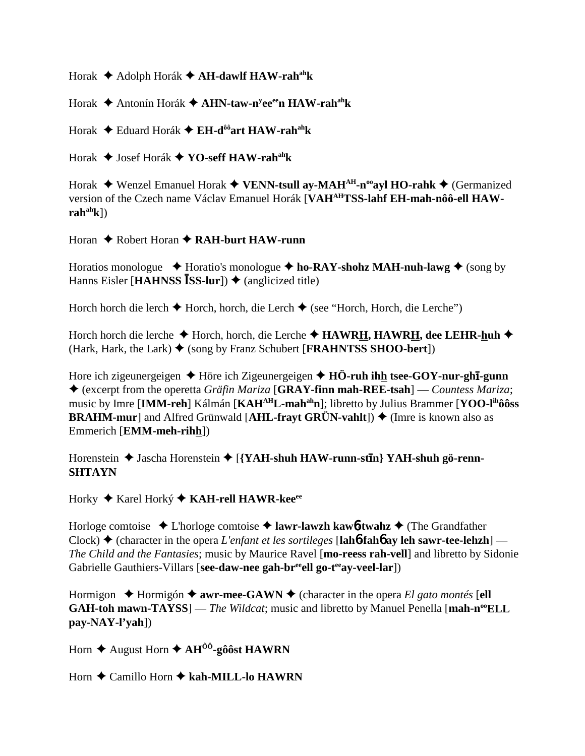Horak ✦ Adolph Horák ✦ **AH-dawlf HAW-rah^ah^k**

Horak ✦ Antonín Horák ✦ **AHN-taw-n^y^ee^ee^n HAW-rah^ah^k**

Horak ✦ Eduard Horák ✦ **EH-d^ôô^art HAW-rah^ah^k**

Horak ✦ Josef Horák ✦ **YO-seff HAW-rah^ah^k**

Horak ✦ Wenzel Emanuel Horak ✦ **VENN-tsull ay-MAH^AH^-n^oo^ayl HO-rahk** ✦ (Germanized version of the Czech name Václav Emanuel Horák [**VAH^AH^TSS-lahf EH-mah-nôô-ell HAW-rah^ah^k**])

Horan ✦ Robert Horan ✦ **RAH-burt HAW-runn**

Horatios monologue ✦ Horatio's monologue ✦ **ho-RAY-shohz MAH-nuh-lawg** ✦ (song by Hanns Eisler [**HAHNSS ĪSS-lur**]) ✦ (anglicized title)

Horch horch die lerch ✦ Horch, horch, die Lerch ✦ (see "Horch, Horch, die Lerche")

Horch horch die lerche ✦ Horch, horch, die Lerche ✦ **HAWRH̲, HAWRH̲, dee LEHR-h̲uh** ✦ (Hark, Hark, the Lark) ✦ (song by Franz Schubert [**FRAHNTSS SHOO-bert**])

Hore ich zigeunergeigen ✦ Höre ich Zigeunergeigen ✦ **HÖ-ruh ihh̲ tsee-GOY-nur-ghī-gunn** ✦ (excerpt from the operetta *Gräfin Mariza* [**GRAY-finn mah-REE-tsah**] — *Countess Mariza*; music by Imre [**IMM-reh**] Kálmán [**KAH^AH^L-mah^ah^n**]; libretto by Julius Brammer [**YOO-l^ih^ôôss BRAHM-mur**] and Alfred Grünwald [**AHL-frayt GRÜN-vahlt**]) ✦ (Imre is known also as Emmerich [**EMM-meh-rihh̲**])

Horenstein ✦ Jascha Horenstein ✦ [**{YAH-shuh HAW-runn-stīn} YAH-shuh gö-renn-SHTAYN**

Horky ✦ Karel Horký ✦ **KAH-rell HAWR-kee^ee^**

Horloge comtoise ✦ L'horloge comtoise ✦ **lawr-lawzh kawɓ-twahz** ✦ (The Grandfather Clock) ✦ (character in the opera *L'enfant et les sortileges* [**lahɓ-fahɓ ay leh sawr-tee-lehzh**] — *The Child and the Fantasies*; music by Maurice Ravel [**mo-reess rah-vell**] and libretto by Sidonie Gabrielle Gauthiers-Villars [**see-daw-nee gah-br^ee^ell go-t^ee^ay-veel-lar**])

Hormigon ✦ Hormigón ✦ **awr-mee-GAWN** ✦ (character in the opera *El gato montés* [**ell GAH-toh mawn-TAYSS**] — *The Wildcat*; music and libretto by Manuel Penella [**mah-n^oo^ELL pay-NAY-l'yah**])

Horn ✦ August Horn ✦ **AH^ÔÔ^-gôôst HAWRN**

Horn ✦ Camillo Horn ✦ **kah-MILL-lo HAWRN**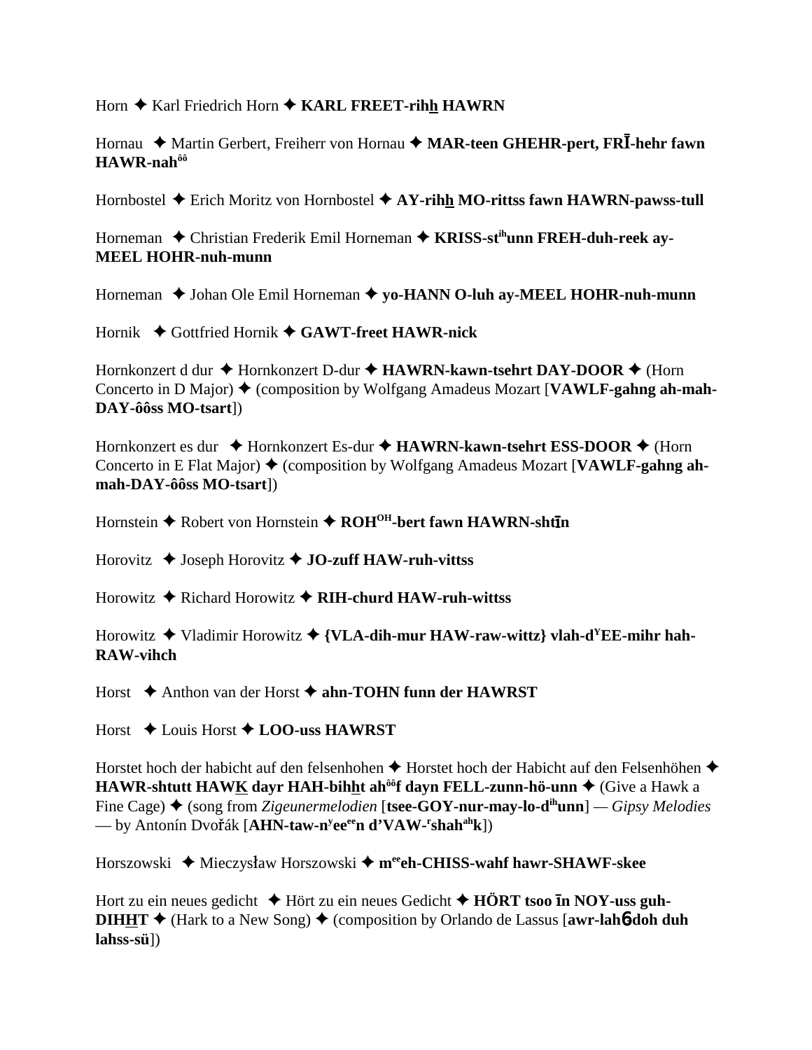Horn ✦ Karl Friedrich Horn ✦ **KARL FREET-rihh HAWRN**

Hornau ✦ Martin Gerbert, Freiherr von Hornau ✦ **MAR-teen GHEHR-pert, FRĪ-hehr fawn HAWR-nahôô**

Hornbostel ✦ Erich Moritz von Hornbostel ✦ **AY-rihh MO-rittss fawn HAWRN-pawss-tull**

Horneman ✦ Christian Frederik Emil Horneman ✦ **KRISS-stihunn FREH-duh-reek ay-MEEL HOHR-nuh-munn**

Horneman ✦ Johan Ole Emil Horneman ✦ **yo-HANN O-luh ay-MEEL HOHR-nuh-munn**

Hornik ✦ Gottfried Hornik ✦ **GAWT-freet HAWR-nick**

Hornkonzert d dur ✦ Hornkonzert D-dur ✦ **HAWRN-kawn-tsehrt DAY-DOOR** ✦ (Horn Concerto in D Major) ✦ (composition by Wolfgang Amadeus Mozart [**VAWLF-gahng ah-mah-DAY-ôôss MO-tsart**])

Hornkonzert es dur ✦ Hornkonzert Es-dur ✦ **HAWRN-kawn-tsehrt ESS-DOOR** ✦ (Horn Concerto in E Flat Major) ✦ (composition by Wolfgang Amadeus Mozart [**VAWLF-gahng ah-mah-DAY-ôôss MO-tsart**])

Hornstein ✦ Robert von Hornstein ✦ **ROHOH-bert fawn HAWRN-shtīn**

Horovitz ✦ Joseph Horovitz ✦ **JO-zuff HAW-ruh-vittss**

Horowitz ✦ Richard Horowitz ✦ **RIH-churd HAW-ruh-wittss**

Horowitz ✦ Vladimir Horowitz ✦ **{VLA-dih-mur HAW-raw-wittz} vlah-dYEE-mihr hah-RAW-vihch**

Horst ✦ Anthon van der Horst ✦ **ahn-TOHN funn der HAWRST**

Horst ✦ Louis Horst ✦ **LOO-uss HAWRST**

Horstet hoch der habicht auf den felsenhohen ✦ Horstet hoch der Habicht auf den Felsenhöhen ✦ **HAWR-shtutt HAWK dayr HAH-bihht ahôôf dayn FELL-zunn-hö-unn** ✦ (Give a Hawk a Fine Cage) ✦ (song from *Zigeunermelodien* [**tsee-GOY-nur-may-lo-dihunn**] — *Gipsy Melodies* — by Antonín Dvořák [**AHN-taw-nyeeeen d'VAW-rshahahk**])

Horszowski ✦ Mieczysław Horszowski ✦ **meeeh-CHISS-wahf hawr-SHAWF-skee**

Hort zu ein neues gedicht ✦ Hört zu ein neues Gedicht ✦ **HÖRT tsoo īn NOY-uss guh-DIHHT** ✦ (Hark to a New Song) ✦ (composition by Orlando de Lassus [**awr-lahɵ-doh duh lahss-sü**])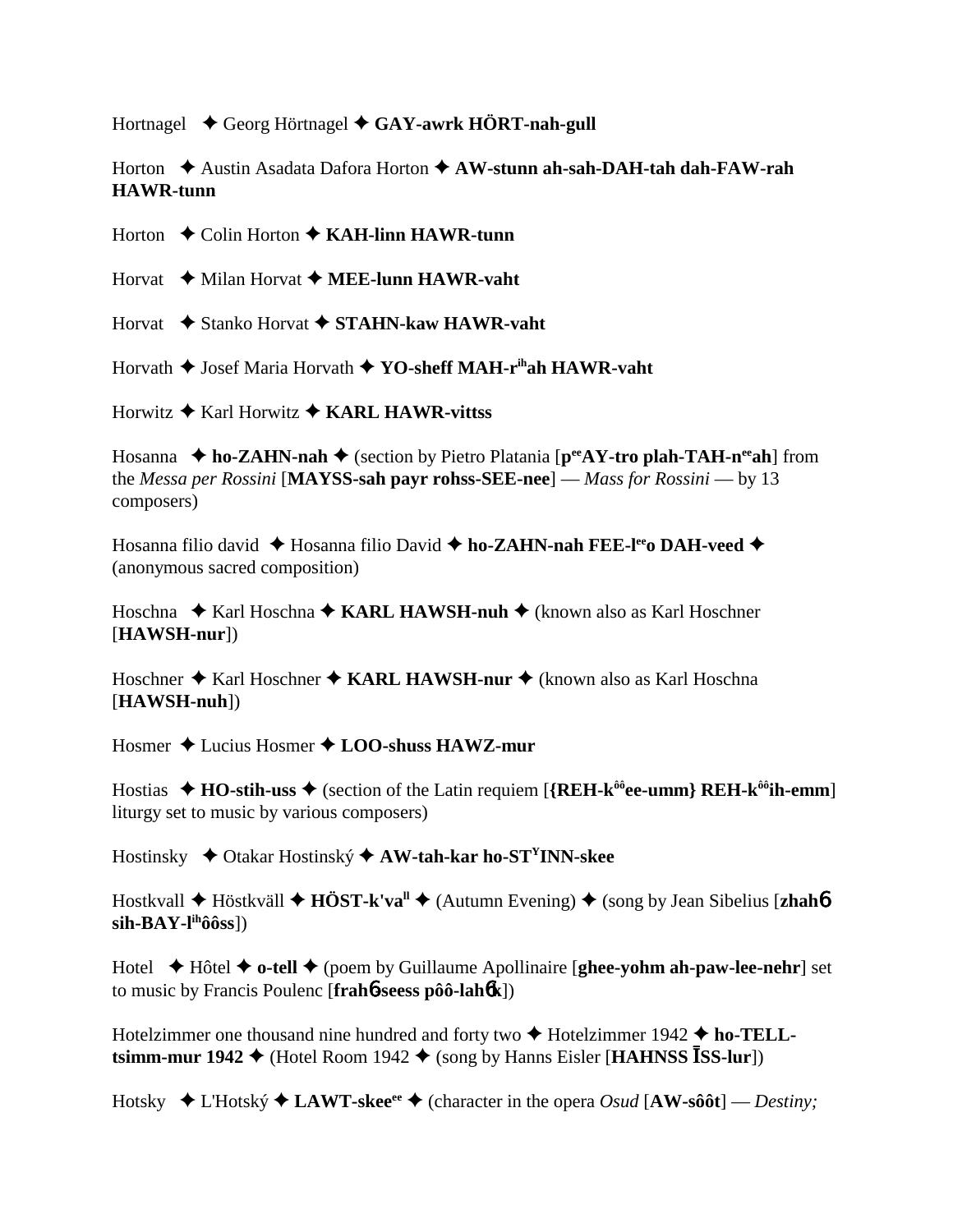Hortnagel ✦ Georg Hörtnagel ✦ **GAY-awrk HÖRT-nah-gull**

Horton ✦ Austin Asadata Dafora Horton ✦ **AW-stunn ah-sah-DAH-tah dah-FAW-rah HAWR-tunn**

Horton ✦ Colin Horton ✦ **KAH-linn HAWR-tunn**

Horvat ✦ Milan Horvat ✦ **MEE-lunn HAWR-vaht**

Horvat ✦ Stanko Horvat ✦ **STAHN-kaw HAWR-vaht**

Horvath ✦ Josef Maria Horvath ✦ **YO-sheff MAH-r$^{ih}$ah HAWR-vaht**

Horwitz ✦ Karl Horwitz ✦ **KARL HAWR-vittss**

Hosanna ✦ **ho-ZAHN-nah** ✦ (section by Pietro Platania [**p$^{ee}$AY-tro plah-TAH-n$^{ee}$ah**] from the *Messa per Rossini* [**MAYSS-sah payr rohss-SEE-nee**] — *Mass for Rossini* — by 13 composers)

Hosanna filio david ✦ Hosanna filio David ✦ **ho-ZAHN-nah FEE-l$^{ee}$o DAH-veed** ✦ (anonymous sacred composition)

Hoschna ✦ Karl Hoschna ✦ **KARL HAWSH-nuh** ✦ (known also as Karl Hoschner [**HAWSH-nur**])

Hoschner ✦ Karl Hoschner ✦ **KARL HAWSH-nur** ✦ (known also as Karl Hoschna [**HAWSH-nuh**])

Hosmer ✦ Lucius Hosmer ✦ **LOO-shuss HAWZ-mur**

Hostias ✦ **HO-stih-uss** ✦ (section of the Latin requiem [**{REH-k$^{ôô}$ee-umm} REH-k$^{ôô}$ih-emm**] liturgy set to music by various composers)

Hostinsky ✦ Otakar Hostinský ✦ **AW-tah-kar ho-ST$^{Y}$INN-skee**

Hostkvall ✦ Höstkväll ✦ **HÖST-k'va$^{ll}$** ✦ (Autumn Evening) ✦ (song by Jean Sibelius [**zhahɓ sih-BAY-l$^{ih}$ôôss**])

Hotel ✦ Hôtel ✦ **o-tell** ✦ (poem by Guillaume Apollinaire [**ghee-yohm ah-paw-lee-nehr**] set to music by Francis Poulenc [**frahɓ-seess pôô-lahɓk**])

Hotelzimmer one thousand nine hundred and forty two ✦ Hotelzimmer 1942 ✦ **ho-TELL-tsimm-mur 1942** ✦ (Hotel Room 1942 ✦ (song by Hanns Eisler [**HAHNSS ĪSS-lur**])

Hotsky ✦ L'Hotský ✦ **LAWT-skee$^{ee}$** ✦ (character in the opera *Osud* [**AW-sôôt**] — *Destiny;*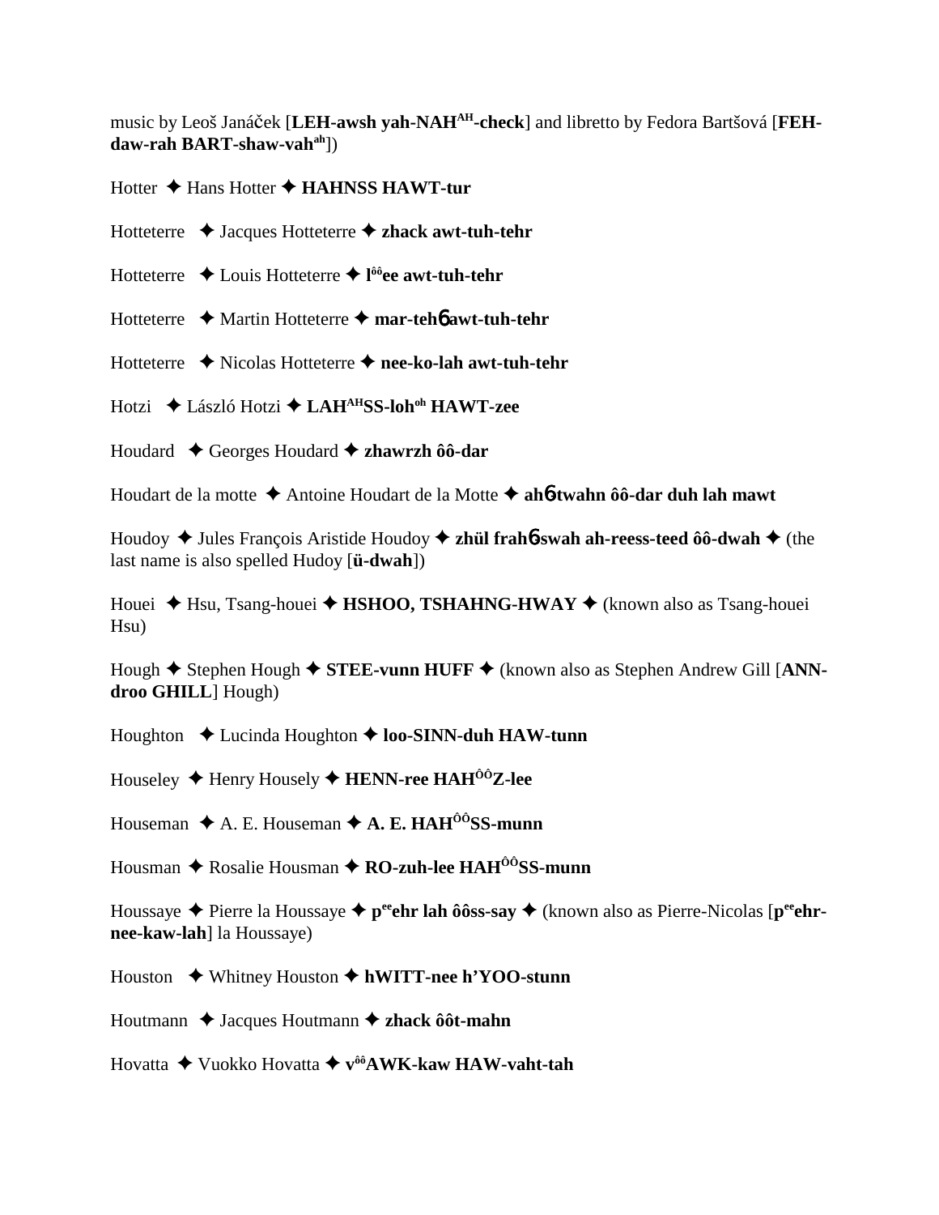music by Leoš Janáček [**LEH-awsh yah-NAH^AH-check**] and libretto by Fedora Bartšová [**FEH-daw-rah BART-shaw-vah^ah**])

Hotter ✦ Hans Hotter ✦ **HAHNSS HAWT-tur**

Hotteterre ✦ Jacques Hotteterre ✦ **zhack awt-tuh-tehr**

Hotteterre ✦ Louis Hotteterre ✦ **l^ôôee awt-tuh-tehr**

Hotteterre ✦ Martin Hotteterre ✦ **mar-tehɓ awt-tuh-tehr**

Hotteterre ✦ Nicolas Hotteterre ✦ **nee-ko-lah awt-tuh-tehr**

Hotzi ✦ László Hotzi ✦ **LAH^AHSS-loh^oh HAWT-zee**

Houdard ✦ Georges Houdard ✦ **zhawrzh ôô-dar**

Houdart de la motte ✦ Antoine Houdart de la Motte ✦ **ahɓ-twahn ôô-dar duh lah mawt**

Houdoy ✦ Jules François Aristide Houdoy ✦ **zhül frahɓ-swah ah-reess-teed ôô-dwah** ✦ (the last name is also spelled Hudoy [**ü-dwah**])

Houei ✦ Hsu, Tsang-houei ✦ **HSHOO, TSHAHNG-HWAY** ✦ (known also as Tsang-houei Hsu)

Hough ✦ Stephen Hough ✦ **STEE-vunn HUFF** ✦ (known also as Stephen Andrew Gill [**ANN-droo GHILL**] Hough)

Houghton ✦ Lucinda Houghton ✦ **loo-SINN-duh HAW-tunn**

Houseley ✦ Henry Housely ✦ **HENN-ree HAH^ÔÔZ-lee**

Houseman ✦ A. E. Houseman ✦ **A. E. HAH^ÔÔSS-munn**

Housman ✦ Rosalie Housman ✦ **RO-zuh-lee HAH^ÔÔSS-munn**

Houssaye ✦ Pierre la Houssaye ✦ **p^ee ehr lah ôôss-say** ✦ (known also as Pierre-Nicolas [**p^ee ehr-nee-kaw-lah**] la Houssaye)

Houston ✦ Whitney Houston ✦ **hWITT-nee h'YOO-stunn**

Houtmann ✦ Jacques Houtmann ✦ **zhack ôôt-mahn**

Hovatta ✦ Vuokko Hovatta ✦ **v^ôôAWK-kaw HAW-vaht-tah**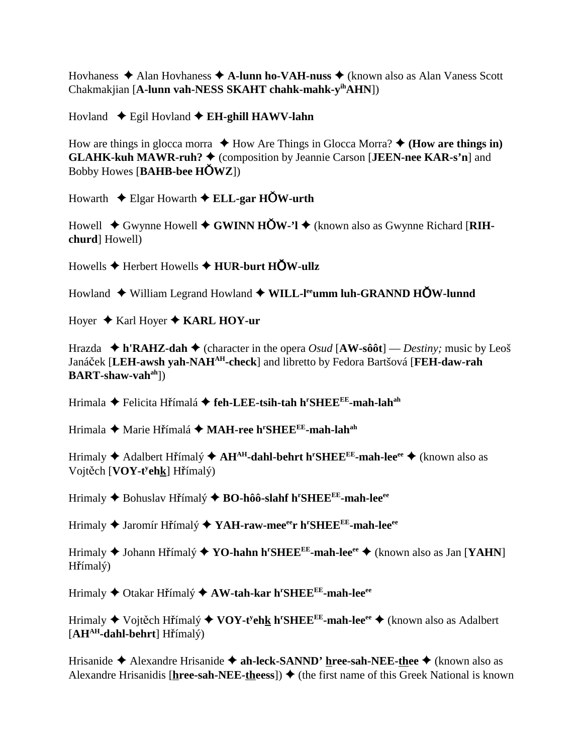Hovhaness ✦ Alan Hovhaness ✦ **A-lunn ho-VAH-nuss** ✦ (known also as Alan Vaness Scott Chakmakjian [**A-lunn vah-NESS SKAHT chahk-mahk-y**[ih]**AHN**])

Hovland ✦ Egil Hovland ✦ **EH-ghill HAWV-lahn**

How are things in glocca morra ✦ How Are Things in Glocca Morra? ✦ **(How are things in) GLAHK-kuh MAWR-ruh?** ✦ (composition by Jeannie Carson [**JEEN-nee KAR-s'n**] and Bobby Howes [**BAHB-bee HŎWZ**])

Howarth ✦ Elgar Howarth ✦ **ELL-gar HŎW-urth**

Howell ✦ Gwynne Howell ✦ **GWINN HŎW-'l** ✦ (known also as Gwynne Richard [**RIH-churd**] Howell)

Howells ✦ Herbert Howells ✦ **HUR-burt HŎW-ullz**

Howland ✦ William Legrand Howland ✦ **WILL-l**[ee]**umm luh-GRANND HŎW-lunnd**

Hoyer ✦ Karl Hoyer ✦ **KARL HOY-ur**

Hrazda ✦ **h'RAHZ-dah** ✦ (character in the opera *Osud* [**AW-sôôt**] — *Destiny;* music by Leoš Janáček [**LEH-awsh yah-NAH**[AH]**-check**] and libretto by Fedora Bartšová [**FEH-daw-rah BART-shaw-vah**[ah]])

Hrimala ✦ Felicita Hřímalá ✦ **feh-LEE-tsih-tah h**[r]**SHEE**[EE]**-mah-lah**[ah]

Hrimala ✦ Marie Hřímalá ✦ **MAH-ree h**[r]**SHEE**[EE]**-mah-lah**[ah]

Hrimaly ✦ Adalbert Hřímalý ✦ **AH**[AH]**-dahl-behrt h**[r]**SHEE**[EE]**-mah-lee**[ee] ✦ (known also as Vojtěch [**VOY-t**[y]**ehk**] Hřímalý)

Hrimaly ✦ Bohuslav Hřímalý ✦ **BO-hôô-slahf h**[r]**SHEE**[EE]**-mah-lee**[ee]

Hrimaly ✦ Jaromír Hřímalý ✦ **YAH-raw-mee**[ee]**r h**[r]**SHEE**[EE]**-mah-lee**[ee]

Hrimaly ✦ Johann Hřímalý ✦ **YO-hahn h**[r]**SHEE**[EE]**-mah-lee**[ee] ✦ (known also as Jan [**YAHN**] Hřímalý)

Hrimaly ✦ Otakar Hřímalý ✦ **AW-tah-kar h**[r]**SHEE**[EE]**-mah-lee**[ee]

Hrimaly ✦ Vojtěch Hřímalý ✦ **VOY-t**[y]**ehk h**[r]**SHEE**[EE]**-mah-lee**[ee] ✦ (known also as Adalbert [**AH**[AH]**-dahl-behrt**] Hřímalý)

Hrisanide ✦ Alexandre Hrisanide ✦ **ah-leck-SANND' hree-sah-NEE-thee** ✦ (known also as Alexandre Hrisanidis [**hree-sah-NEE-theess**]) ✦ (the first name of this Greek National is known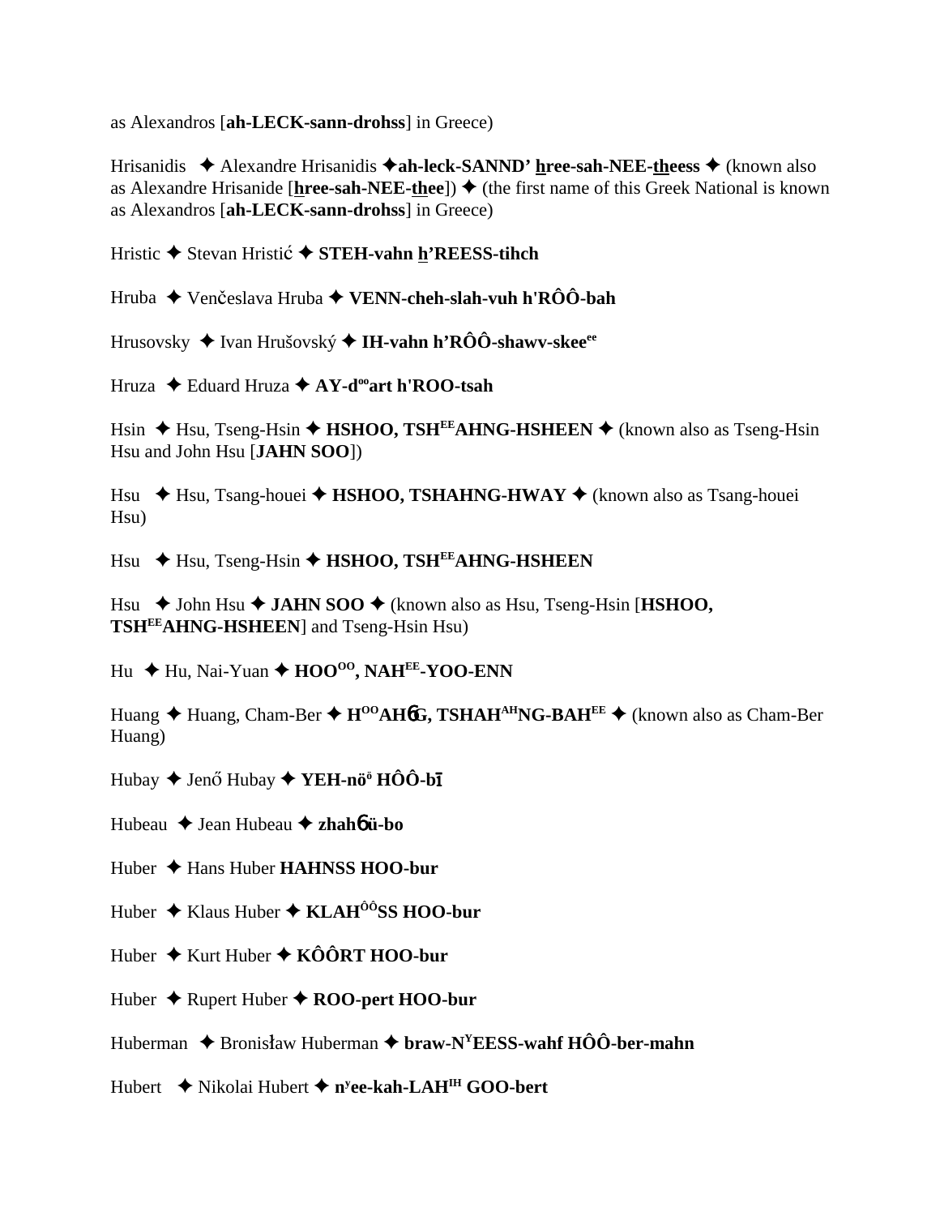as Alexandros [**ah-LECK-sann-drohss**] in Greece)

Hrisanidis ✦ Alexandre Hrisanidis ✦**ah-leck-SANND' hree-sah-NEE-theess** ✦ (known also as Alexandre Hrisanide [**hree-sah-NEE-thee**]) ✦ (the first name of this Greek National is known as Alexandros [**ah-LECK-sann-drohss**] in Greece)

Hristic ✦ Stevan Hristić ✦ **STEH-vahn h'REESS-tihch**

Hruba ✦ Venčeslava Hruba ✦ **VENN-cheh-slah-vuh h'RÔÔ-bah**

Hrusovsky ✦ Ivan Hrušovský ✦ **IH-vahn h'RÔÔ-shawv-skee[ee]**

Hruza ✦ Eduard Hruza ✦ **AY-d[oo]art h'ROO-tsah**

Hsin ✦ Hsu, Tseng-Hsin ✦ **HSHOO, TSH[EE]AHNG-HSHEEN** ✦ (known also as Tseng-Hsin Hsu and John Hsu [**JAHN SOO**])

Hsu ✦ Hsu, Tsang-houei ✦ **HSHOO, TSHAHNG-HWAY** ✦ (known also as Tsang-houei Hsu)

Hsu ✦ Hsu, Tseng-Hsin ✦ **HSHOO, TSH[EE]AHNG-HSHEEN**

Hsu ✦ John Hsu ✦ **JAHN SOO** ✦ (known also as Hsu, Tseng-Hsin [**HSHOO, TSH[EE]AHNG-HSHEEN**] and Tseng-Hsin Hsu)

Hu ✦ Hu, Nai-Yuan ✦ **HOO[OO], NAH[EE]-YOO-ENN**

Huang ✦ Huang, Cham-Ber ✦ **H[OO]AHɓG, TSHAH[AH]NG-BAH[EE]** ✦ (known also as Cham-Ber Huang)

Hubay ✦ Jenő Hubay ✦ **YEH-nö[ö] HÔÔ-bī**

Hubeau ✦ Jean Hubeau ✦ **zhahɓ ü-bo**

Huber ✦ Hans Huber **HAHNSS HOO-bur**

Huber ✦ Klaus Huber ✦ **KLAH[ÔÔ]SS HOO-bur**

Huber ✦ Kurt Huber ✦ **KÔÔRT HOO-bur**

Huber ✦ Rupert Huber ✦ **ROO-pert HOO-bur**

Huberman ✦ Bronisław Huberman ✦ **braw-N[Y]EESS-wahf HÔÔ-ber-mahn**

Hubert ✦ Nikolai Hubert ✦ **n[y]ee-kah-LAH[IH] GOO-bert**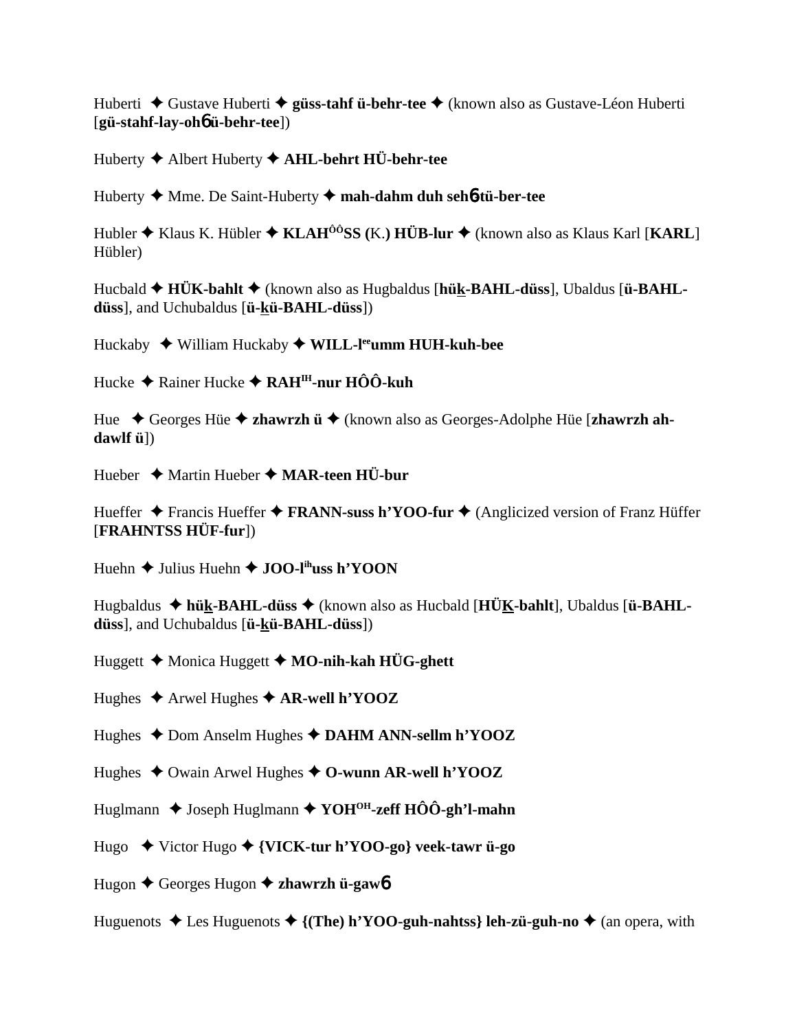Huberti ✦ Gustave Huberti ✦ **güss-tahf ü-behr-tee** ✦ (known also as Gustave-Léon Huberti [**gü-stahf-lay-ohɓ ü-behr-tee**])

Huberty ✦ Albert Huberty ✦ **AHL-behrt HÜ-behr-tee**

Huberty ✦ Mme. De Saint-Huberty ✦ **mah-dahm duh sehɓ-tü-ber-tee**

Hubler ✦ Klaus K. Hübler ✦ **KLAH^ÔÔ^SS (**K.**) HÜB-lur** ✦ (known also as Klaus Karl [**KARL**] Hübler)

Hucbald ✦ **HÜK-bahlt** ✦ (known also as Hugbaldus [**hük-BAHL-düss**], Ubaldus [**ü-BAHL-düss**], and Uchubaldus [**ü-kü-BAHL-düss**])

Huckaby ✦ William Huckaby ✦ **WILL-l^ee^umm HUH-kuh-bee**

Hucke ✦ Rainer Hucke ✦ **RAH^IH^-nur HÔÔ-kuh**

Hue ✦ Georges Hüe ✦ **zhawrzh ü** ✦ (known also as Georges-Adolphe Hüe [**zhawrzh ah-dawlf ü**])

Hueber ✦ Martin Hueber ✦ **MAR-teen HÜ-bur**

Hueffer ✦ Francis Hueffer ✦ **FRANN-suss h'YOO-fur** ✦ (Anglicized version of Franz Hüffer [**FRAHNTSS HÜF-fur**])

Huehn ✦ Julius Huehn ✦ **JOO-l^ih^uss h'YOON**

Hugbaldus ✦ **hük-BAHL-düss** ✦ (known also as Hucbald [**HÜK-bahlt**], Ubaldus [**ü-BAHL-düss**], and Uchubaldus [**ü-kü-BAHL-düss**])

Huggett ✦ Monica Huggett ✦ **MO-nih-kah HÜG-ghett**

Hughes ✦ Arwel Hughes ✦ **AR-well h'YOOZ**

Hughes ✦ Dom Anselm Hughes ✦ **DAHM ANN-sellm h'YOOZ**

Hughes ✦ Owain Arwel Hughes ✦ **O-wunn AR-well h'YOOZ**

Huglmann ✦ Joseph Huglmann ✦ **YOH^OH^-zeff HÔÔ-gh'l-mahn**

Hugo ✦ Victor Hugo ✦ **{VICK-tur h'YOO-go} veek-tawr ü-go**

Hugon ✦ Georges Hugon ✦ **zhawrzh ü-gawɓ**

Huguenots ✦ Les Huguenots ✦ **{(The) h'YOO-guh-nahtss} leh-zü-guh-no** ✦ (an opera, with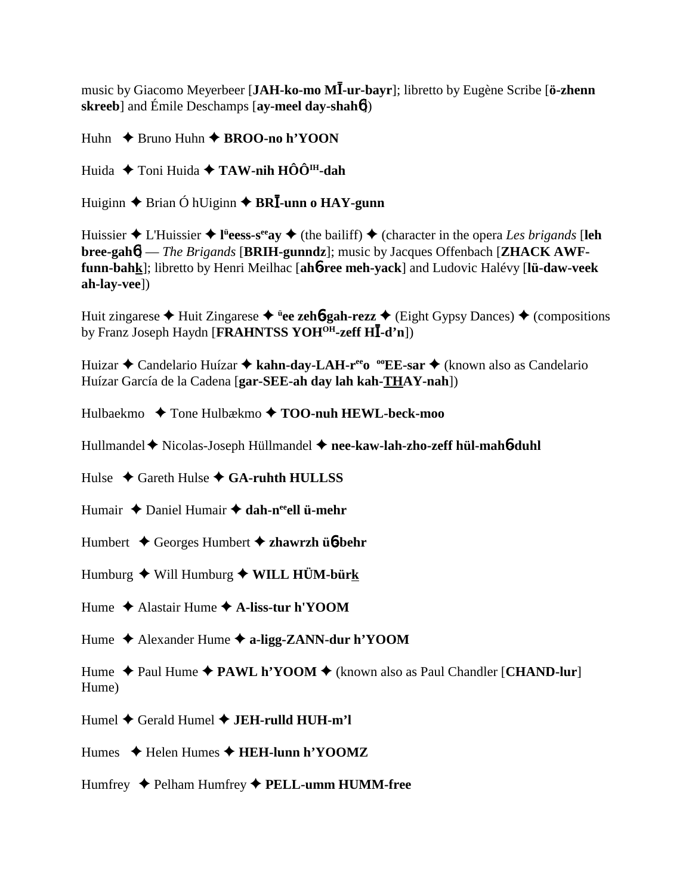music by Giacomo Meyerbeer [**JAH-ko-mo MĪ-ur-bayr**]; libretto by Eugène Scribe [**ö-zhenn skreeb**] and Émile Deschamps [**ay-meel day-shahɓ**])

Huhn ✦ Bruno Huhn ✦ **BROO-no h'YOON**

Huida ✦ Toni Huida ✦ **TAW-nih HÔÔ^IH-dah**

Huiginn ✦ Brian Ó hUiginn ✦ **BRĪ-unn o HAY-gunn**

Huissier ✦ L'Huissier ✦ **l^üeess-s^eeay** ✦ (the bailiff) ✦ (character in the opera *Les brigands* [**leh bree-gahɓ**] — *The Brigands* [**BRIH-gunndz**]; music by Jacques Offenbach [**ZHACK AWF-funn-bahk**]; libretto by Henri Meilhac [**ahɓ-ree meh-yack**] and Ludovic Halévy [**lü-daw-veek ah-lay-vee**])

Huit zingarese ✦ Huit Zingarese ✦ **^üee zehɓ-gah-rezz** ✦ (Eight Gypsy Dances) ✦ (compositions by Franz Joseph Haydn [**FRAHNTSS YOH^OH-zeff HĪ-d'n**])

Huizar ✦ Candelario Huízar ✦ **kahn-day-LAH-r^eeo ^ooEE-sar** ✦ (known also as Candelario Huízar García de la Cadena [**gar-SEE-ah day lah kah-THAY-nah**])

Hulbaekmo ✦ Tone Hulbækmo ✦ **TOO-nuh HEWL-beck-moo**

Hullmandel ✦ Nicolas-Joseph Hüllmandel ✦ **nee-kaw-lah-zho-zeff hül-mahɓ-duhl**

Hulse ✦ Gareth Hulse ✦ **GA-ruhth HULLSS**

Humair ✦ Daniel Humair ✦ **dah-n^eeell ü-mehr**

Humbert ✦ Georges Humbert ✦ **zhawrzh üɓ-behr**

Humburg ✦ Will Humburg ✦ **WILL HÜM-bürk**

Hume ✦ Alastair Hume ✦ **A-liss-tur h'YOOM**

Hume ✦ Alexander Hume ✦ **a-ligg-ZANN-dur h'YOOM**

Hume ✦ Paul Hume ✦ **PAWL h'YOOM** ✦ (known also as Paul Chandler [**CHAND-lur**] Hume)

Humel ✦ Gerald Humel ✦ **JEH-rulld HUH-m'l**

Humes ✦ Helen Humes ✦ **HEH-lunn h'YOOMZ**

Humfrey ✦ Pelham Humfrey ✦ **PELL-umm HUMM-free**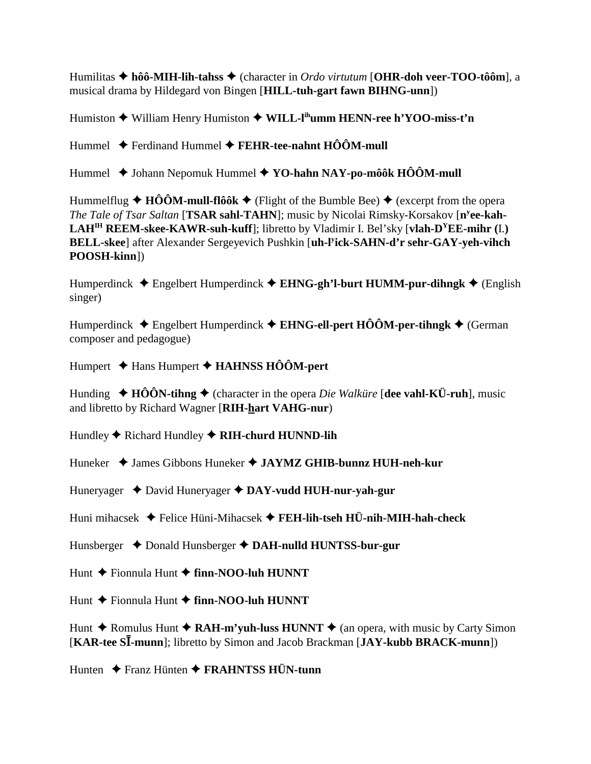Humilitas ✦ **hôô-MIH-lih-tahss** ✦ (character in *Ordo virtutum* [**OHR-doh veer-TOO-tôôm**], a musical drama by Hildegard von Bingen [**HILL-tuh-gart fawn BIHNG-unn**])

Humiston ✦ William Henry Humiston ✦ **WILL-l[ih]umm HENN-ree h'YOO-miss-t'n**

Hummel ✦ Ferdinand Hummel ✦ **FEHR-tee-nahnt HÔÔM-mull**

Hummel ✦ Johann Nepomuk Hummel ✦ **YO-hahn NAY-po-môôk HÔÔM-mull**

Hummelflug ✦ **HÔÔM-mull-flôôk** ✦ (Flight of the Bumble Bee) ✦ (excerpt from the opera *The Tale of Tsar Saltan* [**TSAR sahl-TAHN**]; music by Nicolai Rimsky-Korsakov [**n[y]ee-kah-LAH[IH] REEM-skee-KAWR-suh-kuff**]; libretto by Vladimir I. Bel'sky [**vlah-D[Y]EE-mihr (**I.**) BELL-skee**] after Alexander Sergeyevich Pushkin [**uh-l[y]ick-SAHN-d'r sehr-GAY-yeh-vihch POOSH-kinn**])

Humperdinck ✦ Engelbert Humperdinck ✦ **EHNG-gh'l-burt HUMM-pur-dihngk** ✦ (English singer)

Humperdinck ✦ Engelbert Humperdinck ✦ **EHNG-ell-pert HÔÔM-per-tihngk** ✦ (German composer and pedagogue)

Humpert ✦ Hans Humpert ✦ **HAHNSS HÔÔM-pert**

Hunding ✦ **HÔÔN-tihng** ✦ (character in the opera *Die Walküre* [**dee vahl-KÜ-ruh**], music and libretto by Richard Wagner [**RIH-hart VAHG-nur**)

Hundley ✦ Richard Hundley ✦ **RIH-churd HUNND-lih**

Huneker ✦ James Gibbons Huneker ✦ **JAYMZ GHIB-bunnz HUH-neh-kur**

Huneryager ✦ David Huneryager ✦ **DAY-vudd HUH-nur-yah-gur**

Huni mihacsek ✦ Felice Hüni-Mihacsek ✦ **FEH-lih-tseh HÜ-nih-MIH-hah-check**

Hunsberger ✦ Donald Hunsberger ✦ **DAH-nulld HUNTSS-bur-gur**

Hunt ✦ Fionnula Hunt ✦ **finn-NOO-luh HUNNT**

Hunt ✦ Fionnula Hunt ✦ **finn-NOO-luh HUNNT**

Hunt ✦ Romulus Hunt ✦ **RAH-m'yuh-luss HUNNT** ✦ (an opera, with music by Carty Simon [**KAR-tee SĪ-munn**]; libretto by Simon and Jacob Brackman [**JAY-kubb BRACK-munn**])

Hunten ✦ Franz Hünten ✦ **FRAHNTSS HÜN-tunn**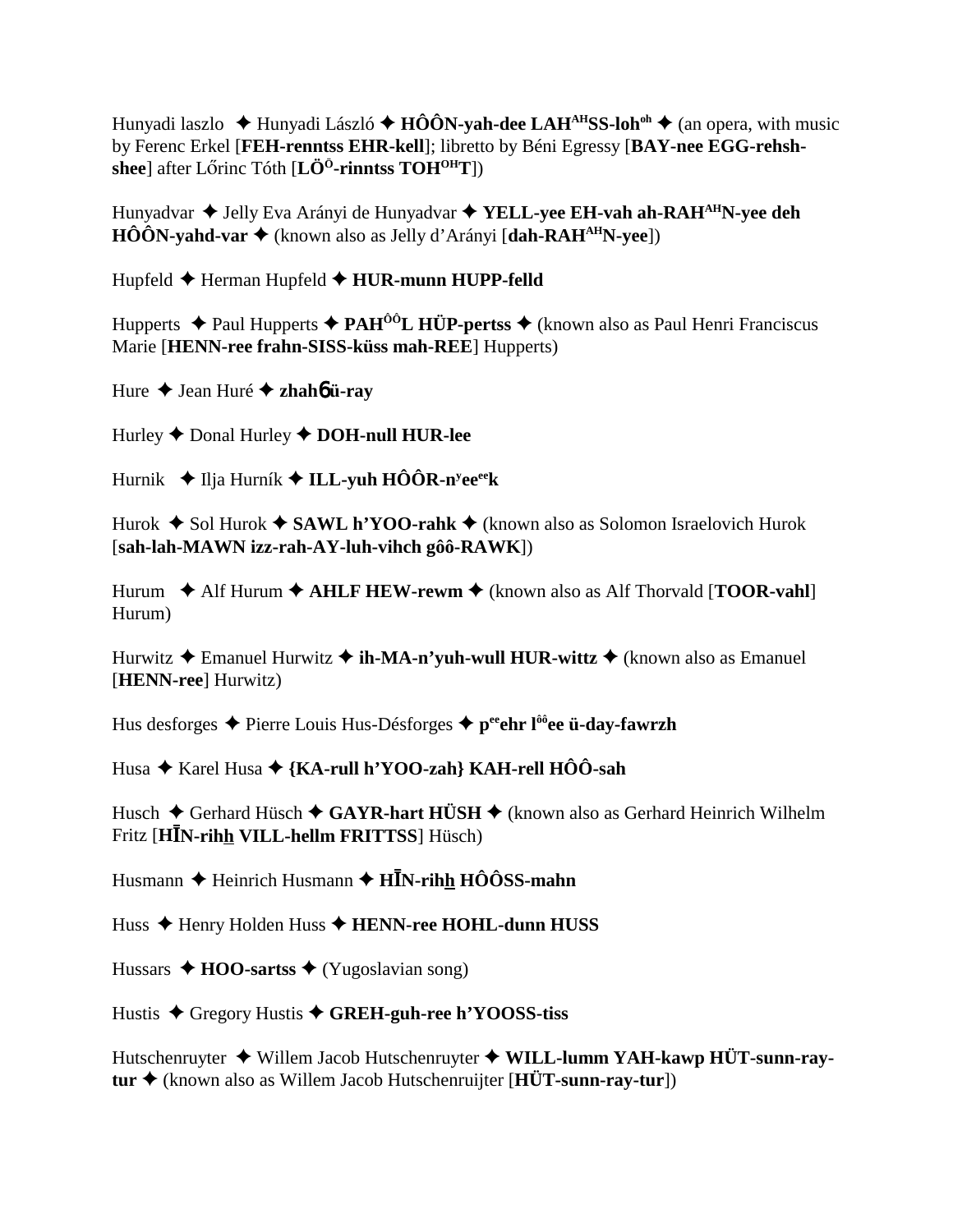Hunyadi laszlo ✦ Hunyadi László ✦ **HÔÔN-yah-dee LAH$^{AH}$SS-loh$^{oh}$** ✦ (an opera, with music by Ferenc Erkel [**FEH-renntss EHR-kell**]; libretto by Béni Egressy [**BAY-nee EGG-rehsh-shee**] after Lőrinc Tóth [**LÖ$^{Ö}$-rinntss TOH$^{OH}$T**])

Hunyadvar ✦ Jelly Eva Arányi de Hunyadvar ✦ **YELL-yee EH-vah ah-RAH$^{AH}$N-yee deh HÔÔN-yahd-var** ✦ (known also as Jelly d'Arányi [**dah-RAH$^{AH}$N-yee**])

Hupfeld ✦ Herman Hupfeld ✦ **HUR-munn HUPP-felld**

Hupperts ✦ Paul Hupperts ✦ **PAH$^{ÔÔ}$L HÜP-pertss** ✦ (known also as Paul Henri Franciscus Marie [**HENN-ree frahn-SISS-küss mah-REE**] Hupperts)

Hure ✦ Jean Huré ✦ **zhah6 ü-ray**

Hurley ✦ Donal Hurley ✦ **DOH-null HUR-lee**

Hurnik ✦ Ilja Hurník ✦ **ILL-yuh HÔÔR-n$^{y}$ee$^{ee}$k**

Hurok ✦ Sol Hurok ✦ **SAWL h'YOO-rahk** ✦ (known also as Solomon Israelovich Hurok [**sah-lah-MAWN izz-rah-AY-luh-vihch gôô-RAWK**])

Hurum ✦ Alf Hurum ✦ **AHLF HEW-rewm** ✦ (known also as Alf Thorvald [**TOOR-vahl**] Hurum)

Hurwitz ✦ Emanuel Hurwitz ✦ **ih-MA-n'yuh-wull HUR-wittz** ✦ (known also as Emanuel [**HENN-ree**] Hurwitz)

Hus desforges ✦ Pierre Louis Hus-Désforges ✦ **p$^{ee}$ehr l$^{ôô}$ee ü-day-fawrzh**

Husa ✦ Karel Husa ✦ **{KA-rull h'YOO-zah} KAH-rell HÔÔ-sah**

Husch ✦ Gerhard Hüsch ✦ **GAYR-hart HÜSH** ✦ (known also as Gerhard Heinrich Wilhelm Fritz [**HĪN-rihh VILL-hellm FRITTSS**] Hüsch)

Husmann ✦ Heinrich Husmann ✦ **HĪN-rihh HÔÔSS-mahn**

Huss ✦ Henry Holden Huss ✦ **HENN-ree HOHL-dunn HUSS**

Hussars ✦ **HOO-sartss** ✦ (Yugoslavian song)

Hustis ✦ Gregory Hustis ✦ **GREH-guh-ree h'YOOSS-tiss**

Hutschenruyter ✦ Willem Jacob Hutschenruyter ✦ **WILL-lumm YAH-kawp HÜT-sunn-ray-tur** ✦ (known also as Willem Jacob Hutschenruijter [**HÜT-sunn-ray-tur**])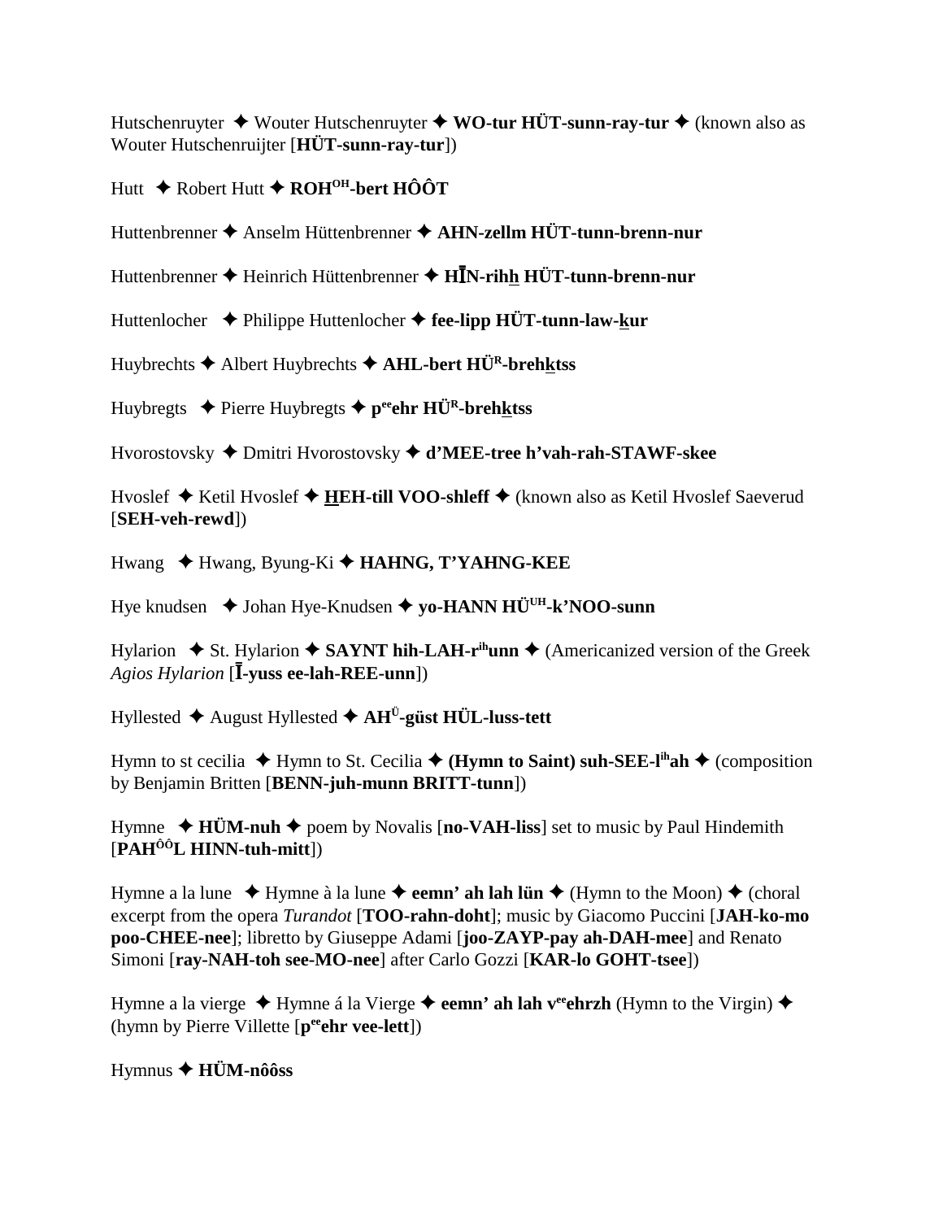Hutschenruyter ✦ Wouter Hutschenruyter ✦ **WO-tur HÜT-sunn-ray-tur** ✦ (known also as Wouter Hutschenruijter [**HÜT-sunn-ray-tur**])

Hutt ✦ Robert Hutt ✦ **ROH^OH-bert HÔÔT**

Huttenbrenner ✦ Anselm Hüttenbrenner ✦ **AHN-zellm HÜT-tunn-brenn-nur**

Huttenbrenner ✦ Heinrich Hüttenbrenner ✦ **HĪN-rihh HÜT-tunn-brenn-nur**

Huttenlocher ✦ Philippe Huttenlocher ✦ **fee-lipp HÜT-tunn-law-kur**

Huybrechts ✦ Albert Huybrechts ✦ **AHL-bert HÜ^R-brehktss**

Huybregts ✦ Pierre Huybregts ✦ **p^ee ehr HÜ^R-brehktss**

Hvorostovsky ✦ Dmitri Hvorostovsky ✦ **d'MEE-tree h'vah-rah-STAWF-skee**

Hvoslef ✦ Ketil Hvoslef ✦ **HEH-till VOO-shleff** ✦ (known also as Ketil Hvoslef Saeverud [**SEH-veh-rewd**])

Hwang ✦ Hwang, Byung-Ki ✦ **HAHNG, T'YAHNG-KEE**

Hye knudsen ✦ Johan Hye-Knudsen ✦ **yo-HANN HÜ^UH-k'NOO-sunn**

Hylarion ✦ St. Hylarion ✦ **SAYNT hih-LAH-r^ih unn** ✦ (Americanized version of the Greek *Agios Hylarion* [**Ī-yuss ee-lah-REE-unn**])

Hyllested ✦ August Hyllested ✦ **AH^Ü-güst HÜL-luss-tett**

Hymn to st cecilia ✦ Hymn to St. Cecilia ✦ **(Hymn to Saint) suh-SEE-l^ih ah** ✦ (composition by Benjamin Britten [**BENN-juh-munn BRITT-tunn**])

Hymne ✦ **HÜM-nuh** ✦ poem by Novalis [**no-VAH-liss**] set to music by Paul Hindemith [**PAH^ÔÔ L HINN-tuh-mitt**])

Hymne a la lune ✦ Hymne à la lune ✦ **eemn' ah lah lün** ✦ (Hymn to the Moon) ✦ (choral excerpt from the opera *Turandot* [**TOO-rahn-doht**]; music by Giacomo Puccini [**JAH-ko-mo poo-CHEE-nee**]; libretto by Giuseppe Adami [**joo-ZAYP-pay ah-DAH-mee**] and Renato Simoni [**ray-NAH-toh see-MO-nee**] after Carlo Gozzi [**KAR-lo GOHT-tsee**])

Hymne a la vierge ✦ Hymne á la Vierge ✦ **eemn' ah lah v^ee ehrzh** (Hymn to the Virgin) ✦ (hymn by Pierre Villette [**p^ee ehr vee-lett**])

Hymnus ✦ **HÜM-nôôss**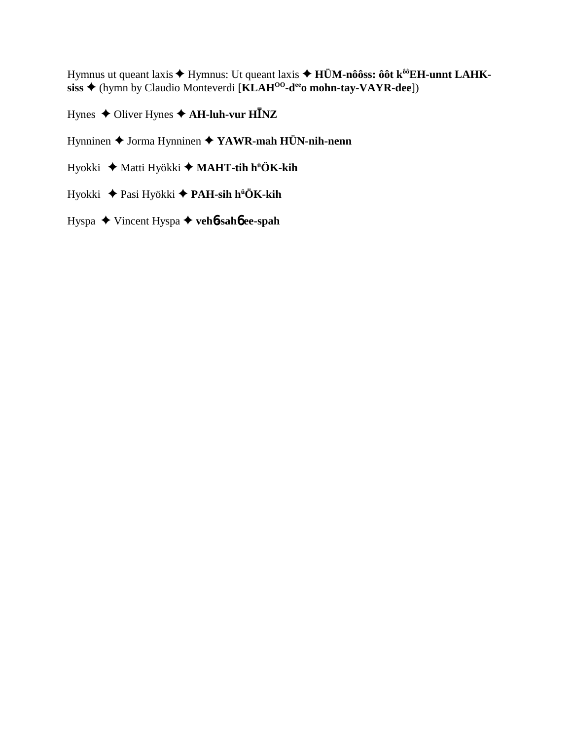Hymnus ut queant laxis ✦ Hymnus: Ut queant laxis ✦ **HÜM-nôôss: ôôt k[ôô]EH-unnt LAHK-siss** ✦ (hymn by Claudio Monteverdi [**KLAH[OO]-d[ee]o mohn-tay-VAYR-dee**])

Hynes ✦ Oliver Hynes ✦ **AH-luh-vur HĪNZ**

Hynninen ✦ Jorma Hynninen ✦ **YAWR-mah HÜN-nih-nenn**

Hyokki ✦ Matti Hyökki ✦ **MAHT-tih h[ü]ÖK-kih**

Hyokki ✦ Pasi Hyökki ✦ **PAH-sih h[ü]ÖK-kih**

Hyspa ✦ Vincent Hyspa ✦ **vehɓsahɓee-spah**